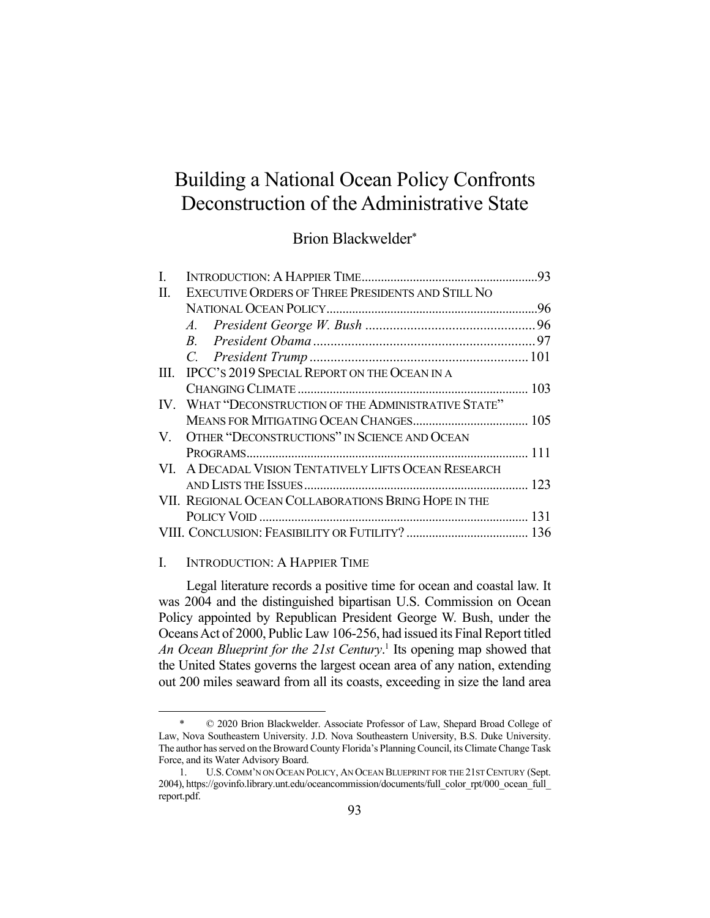# Building a National Ocean Policy Confronts Deconstruction of the Administrative State

Brion Blackwelder*

| | | |
|---|---|---|
| I. | INTRODUCTION: A HAPPIER TIME | 93 |
| II. | EXECUTIVE ORDERS OF THREE PRESIDENTS AND STILL NO NATIONAL OCEAN POLICY | 96 |
| | *A. President George W. Bush* | 96 |
| | *B. President Obama* | 97 |
| | *C. President Trump* | 101 |
| III. | IPCC'S 2019 SPECIAL REPORT ON THE OCEAN IN A CHANGING CLIMATE | 103 |
| IV. | WHAT "DECONSTRUCTION OF THE ADMINISTRATIVE STATE" MEANS FOR MITIGATING OCEAN CHANGES | 105 |
| V. | OTHER "DECONSTRUCTIONS" IN SCIENCE AND OCEAN PROGRAMS | 111 |
| VI. | A DECADAL VISION TENTATIVELY LIFTS OCEAN RESEARCH AND LISTS THE ISSUES | 123 |
| VII. | REGIONAL OCEAN COLLABORATIONS BRING HOPE IN THE POLICY VOID | 131 |
| VIII. | CONCLUSION: FEASIBILITY OR FUTILITY? | 136 |

## I. INTRODUCTION: A HAPPIER TIME

Legal literature records a positive time for ocean and coastal law. It was 2004 and the distinguished bipartisan U.S. Commission on Ocean Policy appointed by Republican President George W. Bush, under the Oceans Act of 2000, Public Law 106-256, had issued its Final Report titled *An Ocean Blueprint for the 21st Century*.[1] Its opening map showed that the United States governs the largest ocean area of any nation, extending out 200 miles seaward from all its coasts, exceeding in size the land area

---

\* © 2020 Brion Blackwelder. Associate Professor of Law, Shepard Broad College of Law, Nova Southeastern University. J.D. Nova Southeastern University, B.S. Duke University. The author has served on the Broward County Florida's Planning Council, its Climate Change Task Force, and its Water Advisory Board.

1. U.S. COMM'N ON OCEAN POLICY, AN OCEAN BLUEPRINT FOR THE 21ST CENTURY (Sept. 2004), https://govinfo.library.unt.edu/oceancommission/documents/full_color_rpt/000_ocean_full_report.pdf.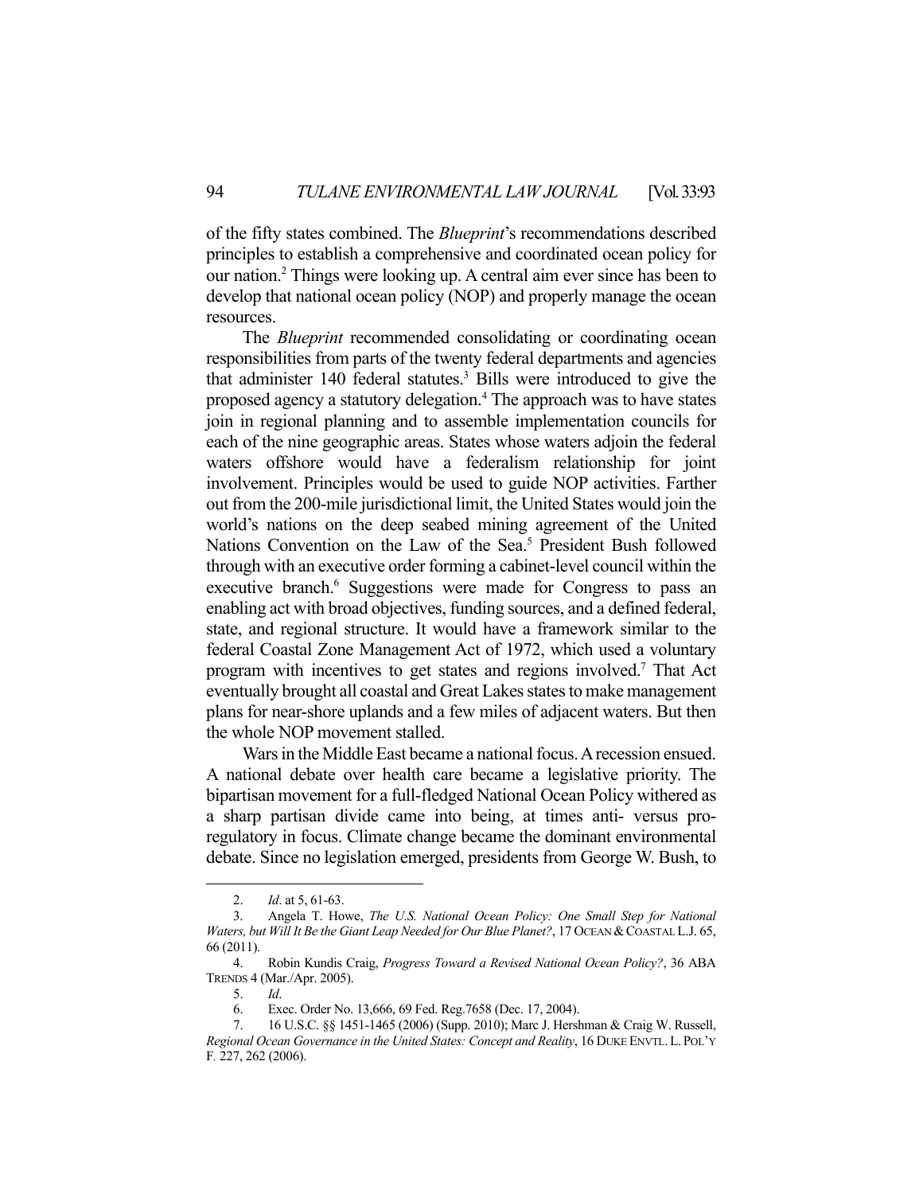of the fifty states combined. The *Blueprint*'s recommendations described principles to establish a comprehensive and coordinated ocean policy for our nation.[2] Things were looking up. A central aim ever since has been to develop that national ocean policy (NOP) and properly manage the ocean resources.

The *Blueprint* recommended consolidating or coordinating ocean responsibilities from parts of the twenty federal departments and agencies that administer 140 federal statutes.[3] Bills were introduced to give the proposed agency a statutory delegation.[4] The approach was to have states join in regional planning and to assemble implementation councils for each of the nine geographic areas. States whose waters adjoin the federal waters offshore would have a federalism relationship for joint involvement. Principles would be used to guide NOP activities. Farther out from the 200-mile jurisdictional limit, the United States would join the world's nations on the deep seabed mining agreement of the United Nations Convention on the Law of the Sea.[5] President Bush followed through with an executive order forming a cabinet-level council within the executive branch.[6] Suggestions were made for Congress to pass an enabling act with broad objectives, funding sources, and a defined federal, state, and regional structure. It would have a framework similar to the federal Coastal Zone Management Act of 1972, which used a voluntary program with incentives to get states and regions involved.[7] That Act eventually brought all coastal and Great Lakes states to make management plans for near-shore uplands and a few miles of adjacent waters. But then the whole NOP movement stalled.

Wars in the Middle East became a national focus. A recession ensued. A national debate over health care became a legislative priority. The bipartisan movement for a full-fledged National Ocean Policy withered as a sharp partisan divide came into being, at times anti- versus pro-regulatory in focus. Climate change became the dominant environmental debate. Since no legislation emerged, presidents from George W. Bush, to

---

2. *Id*. at 5, 61-63.

3. Angela T. Howe, *The U.S. National Ocean Policy: One Small Step for National Waters, but Will It Be the Giant Leap Needed for Our Blue Planet?*, 17 OCEAN & COASTAL L.J. 65, 66 (2011).

4. Robin Kundis Craig, *Progress Toward a Revised National Ocean Policy?*, 36 ABA TRENDS 4 (Mar./Apr. 2005).

5. *Id*.

6. Exec. Order No. 13,666, 69 Fed. Reg. 7658 (Dec. 17, 2004).

7. 16 U.S.C. §§ 1451-1465 (2006) (Supp. 2010); Marc J. Hershman & Craig W. Russell, *Regional Ocean Governance in the United States: Concept and Reality*, 16 DUKE ENVTL. L. POL'Y F. 227, 262 (2006).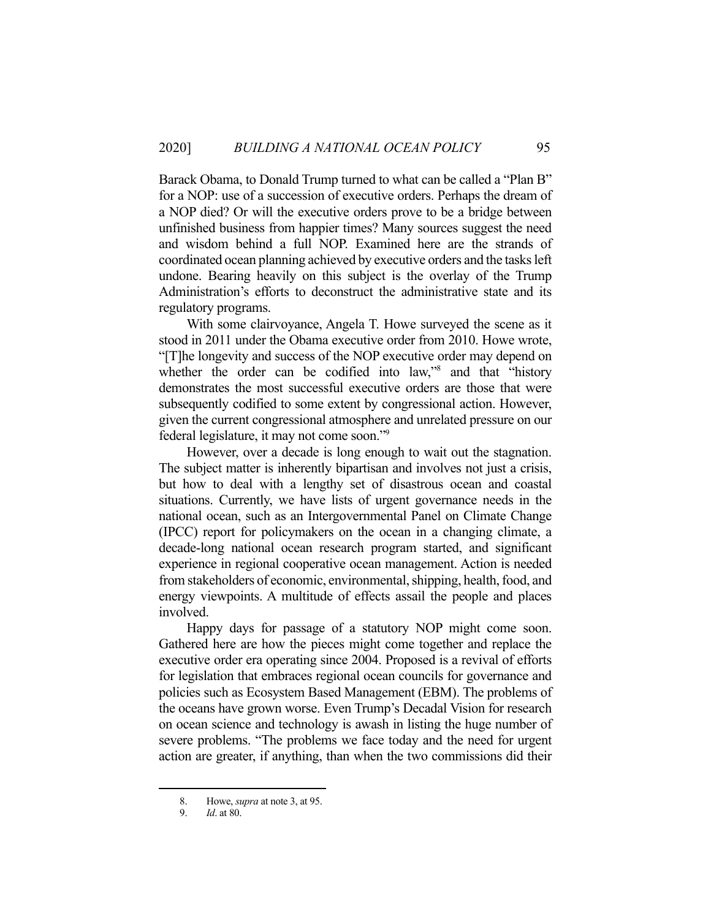Barack Obama, to Donald Trump turned to what can be called a "Plan B" for a NOP: use of a succession of executive orders. Perhaps the dream of a NOP died? Or will the executive orders prove to be a bridge between unfinished business from happier times? Many sources suggest the need and wisdom behind a full NOP. Examined here are the strands of coordinated ocean planning achieved by executive orders and the tasks left undone. Bearing heavily on this subject is the overlay of the Trump Administration's efforts to deconstruct the administrative state and its regulatory programs.

With some clairvoyance, Angela T. Howe surveyed the scene as it stood in 2011 under the Obama executive order from 2010. Howe wrote, "[T]he longevity and success of the NOP executive order may depend on whether the order can be codified into law,"[8] and that "history demonstrates the most successful executive orders are those that were subsequently codified to some extent by congressional action. However, given the current congressional atmosphere and unrelated pressure on our federal legislature, it may not come soon."[9]

However, over a decade is long enough to wait out the stagnation. The subject matter is inherently bipartisan and involves not just a crisis, but how to deal with a lengthy set of disastrous ocean and coastal situations. Currently, we have lists of urgent governance needs in the national ocean, such as an Intergovernmental Panel on Climate Change (IPCC) report for policymakers on the ocean in a changing climate, a decade-long national ocean research program started, and significant experience in regional cooperative ocean management. Action is needed from stakeholders of economic, environmental, shipping, health, food, and energy viewpoints. A multitude of effects assail the people and places involved.

Happy days for passage of a statutory NOP might come soon. Gathered here are how the pieces might come together and replace the executive order era operating since 2004. Proposed is a revival of efforts for legislation that embraces regional ocean councils for governance and policies such as Ecosystem Based Management (EBM). The problems of the oceans have grown worse. Even Trump's Decadal Vision for research on ocean science and technology is awash in listing the huge number of severe problems. "The problems we face today and the need for urgent action are greater, if anything, than when the two commissions did their

8. Howe, *supra* at note 3, at 95.

9. *Id*. at 80.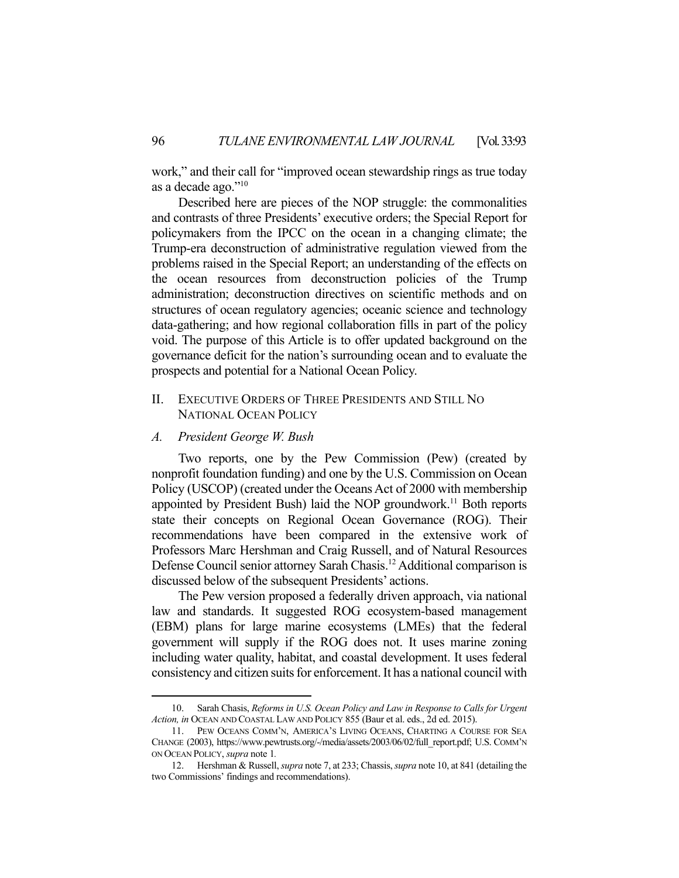work," and their call for "improved ocean stewardship rings as true today as a decade ago."[10]

Described here are pieces of the NOP struggle: the commonalities and contrasts of three Presidents' executive orders; the Special Report for policymakers from the IPCC on the ocean in a changing climate; the Trump-era deconstruction of administrative regulation viewed from the problems raised in the Special Report; an understanding of the effects on the ocean resources from deconstruction policies of the Trump administration; deconstruction directives on scientific methods and on structures of ocean regulatory agencies; oceanic science and technology data-gathering; and how regional collaboration fills in part of the policy void. The purpose of this Article is to offer updated background on the governance deficit for the nation's surrounding ocean and to evaluate the prospects and potential for a National Ocean Policy.

## II. EXECUTIVE ORDERS OF THREE PRESIDENTS AND STILL NO NATIONAL OCEAN POLICY

### *A. President George W. Bush*

Two reports, one by the Pew Commission (Pew) (created by nonprofit foundation funding) and one by the U.S. Commission on Ocean Policy (USCOP) (created under the Oceans Act of 2000 with membership appointed by President Bush) laid the NOP groundwork.[11] Both reports state their concepts on Regional Ocean Governance (ROG). Their recommendations have been compared in the extensive work of Professors Marc Hershman and Craig Russell, and of Natural Resources Defense Council senior attorney Sarah Chasis.[12] Additional comparison is discussed below of the subsequent Presidents' actions.

The Pew version proposed a federally driven approach, via national law and standards. It suggested ROG ecosystem-based management (EBM) plans for large marine ecosystems (LMEs) that the federal government will supply if the ROG does not. It uses marine zoning including water quality, habitat, and coastal development. It uses federal consistency and citizen suits for enforcement. It has a national council with

---

10. Sarah Chasis, *Reforms in U.S. Ocean Policy and Law in Response to Calls for Urgent Action, in* OCEAN AND COASTAL LAW AND POLICY 855 (Baur et al. eds., 2d ed. 2015).

11. PEW OCEANS COMM'N, AMERICA'S LIVING OCEANS, CHARTING A COURSE FOR SEA CHANGE (2003), https://www.pewtrusts.org/-/media/assets/2003/06/02/full_report.pdf; U.S. COMM'N ON OCEAN POLICY, *supra* note 1.

12. Hershman & Russell, *supra* note 7, at 233; Chassis, *supra* note 10, at 841 (detailing the two Commissions' findings and recommendations).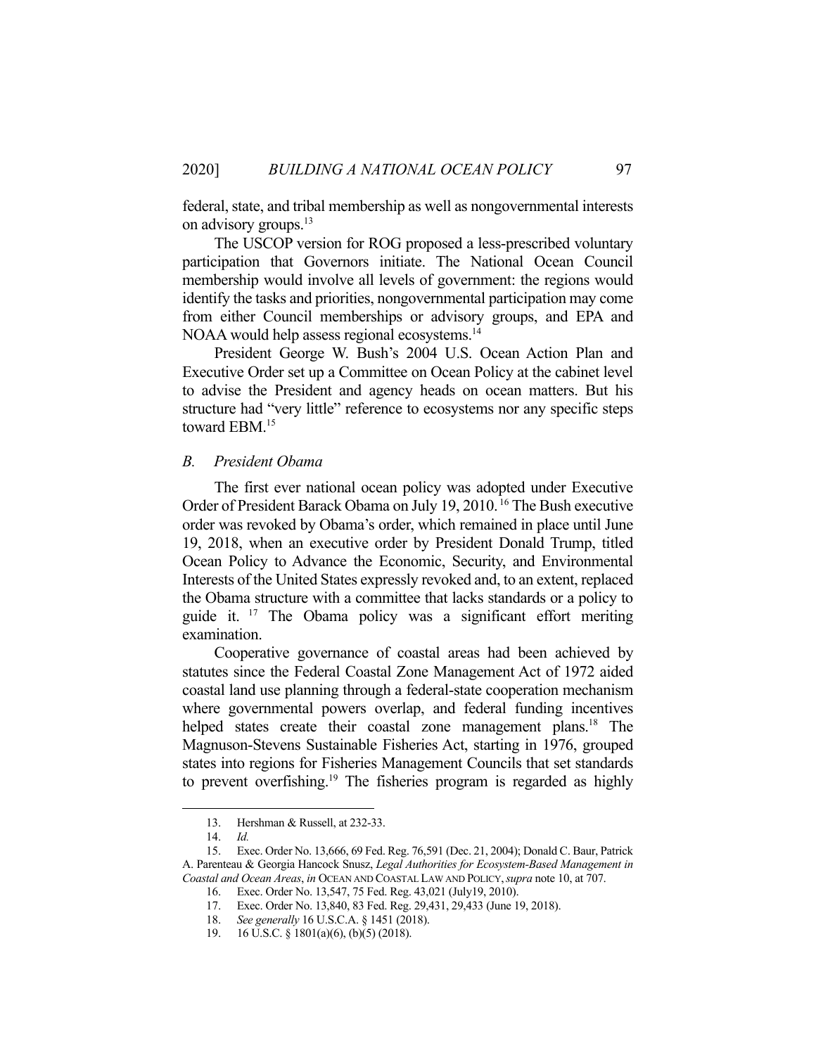federal, state, and tribal membership as well as nongovernmental interests on advisory groups.[13]

The USCOP version for ROG proposed a less-prescribed voluntary participation that Governors initiate. The National Ocean Council membership would involve all levels of government: the regions would identify the tasks and priorities, nongovernmental participation may come from either Council memberships or advisory groups, and EPA and NOAA would help assess regional ecosystems.[14]

President George W. Bush's 2004 U.S. Ocean Action Plan and Executive Order set up a Committee on Ocean Policy at the cabinet level to advise the President and agency heads on ocean matters. But his structure had "very little" reference to ecosystems nor any specific steps toward EBM.[15]

### *B. President Obama*

The first ever national ocean policy was adopted under Executive Order of President Barack Obama on July 19, 2010.[16] The Bush executive order was revoked by Obama's order, which remained in place until June 19, 2018, when an executive order by President Donald Trump, titled Ocean Policy to Advance the Economic, Security, and Environmental Interests of the United States expressly revoked and, to an extent, replaced the Obama structure with a committee that lacks standards or a policy to guide it.[17] The Obama policy was a significant effort meriting examination.

Cooperative governance of coastal areas had been achieved by statutes since the Federal Coastal Zone Management Act of 1972 aided coastal land use planning through a federal-state cooperation mechanism where governmental powers overlap, and federal funding incentives helped states create their coastal zone management plans.[18] The Magnuson-Stevens Sustainable Fisheries Act, starting in 1976, grouped states into regions for Fisheries Management Councils that set standards to prevent overfishing.[19] The fisheries program is regarded as highly

---

13. Hershman & Russell, at 232-33.

14. *Id.*

15. Exec. Order No. 13,666, 69 Fed. Reg. 76,591 (Dec. 21, 2004); Donald C. Baur, Patrick A. Parenteau & Georgia Hancock Snusz, *Legal Authorities for Ecosystem-Based Management in Coastal and Ocean Areas*, *in* OCEAN AND COASTAL LAW AND POLICY, *supra* note 10, at 707.

16. Exec. Order No. 13,547, 75 Fed. Reg. 43,021 (July19, 2010).

17. Exec. Order No. 13,840, 83 Fed. Reg. 29,431, 29,433 (June 19, 2018).

18. *See generally* 16 U.S.C.A. § 1451 (2018).

19. 16 U.S.C. § 1801(a)(6), (b)(5) (2018).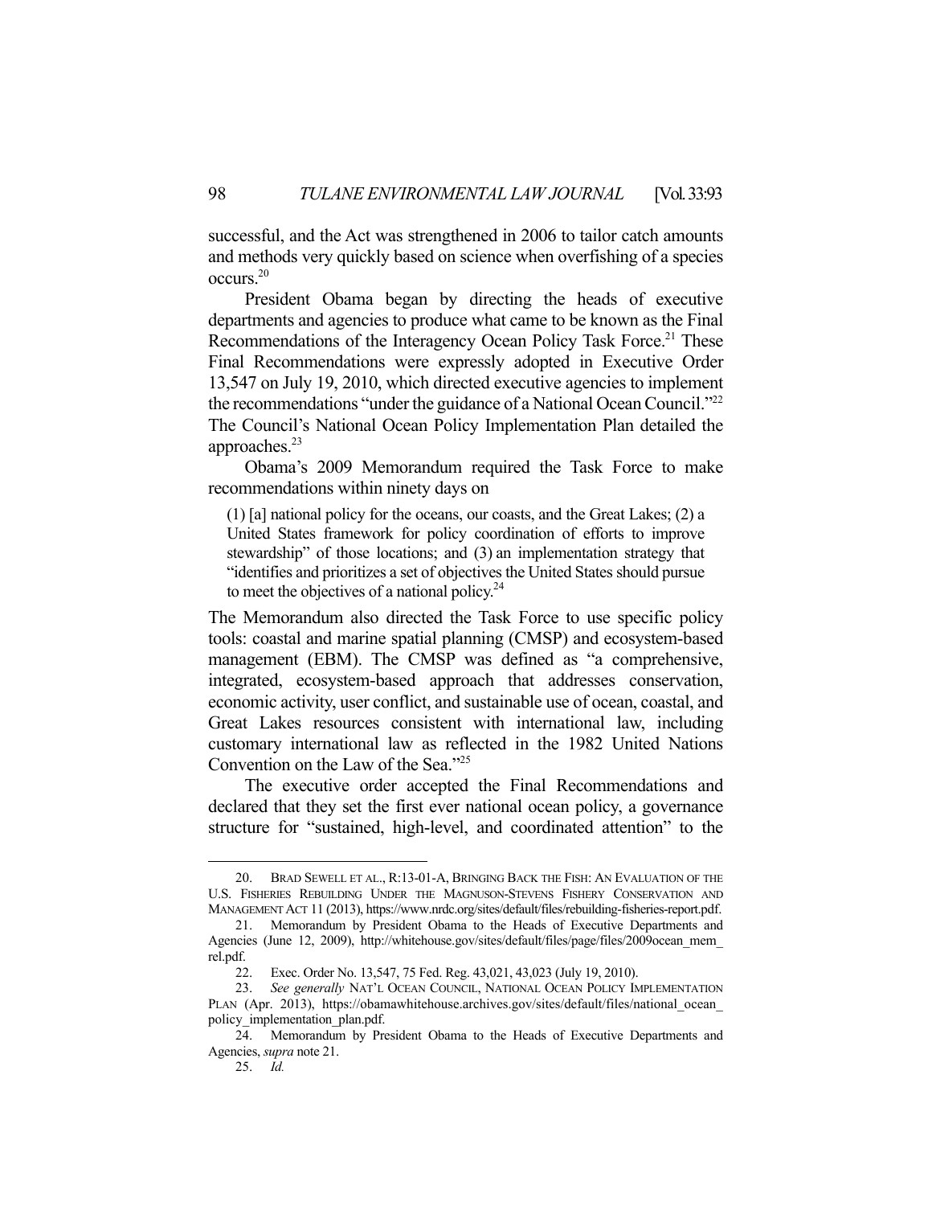successful, and the Act was strengthened in 2006 to tailor catch amounts and methods very quickly based on science when overfishing of a species occurs.[20]

President Obama began by directing the heads of executive departments and agencies to produce what came to be known as the Final Recommendations of the Interagency Ocean Policy Task Force.[21] These Final Recommendations were expressly adopted in Executive Order 13,547 on July 19, 2010, which directed executive agencies to implement the recommendations "under the guidance of a National Ocean Council."[22] The Council's National Ocean Policy Implementation Plan detailed the approaches.[23]

Obama's 2009 Memorandum required the Task Force to make recommendations within ninety days on

> (1) [a] national policy for the oceans, our coasts, and the Great Lakes; (2) a United States framework for policy coordination of efforts to improve stewardship" of those locations; and (3) an implementation strategy that "identifies and prioritizes a set of objectives the United States should pursue to meet the objectives of a national policy.[24]

The Memorandum also directed the Task Force to use specific policy tools: coastal and marine spatial planning (CMSP) and ecosystem-based management (EBM). The CMSP was defined as "a comprehensive, integrated, ecosystem-based approach that addresses conservation, economic activity, user conflict, and sustainable use of ocean, coastal, and Great Lakes resources consistent with international law, including customary international law as reflected in the 1982 United Nations Convention on the Law of the Sea."[25]

The executive order accepted the Final Recommendations and declared that they set the first ever national ocean policy, a governance structure for "sustained, high-level, and coordinated attention" to the

---

20. BRAD SEWELL ET AL., R:13-01-A, BRINGING BACK THE FISH: AN EVALUATION OF THE U.S. FISHERIES REBUILDING UNDER THE MAGNUSON-STEVENS FISHERY CONSERVATION AND MANAGEMENT ACT 11 (2013), https://www.nrdc.org/sites/default/files/rebuilding-fisheries-report.pdf.

21. Memorandum by President Obama to the Heads of Executive Departments and Agencies (June 12, 2009), http://whitehouse.gov/sites/default/files/page/files/2009ocean_mem_rel.pdf.

22. Exec. Order No. 13,547, 75 Fed. Reg. 43,021, 43,023 (July 19, 2010).

23. *See generally* NAT'L OCEAN COUNCIL, NATIONAL OCEAN POLICY IMPLEMENTATION PLAN (Apr. 2013), https://obamawhitehouse.archives.gov/sites/default/files/national_ocean_policy_implementation_plan.pdf.

24. Memorandum by President Obama to the Heads of Executive Departments and Agencies, *supra* note 21.

25. *Id.*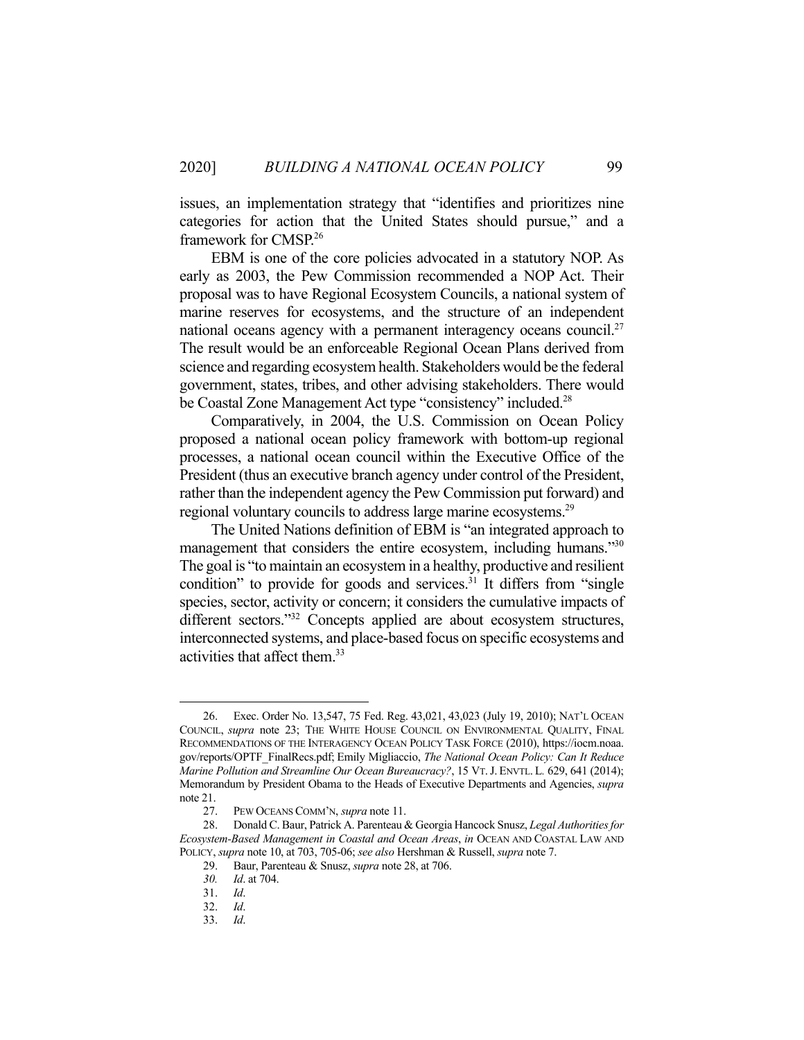issues, an implementation strategy that "identifies and prioritizes nine categories for action that the United States should pursue," and a framework for CMSP.[26]

EBM is one of the core policies advocated in a statutory NOP. As early as 2003, the Pew Commission recommended a NOP Act. Their proposal was to have Regional Ecosystem Councils, a national system of marine reserves for ecosystems, and the structure of an independent national oceans agency with a permanent interagency oceans council.[27] The result would be an enforceable Regional Ocean Plans derived from science and regarding ecosystem health. Stakeholders would be the federal government, states, tribes, and other advising stakeholders. There would be Coastal Zone Management Act type "consistency" included.[28]

Comparatively, in 2004, the U.S. Commission on Ocean Policy proposed a national ocean policy framework with bottom-up regional processes, a national ocean council within the Executive Office of the President (thus an executive branch agency under control of the President, rather than the independent agency the Pew Commission put forward) and regional voluntary councils to address large marine ecosystems.[29]

The United Nations definition of EBM is "an integrated approach to management that considers the entire ecosystem, including humans."[30] The goal is "to maintain an ecosystem in a healthy, productive and resilient condition" to provide for goods and services.[31] It differs from "single species, sector, activity or concern; it considers the cumulative impacts of different sectors."[32] Concepts applied are about ecosystem structures, interconnected systems, and place-based focus on specific ecosystems and activities that affect them.[33]

---

26. Exec. Order No. 13,547, 75 Fed. Reg. 43,021, 43,023 (July 19, 2010); NAT'L OCEAN COUNCIL, *supra* note 23; THE WHITE HOUSE COUNCIL ON ENVIRONMENTAL QUALITY, FINAL RECOMMENDATIONS OF THE INTERAGENCY OCEAN POLICY TASK FORCE (2010), https://iocm.noaa.gov/reports/OPTF_FinalRecs.pdf; Emily Migliaccio, *The National Ocean Policy: Can It Reduce Marine Pollution and Streamline Our Ocean Bureaucracy?*, 15 VT. J. ENVTL. L. 629, 641 (2014); Memorandum by President Obama to the Heads of Executive Departments and Agencies, *supra* note 21.

27. PEW OCEANS COMM'N, *supra* note 11.

28. Donald C. Baur, Patrick A. Parenteau & Georgia Hancock Snusz, *Legal Authorities for Ecosystem-Based Management in Coastal and Ocean Areas*, *in* OCEAN AND COASTAL LAW AND POLICY, *supra* note 10, at 703, 705-06; *see also* Hershman & Russell, *supra* note 7.

29. Baur, Parenteau & Snusz, *supra* note 28, at 706.

30. *Id*. at 704.

31. *Id*.

32. *Id*.

33. *Id*.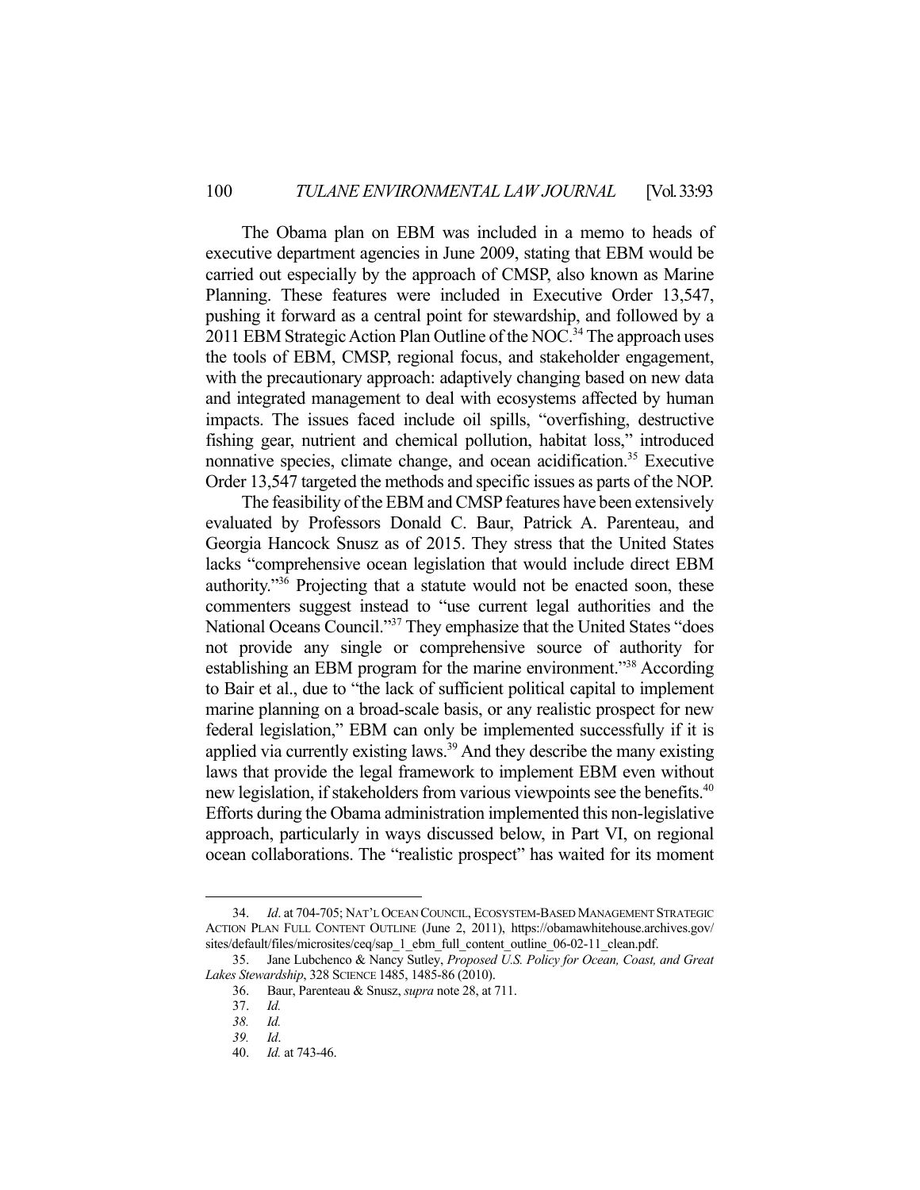The Obama plan on EBM was included in a memo to heads of executive department agencies in June 2009, stating that EBM would be carried out especially by the approach of CMSP, also known as Marine Planning. These features were included in Executive Order 13,547, pushing it forward as a central point for stewardship, and followed by a 2011 EBM Strategic Action Plan Outline of the NOC.[34] The approach uses the tools of EBM, CMSP, regional focus, and stakeholder engagement, with the precautionary approach: adaptively changing based on new data and integrated management to deal with ecosystems affected by human impacts. The issues faced include oil spills, "overfishing, destructive fishing gear, nutrient and chemical pollution, habitat loss," introduced nonnative species, climate change, and ocean acidification.[35] Executive Order 13,547 targeted the methods and specific issues as parts of the NOP.

The feasibility of the EBM and CMSP features have been extensively evaluated by Professors Donald C. Baur, Patrick A. Parenteau, and Georgia Hancock Snusz as of 2015. They stress that the United States lacks "comprehensive ocean legislation that would include direct EBM authority."[36] Projecting that a statute would not be enacted soon, these commenters suggest instead to "use current legal authorities and the National Oceans Council."[37] They emphasize that the United States "does not provide any single or comprehensive source of authority for establishing an EBM program for the marine environment."[38] According to Bair et al., due to "the lack of sufficient political capital to implement marine planning on a broad-scale basis, or any realistic prospect for new federal legislation," EBM can only be implemented successfully if it is applied via currently existing laws.[39] And they describe the many existing laws that provide the legal framework to implement EBM even without new legislation, if stakeholders from various viewpoints see the benefits.[40] Efforts during the Obama administration implemented this non-legislative approach, particularly in ways discussed below, in Part VI, on regional ocean collaborations. The "realistic prospect" has waited for its moment

34. *Id*. at 704-705; NAT'L OCEAN COUNCIL, ECOSYSTEM-BASED MANAGEMENT STRATEGIC ACTION PLAN FULL CONTENT OUTLINE (June 2, 2011), https://obamawhitehouse.archives.gov/sites/default/files/microsites/ceq/sap_1_ebm_full_content_outline_06-02-11_clean.pdf.

35. Jane Lubchenco & Nancy Sutley, *Proposed U.S. Policy for Ocean, Coast, and Great Lakes Stewardship*, 328 SCIENCE 1485, 1485-86 (2010).

36. Baur, Parenteau & Snusz, *supra* note 28, at 711.

37. *Id.*

38. *Id.*

39. *Id*.

40. *Id.* at 743-46.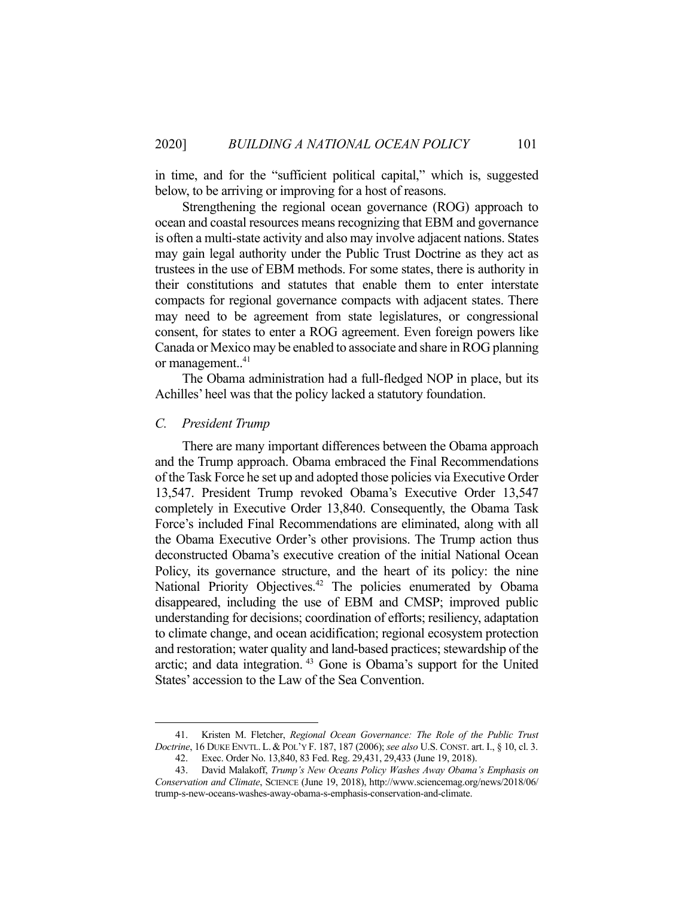in time, and for the "sufficient political capital," which is, suggested below, to be arriving or improving for a host of reasons.

Strengthening the regional ocean governance (ROG) approach to ocean and coastal resources means recognizing that EBM and governance is often a multi-state activity and also may involve adjacent nations. States may gain legal authority under the Public Trust Doctrine as they act as trustees in the use of EBM methods. For some states, there is authority in their constitutions and statutes that enable them to enter interstate compacts for regional governance compacts with adjacent states. There may need to be agreement from state legislatures, or congressional consent, for states to enter a ROG agreement. Even foreign powers like Canada or Mexico may be enabled to associate and share in ROG planning or management..[41]

The Obama administration had a full-fledged NOP in place, but its Achilles' heel was that the policy lacked a statutory foundation.

### *C. President Trump*

There are many important differences between the Obama approach and the Trump approach. Obama embraced the Final Recommendations of the Task Force he set up and adopted those policies via Executive Order 13,547. President Trump revoked Obama's Executive Order 13,547 completely in Executive Order 13,840. Consequently, the Obama Task Force's included Final Recommendations are eliminated, along with all the Obama Executive Order's other provisions. The Trump action thus deconstructed Obama's executive creation of the initial National Ocean Policy, its governance structure, and the heart of its policy: the nine National Priority Objectives.[42] The policies enumerated by Obama disappeared, including the use of EBM and CMSP; improved public understanding for decisions; coordination of efforts; resiliency, adaptation to climate change, and ocean acidification; regional ecosystem protection and restoration; water quality and land-based practices; stewardship of the arctic; and data integration. [43] Gone is Obama's support for the United States' accession to the Law of the Sea Convention.

---

41. Kristen M. Fletcher, *Regional Ocean Governance: The Role of the Public Trust Doctrine*, 16 DUKE ENVTL. L. & POL'Y F. 187, 187 (2006); *see also* U.S. CONST. art. I., § 10, cl. 3.

42. Exec. Order No. 13,840, 83 Fed. Reg. 29,431, 29,433 (June 19, 2018).

43. David Malakoff, *Trump's New Oceans Policy Washes Away Obama's Emphasis on Conservation and Climate*, SCIENCE (June 19, 2018), http://www.sciencemag.org/news/2018/06/trump-s-new-oceans-washes-away-obama-s-emphasis-conservation-and-climate.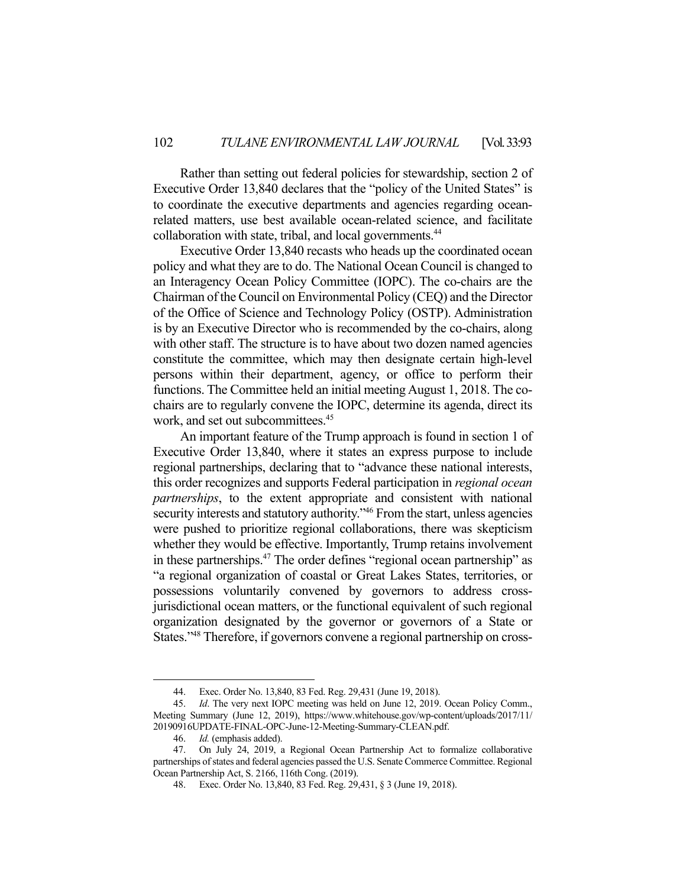Rather than setting out federal policies for stewardship, section 2 of Executive Order 13,840 declares that the "policy of the United States" is to coordinate the executive departments and agencies regarding ocean-related matters, use best available ocean-related science, and facilitate collaboration with state, tribal, and local governments.[44]

Executive Order 13,840 recasts who heads up the coordinated ocean policy and what they are to do. The National Ocean Council is changed to an Interagency Ocean Policy Committee (IOPC). The co-chairs are the Chairman of the Council on Environmental Policy (CEQ) and the Director of the Office of Science and Technology Policy (OSTP). Administration is by an Executive Director who is recommended by the co-chairs, along with other staff. The structure is to have about two dozen named agencies constitute the committee, which may then designate certain high-level persons within their department, agency, or office to perform their functions. The Committee held an initial meeting August 1, 2018. The co-chairs are to regularly convene the IOPC, determine its agenda, direct its work, and set out subcommittees.[45]

An important feature of the Trump approach is found in section 1 of Executive Order 13,840, where it states an express purpose to include regional partnerships, declaring that to "advance these national interests, this order recognizes and supports Federal participation in *regional ocean partnerships*, to the extent appropriate and consistent with national security interests and statutory authority."[46] From the start, unless agencies were pushed to prioritize regional collaborations, there was skepticism whether they would be effective. Importantly, Trump retains involvement in these partnerships.[47] The order defines "regional ocean partnership" as "a regional organization of coastal or Great Lakes States, territories, or possessions voluntarily convened by governors to address cross-jurisdictional ocean matters, or the functional equivalent of such regional organization designated by the governor or governors of a State or States."[48] Therefore, if governors convene a regional partnership on cross-

---

44. Exec. Order No. 13,840, 83 Fed. Reg. 29,431 (June 19, 2018).

45. *Id*. The very next IOPC meeting was held on June 12, 2019. Ocean Policy Comm., Meeting Summary (June 12, 2019), https://www.whitehouse.gov/wp-content/uploads/2017/11/20190916UPDATE-FINAL-OPC-June-12-Meeting-Summary-CLEAN.pdf.

46. *Id.* (emphasis added).

47. On July 24, 2019, a Regional Ocean Partnership Act to formalize collaborative partnerships of states and federal agencies passed the U.S. Senate Commerce Committee. Regional Ocean Partnership Act, S. 2166, 116th Cong. (2019).

48. Exec. Order No. 13,840, 83 Fed. Reg. 29,431, § 3 (June 19, 2018).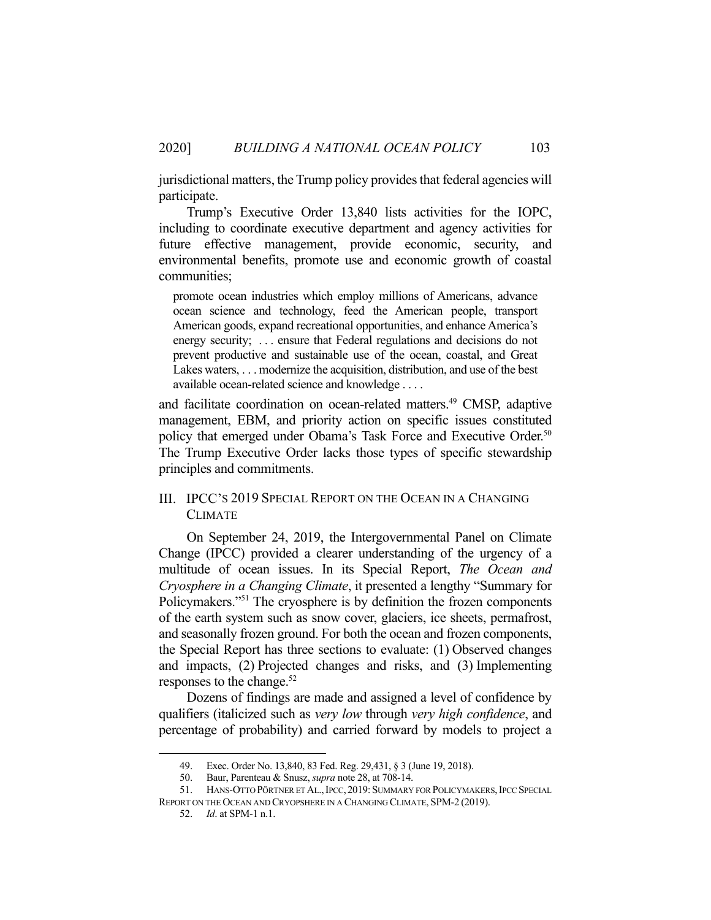jurisdictional matters, the Trump policy provides that federal agencies will participate.

Trump's Executive Order 13,840 lists activities for the IOPC, including to coordinate executive department and agency activities for future effective management, provide economic, security, and environmental benefits, promote use and economic growth of coastal communities;

> promote ocean industries which employ millions of Americans, advance ocean science and technology, feed the American people, transport American goods, expand recreational opportunities, and enhance America's energy security; . . . ensure that Federal regulations and decisions do not prevent productive and sustainable use of the ocean, coastal, and Great Lakes waters, . . . modernize the acquisition, distribution, and use of the best available ocean-related science and knowledge . . . .

and facilitate coordination on ocean-related matters.[49] CMSP, adaptive management, EBM, and priority action on specific issues constituted policy that emerged under Obama's Task Force and Executive Order.[50] The Trump Executive Order lacks those types of specific stewardship principles and commitments.

## III. IPCC's 2019 Special Report on the Ocean in a Changing Climate

On September 24, 2019, the Intergovernmental Panel on Climate Change (IPCC) provided a clearer understanding of the urgency of a multitude of ocean issues. In its Special Report, *The Ocean and Cryosphere in a Changing Climate*, it presented a lengthy "Summary for Policymakers."[51] The cryosphere is by definition the frozen components of the earth system such as snow cover, glaciers, ice sheets, permafrost, and seasonally frozen ground. For both the ocean and frozen components, the Special Report has three sections to evaluate: (1) Observed changes and impacts, (2) Projected changes and risks, and (3) Implementing responses to the change.[52]

Dozens of findings are made and assigned a level of confidence by qualifiers (italicized such as *very low* through *very high confidence*, and percentage of probability) and carried forward by models to project a

---

49. Exec. Order No. 13,840, 83 Fed. Reg. 29,431, § 3 (June 19, 2018).

50. Baur, Parenteau & Snusz, *supra* note 28, at 708-14.

51. HANS-OTTO PÖRTNER ET AL., IPCC, 2019: SUMMARY FOR POLICYMAKERS, IPCC SPECIAL REPORT ON THE OCEAN AND CRYOPSHERE IN A CHANGING CLIMATE, SPM-2 (2019).

52. *Id*. at SPM-1 n.1.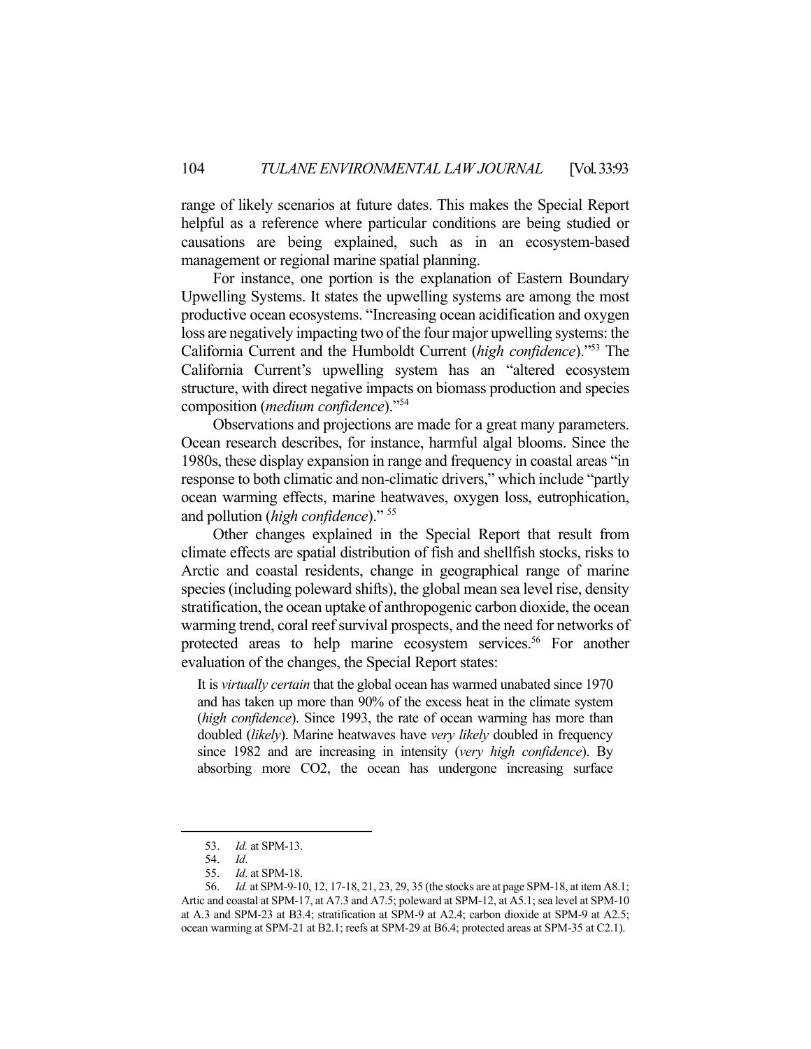range of likely scenarios at future dates. This makes the Special Report helpful as a reference where particular conditions are being studied or causations are being explained, such as in an ecosystem-based management or regional marine spatial planning.

For instance, one portion is the explanation of Eastern Boundary Upwelling Systems. It states the upwelling systems are among the most productive ocean ecosystems. "Increasing ocean acidification and oxygen loss are negatively impacting two of the four major upwelling systems: the California Current and the Humboldt Current (*high confidence*)."[53] The California Current's upwelling system has an "altered ecosystem structure, with direct negative impacts on biomass production and species composition (*medium confidence*)."[54]

Observations and projections are made for a great many parameters. Ocean research describes, for instance, harmful algal blooms. Since the 1980s, these display expansion in range and frequency in coastal areas "in response to both climatic and non-climatic drivers," which include "partly ocean warming effects, marine heatwaves, oxygen loss, eutrophication, and pollution (*high confidence*)." [55]

Other changes explained in the Special Report that result from climate effects are spatial distribution of fish and shellfish stocks, risks to Arctic and coastal residents, change in geographical range of marine species (including poleward shifts), the global mean sea level rise, density stratification, the ocean uptake of anthropogenic carbon dioxide, the ocean warming trend, coral reef survival prospects, and the need for networks of protected areas to help marine ecosystem services.[56] For another evaluation of the changes, the Special Report states:

> It is *virtually certain* that the global ocean has warmed unabated since 1970 and has taken up more than 90% of the excess heat in the climate system (*high confidence*). Since 1993, the rate of ocean warming has more than doubled (*likely*). Marine heatwaves have *very likely* doubled in frequency since 1982 and are increasing in intensity (*very high confidence*). By absorbing more CO2, the ocean has undergone increasing surface

---

53. *Id.* at SPM-13.
54. *Id*.
55. *Id*. at SPM-18.
56. *Id.* at SPM-9-10, 12, 17-18, 21, 23, 29, 35 (the stocks are at page SPM-18, at item A8.1; Artic and coastal at SPM-17, at A7.3 and A7.5; poleward at SPM-12, at A5.1; sea level at SPM-10 at A.3 and SPM-23 at B3.4; stratification at SPM-9 at A2.4; carbon dioxide at SPM-9 at A2.5; ocean warming at SPM-21 at B2.1; reefs at SPM-29 at B6.4; protected areas at SPM-35 at C2.1).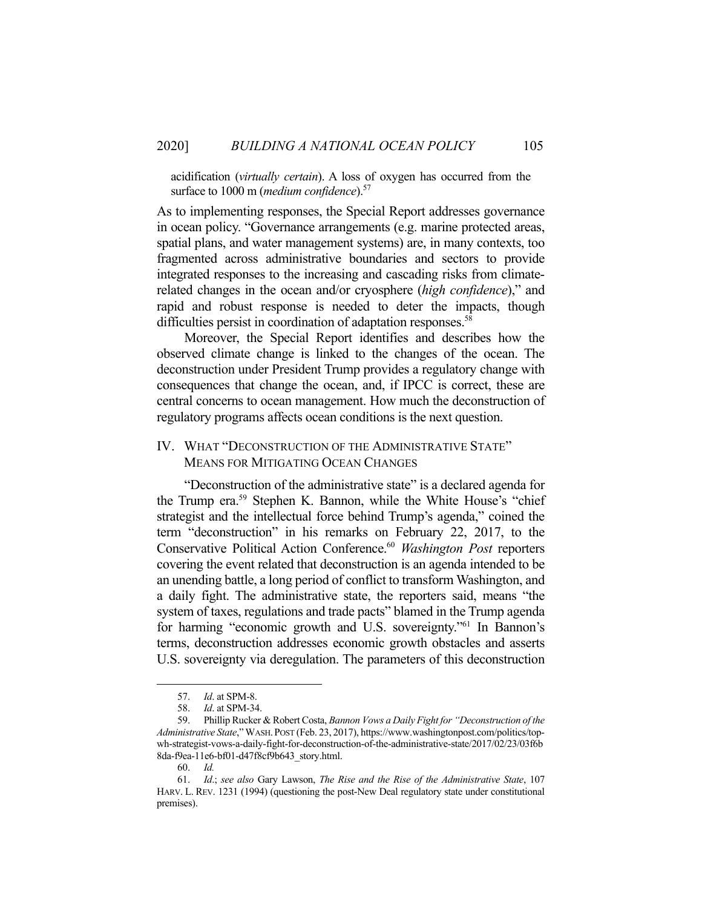acidification (*virtually certain*). A loss of oxygen has occurred from the surface to 1000 m (*medium confidence*).[57]

As to implementing responses, the Special Report addresses governance in ocean policy. "Governance arrangements (e.g. marine protected areas, spatial plans, and water management systems) are, in many contexts, too fragmented across administrative boundaries and sectors to provide integrated responses to the increasing and cascading risks from climate-related changes in the ocean and/or cryosphere (*high confidence*)," and rapid and robust response is needed to deter the impacts, though difficulties persist in coordination of adaptation responses.[58]

Moreover, the Special Report identifies and describes how the observed climate change is linked to the changes of the ocean. The deconstruction under President Trump provides a regulatory change with consequences that change the ocean, and, if IPCC is correct, these are central concerns to ocean management. How much the deconstruction of regulatory programs affects ocean conditions is the next question.

## IV. WHAT "DECONSTRUCTION OF THE ADMINISTRATIVE STATE" MEANS FOR MITIGATING OCEAN CHANGES

"Deconstruction of the administrative state" is a declared agenda for the Trump era.[59] Stephen K. Bannon, while the White House's "chief strategist and the intellectual force behind Trump's agenda," coined the term "deconstruction" in his remarks on February 22, 2017, to the Conservative Political Action Conference.[60] *Washington Post* reporters covering the event related that deconstruction is an agenda intended to be an unending battle, a long period of conflict to transform Washington, and a daily fight. The administrative state, the reporters said, means "the system of taxes, regulations and trade pacts" blamed in the Trump agenda for harming "economic growth and U.S. sovereignty."[61] In Bannon's terms, deconstruction addresses economic growth obstacles and asserts U.S. sovereignty via deregulation. The parameters of this deconstruction

---

57. *Id*. at SPM-8.

58. *Id*. at SPM-34.

59. Phillip Rucker & Robert Costa, *Bannon Vows a Daily Fight for "Deconstruction of the Administrative State*," WASH. POST (Feb. 23, 2017), https://www.washingtonpost.com/politics/top-wh-strategist-vows-a-daily-fight-for-deconstruction-of-the-administrative-state/2017/02/23/03f6b8da-f9ea-11e6-bf01-d47f8cf9b643_story.html.

60. *Id.*

61. *Id*.; *see also* Gary Lawson, *The Rise and the Rise of the Administrative State*, 107 HARV. L. REV. 1231 (1994) (questioning the post-New Deal regulatory state under constitutional premises).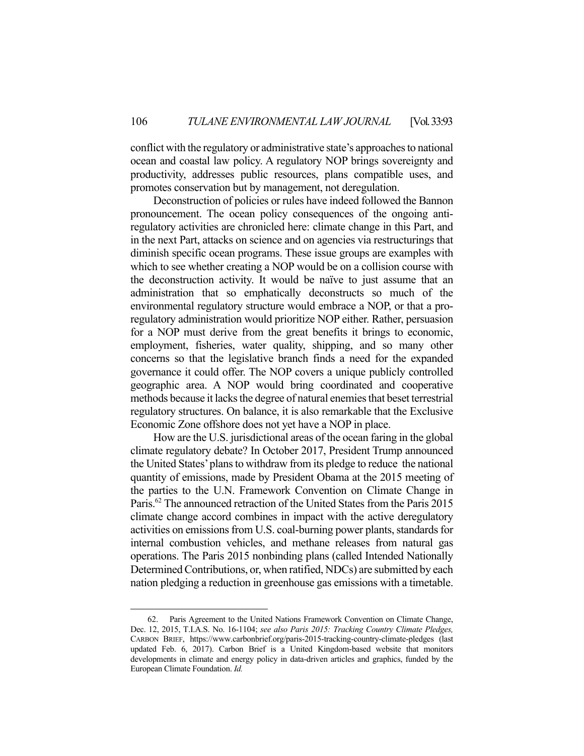conflict with the regulatory or administrative state's approaches to national ocean and coastal law policy. A regulatory NOP brings sovereignty and productivity, addresses public resources, plans compatible uses, and promotes conservation but by management, not deregulation.

Deconstruction of policies or rules have indeed followed the Bannon pronouncement. The ocean policy consequences of the ongoing anti-regulatory activities are chronicled here: climate change in this Part, and in the next Part, attacks on science and on agencies via restructurings that diminish specific ocean programs. These issue groups are examples with which to see whether creating a NOP would be on a collision course with the deconstruction activity. It would be naïve to just assume that an administration that so emphatically deconstructs so much of the environmental regulatory structure would embrace a NOP, or that a pro-regulatory administration would prioritize NOP either. Rather, persuasion for a NOP must derive from the great benefits it brings to economic, employment, fisheries, water quality, shipping, and so many other concerns so that the legislative branch finds a need for the expanded governance it could offer. The NOP covers a unique publicly controlled geographic area. A NOP would bring coordinated and cooperative methods because it lacks the degree of natural enemies that beset terrestrial regulatory structures. On balance, it is also remarkable that the Exclusive Economic Zone offshore does not yet have a NOP in place.

How are the U.S. jurisdictional areas of the ocean faring in the global climate regulatory debate? In October 2017, President Trump announced the United States' plans to withdraw from its pledge to reduce the national quantity of emissions, made by President Obama at the 2015 meeting of the parties to the U.N. Framework Convention on Climate Change in Paris.[62] The announced retraction of the United States from the Paris 2015 climate change accord combines in impact with the active deregulatory activities on emissions from U.S. coal-burning power plants, standards for internal combustion vehicles, and methane releases from natural gas operations. The Paris 2015 nonbinding plans (called Intended Nationally Determined Contributions, or, when ratified, NDCs) are submitted by each nation pledging a reduction in greenhouse gas emissions with a timetable.

---

62. Paris Agreement to the United Nations Framework Convention on Climate Change, Dec. 12, 2015, T.I.A.S. No. 16-1104; *see also Paris 2015: Tracking Country Climate Pledges,* CARBON BRIEF, https://www.carbonbrief.org/paris-2015-tracking-country-climate-pledges (last updated Feb. 6, 2017). Carbon Brief is a United Kingdom-based website that monitors developments in climate and energy policy in data-driven articles and graphics, funded by the European Climate Foundation. *Id.*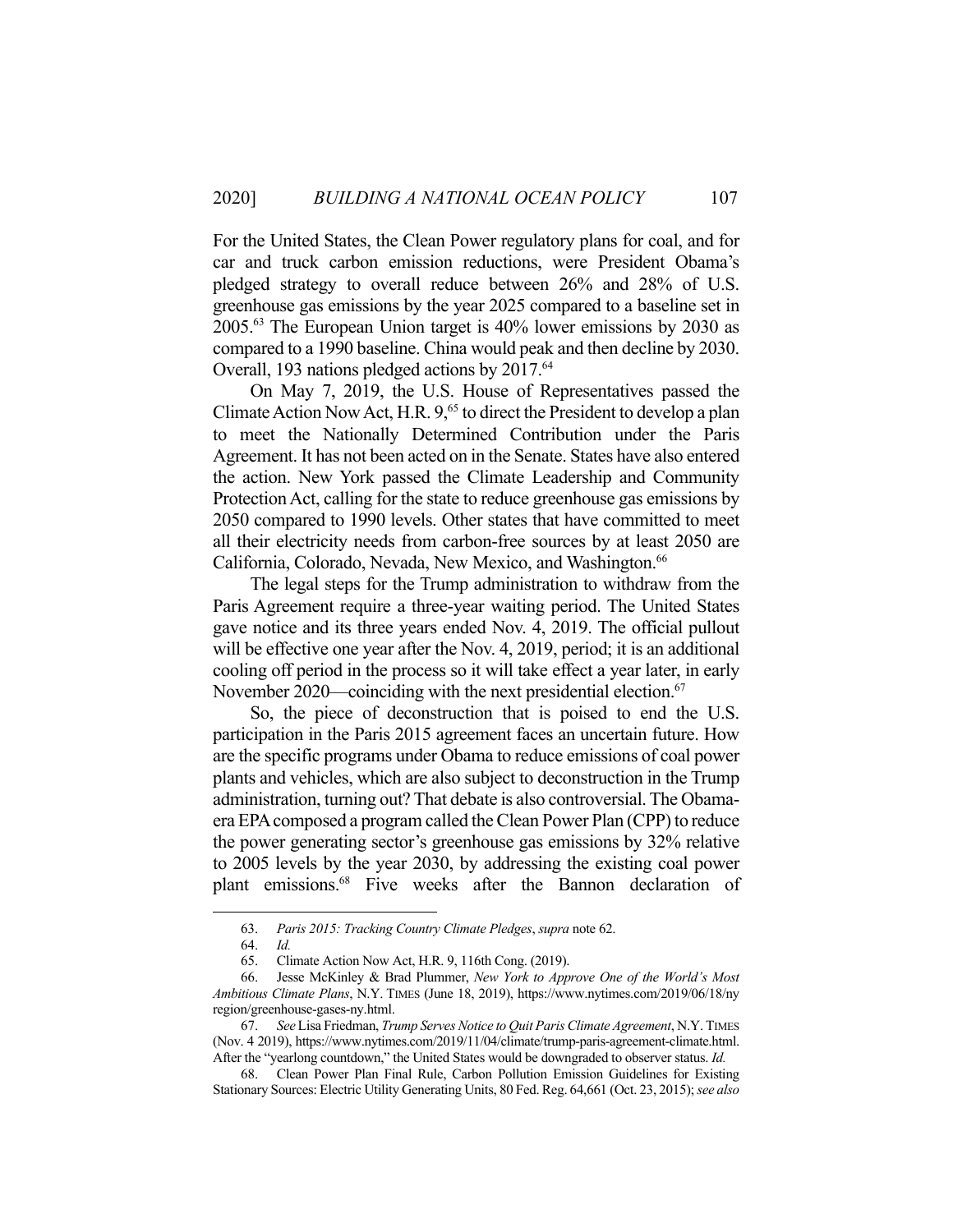For the United States, the Clean Power regulatory plans for coal, and for car and truck carbon emission reductions, were President Obama's pledged strategy to overall reduce between 26% and 28% of U.S. greenhouse gas emissions by the year 2025 compared to a baseline set in 2005.[63] The European Union target is 40% lower emissions by 2030 as compared to a 1990 baseline. China would peak and then decline by 2030. Overall, 193 nations pledged actions by 2017.[64]

On May 7, 2019, the U.S. House of Representatives passed the Climate Action Now Act, H.R. 9,[65] to direct the President to develop a plan to meet the Nationally Determined Contribution under the Paris Agreement. It has not been acted on in the Senate. States have also entered the action. New York passed the Climate Leadership and Community Protection Act, calling for the state to reduce greenhouse gas emissions by 2050 compared to 1990 levels. Other states that have committed to meet all their electricity needs from carbon-free sources by at least 2050 are California, Colorado, Nevada, New Mexico, and Washington.[66]

The legal steps for the Trump administration to withdraw from the Paris Agreement require a three-year waiting period. The United States gave notice and its three years ended Nov. 4, 2019. The official pullout will be effective one year after the Nov. 4, 2019, period; it is an additional cooling off period in the process so it will take effect a year later, in early November 2020—coinciding with the next presidential election.[67]

So, the piece of deconstruction that is poised to end the U.S. participation in the Paris 2015 agreement faces an uncertain future. How are the specific programs under Obama to reduce emissions of coal power plants and vehicles, which are also subject to deconstruction in the Trump administration, turning out? That debate is also controversial. The Obama-era EPA composed a program called the Clean Power Plan (CPP) to reduce the power generating sector's greenhouse gas emissions by 32% relative to 2005 levels by the year 2030, by addressing the existing coal power plant emissions.[68] Five weeks after the Bannon declaration of

---

63. *Paris 2015: Tracking Country Climate Pledges*, *supra* note 62.

64. *Id.*

65. Climate Action Now Act, H.R. 9, 116th Cong. (2019).

66. Jesse McKinley & Brad Plummer, *New York to Approve One of the World's Most Ambitious Climate Plans*, N.Y. TIMES (June 18, 2019), https://www.nytimes.com/2019/06/18/nyregion/greenhouse-gases-ny.html.

67. *See* Lisa Friedman, *Trump Serves Notice to Quit Paris Climate Agreement*, N.Y. TIMES (Nov. 4 2019), https://www.nytimes.com/2019/11/04/climate/trump-paris-agreement-climate.html. After the "yearlong countdown," the United States would be downgraded to observer status. *Id.*

68. Clean Power Plan Final Rule, Carbon Pollution Emission Guidelines for Existing Stationary Sources: Electric Utility Generating Units, 80 Fed. Reg. 64,661 (Oct. 23, 2015); *see also*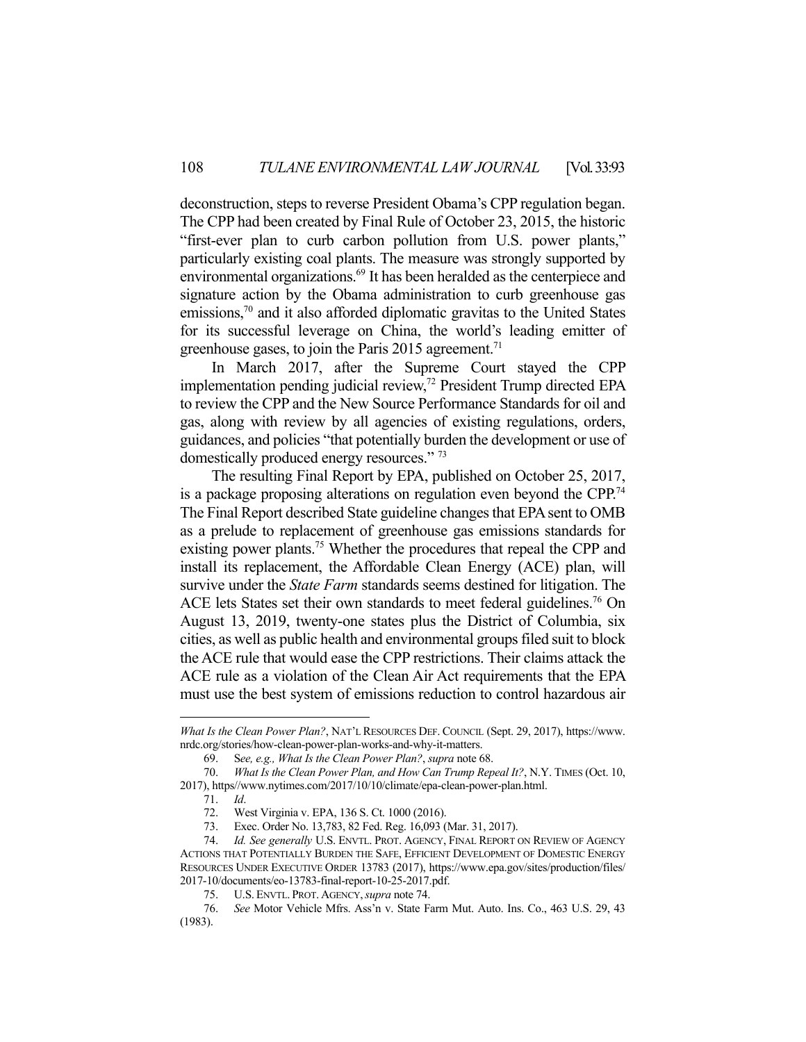deconstruction, steps to reverse President Obama's CPP regulation began. The CPP had been created by Final Rule of October 23, 2015, the historic "first-ever plan to curb carbon pollution from U.S. power plants," particularly existing coal plants. The measure was strongly supported by environmental organizations.[69] It has been heralded as the centerpiece and signature action by the Obama administration to curb greenhouse gas emissions,[70] and it also afforded diplomatic gravitas to the United States for its successful leverage on China, the world's leading emitter of greenhouse gases, to join the Paris 2015 agreement.[71]

In March 2017, after the Supreme Court stayed the CPP implementation pending judicial review,[72] President Trump directed EPA to review the CPP and the New Source Performance Standards for oil and gas, along with review by all agencies of existing regulations, orders, guidances, and policies "that potentially burden the development or use of domestically produced energy resources." [73]

The resulting Final Report by EPA, published on October 25, 2017, is a package proposing alterations on regulation even beyond the CPP.[74] The Final Report described State guideline changes that EPA sent to OMB as a prelude to replacement of greenhouse gas emissions standards for existing power plants.[75] Whether the procedures that repeal the CPP and install its replacement, the Affordable Clean Energy (ACE) plan, will survive under the *State Farm* standards seems destined for litigation. The ACE lets States set their own standards to meet federal guidelines.[76] On August 13, 2019, twenty-one states plus the District of Columbia, six cities, as well as public health and environmental groups filed suit to block the ACE rule that would ease the CPP restrictions. Their claims attack the ACE rule as a violation of the Clean Air Act requirements that the EPA must use the best system of emissions reduction to control hazardous air

---

*What Is the Clean Power Plan?*, NAT'L RESOURCES DEF. COUNCIL (Sept. 29, 2017), https://www.nrdc.org/stories/how-clean-power-plan-works-and-why-it-matters.

69. S*ee, e.g., What Is the Clean Power Plan?*, *supra* note 68.

70. *What Is the Clean Power Plan, and How Can Trump Repeal It?*, N.Y. TIMES (Oct. 10, 2017), https//www.nytimes.com/2017/10/10/climate/epa-clean-power-plan.html.

71. *Id*.

72. West Virginia v. EPA, 136 S. Ct. 1000 (2016).

73. Exec. Order No. 13,783, 82 Fed. Reg. 16,093 (Mar. 31, 2017).

74. *Id. See generally* U.S. ENVTL. PROT. AGENCY, FINAL REPORT ON REVIEW OF AGENCY ACTIONS THAT POTENTIALLY BURDEN THE SAFE, EFFICIENT DEVELOPMENT OF DOMESTIC ENERGY RESOURCES UNDER EXECUTIVE ORDER 13783 (2017), https://www.epa.gov/sites/production/files/2017-10/documents/eo-13783-final-report-10-25-2017.pdf.

75. U.S. ENVTL. PROT. AGENCY, *supra* note 74.

76. *See* Motor Vehicle Mfrs. Ass'n v. State Farm Mut. Auto. Ins. Co., 463 U.S. 29, 43 (1983).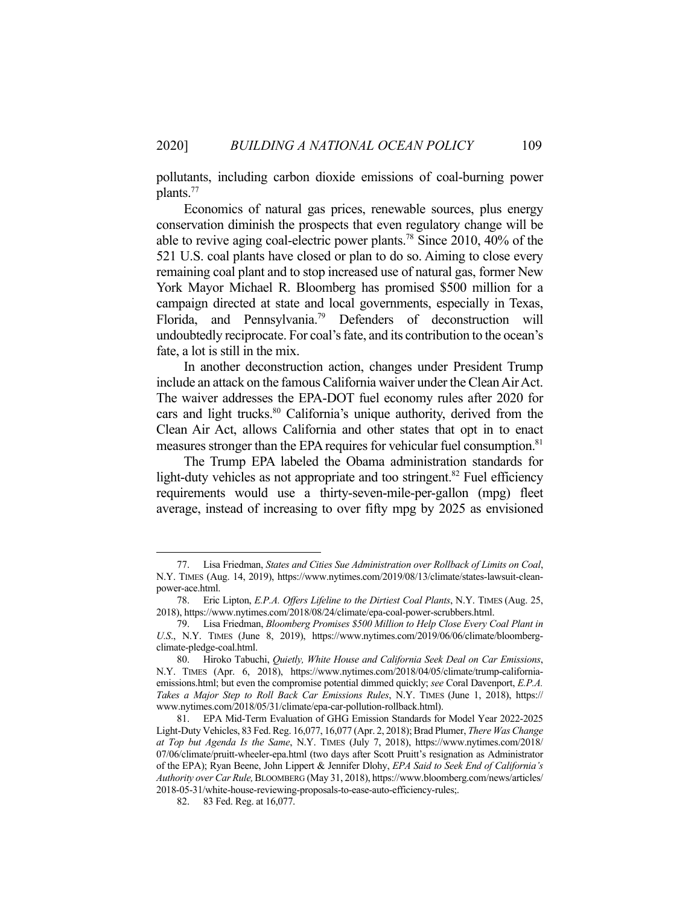pollutants, including carbon dioxide emissions of coal-burning power plants.[77]

Economics of natural gas prices, renewable sources, plus energy conservation diminish the prospects that even regulatory change will be able to revive aging coal-electric power plants.[78] Since 2010, 40% of the 521 U.S. coal plants have closed or plan to do so. Aiming to close every remaining coal plant and to stop increased use of natural gas, former New York Mayor Michael R. Bloomberg has promised $500 million for a campaign directed at state and local governments, especially in Texas, Florida, and Pennsylvania.[79] Defenders of deconstruction will undoubtedly reciprocate. For coal's fate, and its contribution to the ocean's fate, a lot is still in the mix.

In another deconstruction action, changes under President Trump include an attack on the famous California waiver under the Clean Air Act. The waiver addresses the EPA-DOT fuel economy rules after 2020 for cars and light trucks.[80] California's unique authority, derived from the Clean Air Act, allows California and other states that opt in to enact measures stronger than the EPA requires for vehicular fuel consumption.[81]

The Trump EPA labeled the Obama administration standards for light-duty vehicles as not appropriate and too stringent.[82] Fuel efficiency requirements would use a thirty-seven-mile-per-gallon (mpg) fleet average, instead of increasing to over fifty mpg by 2025 as envisioned

---

77. Lisa Friedman, *States and Cities Sue Administration over Rollback of Limits on Coal*, N.Y. TIMES (Aug. 14, 2019), https://www.nytimes.com/2019/08/13/climate/states-lawsuit-clean-power-ace.html.

78. Eric Lipton, *E.P.A. Offers Lifeline to the Dirtiest Coal Plants*, N.Y. TIMES (Aug. 25, 2018), https://www.nytimes.com/2018/08/24/climate/epa-coal-power-scrubbers.html.

79. Lisa Friedman, *Bloomberg Promises $500 Million to Help Close Every Coal Plant in U.S*., N.Y. TIMES (June 8, 2019), https://www.nytimes.com/2019/06/06/climate/bloomberg-climate-pledge-coal.html.

80. Hiroko Tabuchi, *Quietly, White House and California Seek Deal on Car Emissions*, N.Y. TIMES (Apr. 6, 2018), https://www.nytimes.com/2018/04/05/climate/trump-california-emissions.html; but even the compromise potential dimmed quickly; *see* Coral Davenport, *E.P.A. Takes a Major Step to Roll Back Car Emissions Rules*, N.Y. TIMES (June 1, 2018), https://www.nytimes.com/2018/05/31/climate/epa-car-pollution-rollback.html).

81. EPA Mid-Term Evaluation of GHG Emission Standards for Model Year 2022-2025 Light-Duty Vehicles, 83 Fed. Reg. 16,077, 16,077 (Apr. 2, 2018); Brad Plumer, *There Was Change at Top but Agenda Is the Same*, N.Y. TIMES (July 7, 2018), https://www.nytimes.com/2018/07/06/climate/pruitt-wheeler-epa.html (two days after Scott Pruitt's resignation as Administrator of the EPA); Ryan Beene, John Lippert & Jennifer Dlohy, *EPA Said to Seek End of California's Authority over Car Rule,* BLOOMBERG (May 31, 2018), https://www.bloomberg.com/news/articles/2018-05-31/white-house-reviewing-proposals-to-ease-auto-efficiency-rules;.

82. 83 Fed. Reg. at 16,077.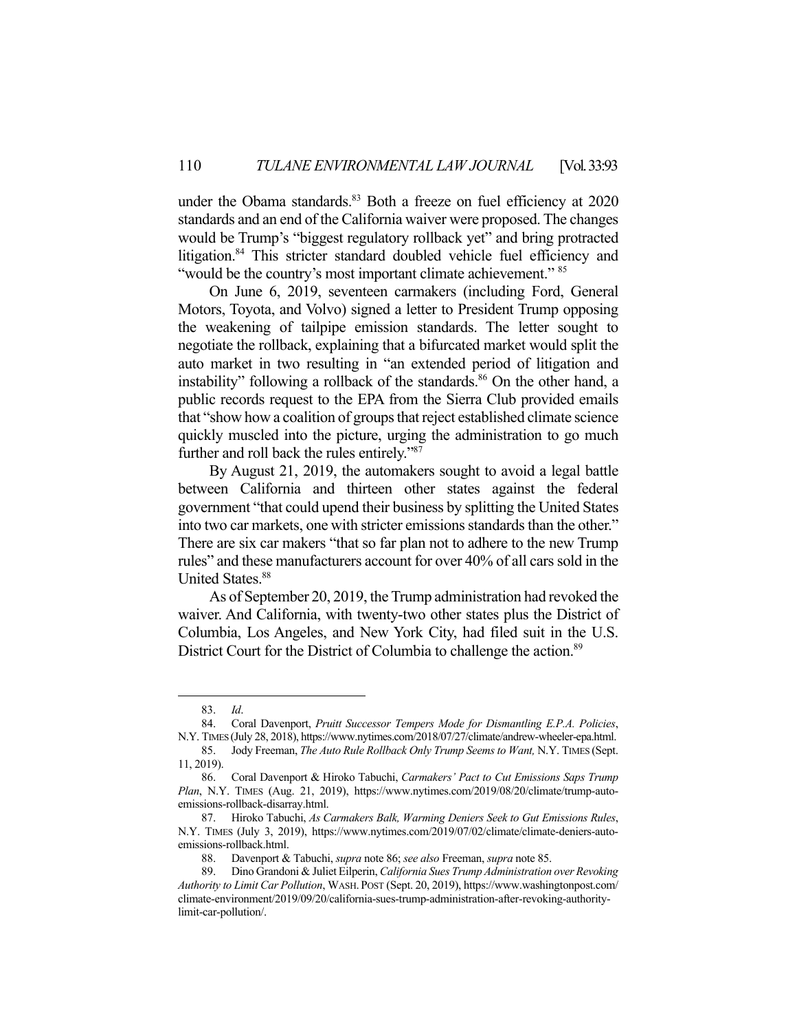under the Obama standards.[83] Both a freeze on fuel efficiency at 2020 standards and an end of the California waiver were proposed. The changes would be Trump's "biggest regulatory rollback yet" and bring protracted litigation.[84] This stricter standard doubled vehicle fuel efficiency and "would be the country's most important climate achievement." [85]

On June 6, 2019, seventeen carmakers (including Ford, General Motors, Toyota, and Volvo) signed a letter to President Trump opposing the weakening of tailpipe emission standards. The letter sought to negotiate the rollback, explaining that a bifurcated market would split the auto market in two resulting in "an extended period of litigation and instability" following a rollback of the standards.[86] On the other hand, a public records request to the EPA from the Sierra Club provided emails that "show how a coalition of groups that reject established climate science quickly muscled into the picture, urging the administration to go much further and roll back the rules entirely."[87]

By August 21, 2019, the automakers sought to avoid a legal battle between California and thirteen other states against the federal government "that could upend their business by splitting the United States into two car markets, one with stricter emissions standards than the other." There are six car makers "that so far plan not to adhere to the new Trump rules" and these manufacturers account for over 40% of all cars sold in the United States.[88]

As of September 20, 2019, the Trump administration had revoked the waiver. And California, with twenty-two other states plus the District of Columbia, Los Angeles, and New York City, had filed suit in the U.S. District Court for the District of Columbia to challenge the action.[89]

---

83. *Id*.

84. Coral Davenport, *Pruitt Successor Tempers Mode for Dismantling E.P.A. Policies*, N.Y. TIMES (July 28, 2018), https://www.nytimes.com/2018/07/27/climate/andrew-wheeler-epa.html.

85. Jody Freeman, *The Auto Rule Rollback Only Trump Seems to Want,* N.Y. TIMES (Sept. 11, 2019).

86. Coral Davenport & Hiroko Tabuchi, *Carmakers' Pact to Cut Emissions Saps Trump Plan*, N.Y. TIMES (Aug. 21, 2019), https://www.nytimes.com/2019/08/20/climate/trump-auto-emissions-rollback-disarray.html.

87. Hiroko Tabuchi, *As Carmakers Balk, Warming Deniers Seek to Gut Emissions Rules*, N.Y. TIMES (July 3, 2019), https://www.nytimes.com/2019/07/02/climate/climate-deniers-auto-emissions-rollback.html.

88. Davenport & Tabuchi, *supra* note 86; *see also* Freeman, *supra* note 85.

89. Dino Grandoni & Juliet Eilperin, *California Sues Trump Administration over Revoking Authority to Limit Car Pollution*, WASH. POST (Sept. 20, 2019), https://www.washingtonpost.com/climate-environment/2019/09/20/california-sues-trump-administration-after-revoking-authority-limit-car-pollution/.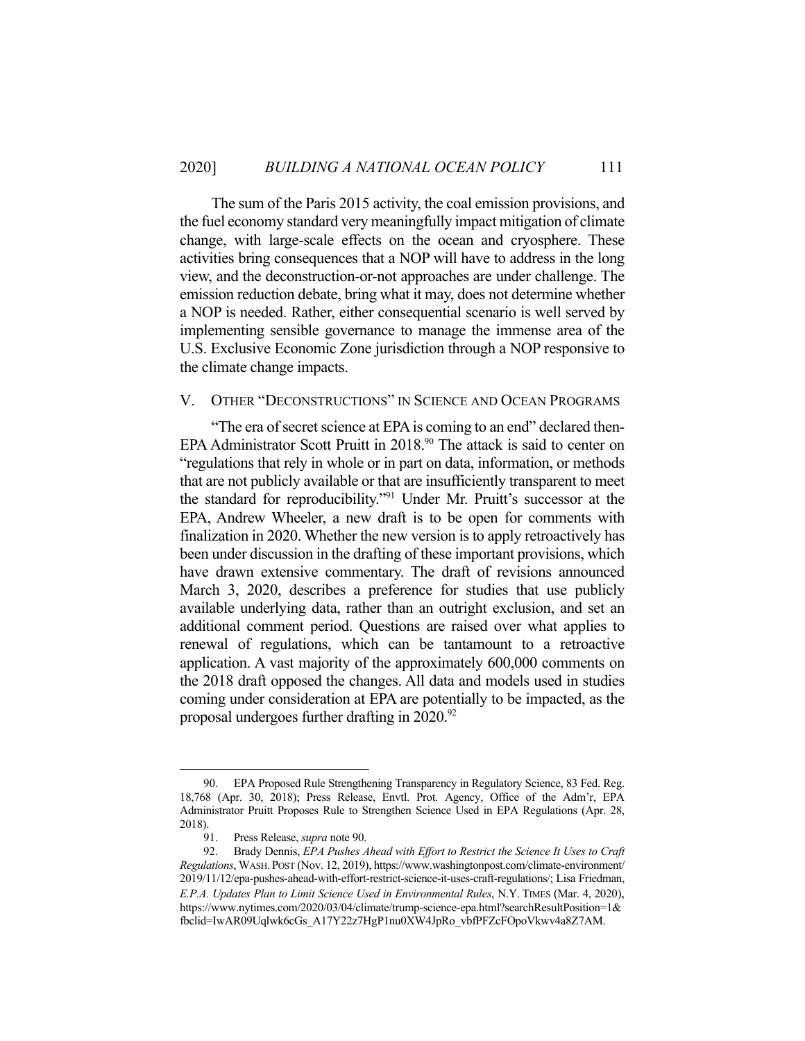The sum of the Paris 2015 activity, the coal emission provisions, and the fuel economy standard very meaningfully impact mitigation of climate change, with large-scale effects on the ocean and cryosphere. These activities bring consequences that a NOP will have to address in the long view, and the deconstruction-or-not approaches are under challenge. The emission reduction debate, bring what it may, does not determine whether a NOP is needed. Rather, either consequential scenario is well served by implementing sensible governance to manage the immense area of the U.S. Exclusive Economic Zone jurisdiction through a NOP responsive to the climate change impacts.

## V. OTHER "DECONSTRUCTIONS" IN SCIENCE AND OCEAN PROGRAMS

"The era of secret science at EPA is coming to an end" declared then-EPA Administrator Scott Pruitt in 2018.[90] The attack is said to center on "regulations that rely in whole or in part on data, information, or methods that are not publicly available or that are insufficiently transparent to meet the standard for reproducibility."[91] Under Mr. Pruitt's successor at the EPA, Andrew Wheeler, a new draft is to be open for comments with finalization in 2020. Whether the new version is to apply retroactively has been under discussion in the drafting of these important provisions, which have drawn extensive commentary. The draft of revisions announced March 3, 2020, describes a preference for studies that use publicly available underlying data, rather than an outright exclusion, and set an additional comment period. Questions are raised over what applies to renewal of regulations, which can be tantamount to a retroactive application. A vast majority of the approximately 600,000 comments on the 2018 draft opposed the changes. All data and models used in studies coming under consideration at EPA are potentially to be impacted, as the proposal undergoes further drafting in 2020.[92]

---

90. EPA Proposed Rule Strengthening Transparency in Regulatory Science, 83 Fed. Reg. 18,768 (Apr. 30, 2018); Press Release, Envtl. Prot. Agency, Office of the Adm'r, EPA Administrator Pruitt Proposes Rule to Strengthen Science Used in EPA Regulations (Apr. 28, 2018).

91. Press Release, *supra* note 90.

92. Brady Dennis, *EPA Pushes Ahead with Effort to Restrict the Science It Uses to Craft Regulations*, WASH. POST (Nov. 12, 2019), https://www.washingtonpost.com/climate-environment/2019/11/12/epa-pushes-ahead-with-effort-restrict-science-it-uses-craft-regulations/; Lisa Friedman, *E.P.A. Updates Plan to Limit Science Used in Environmental Rules*, N.Y. TIMES (Mar. 4, 2020), https://www.nytimes.com/2020/03/04/climate/trump-science-epa.html?searchResultPosition=1&fbclid=IwAR09Uqlwk6cGs_A17Y22z7HgP1nu0XW4JpRo_vbfPFZcFOpoVkwv4a8Z7AM.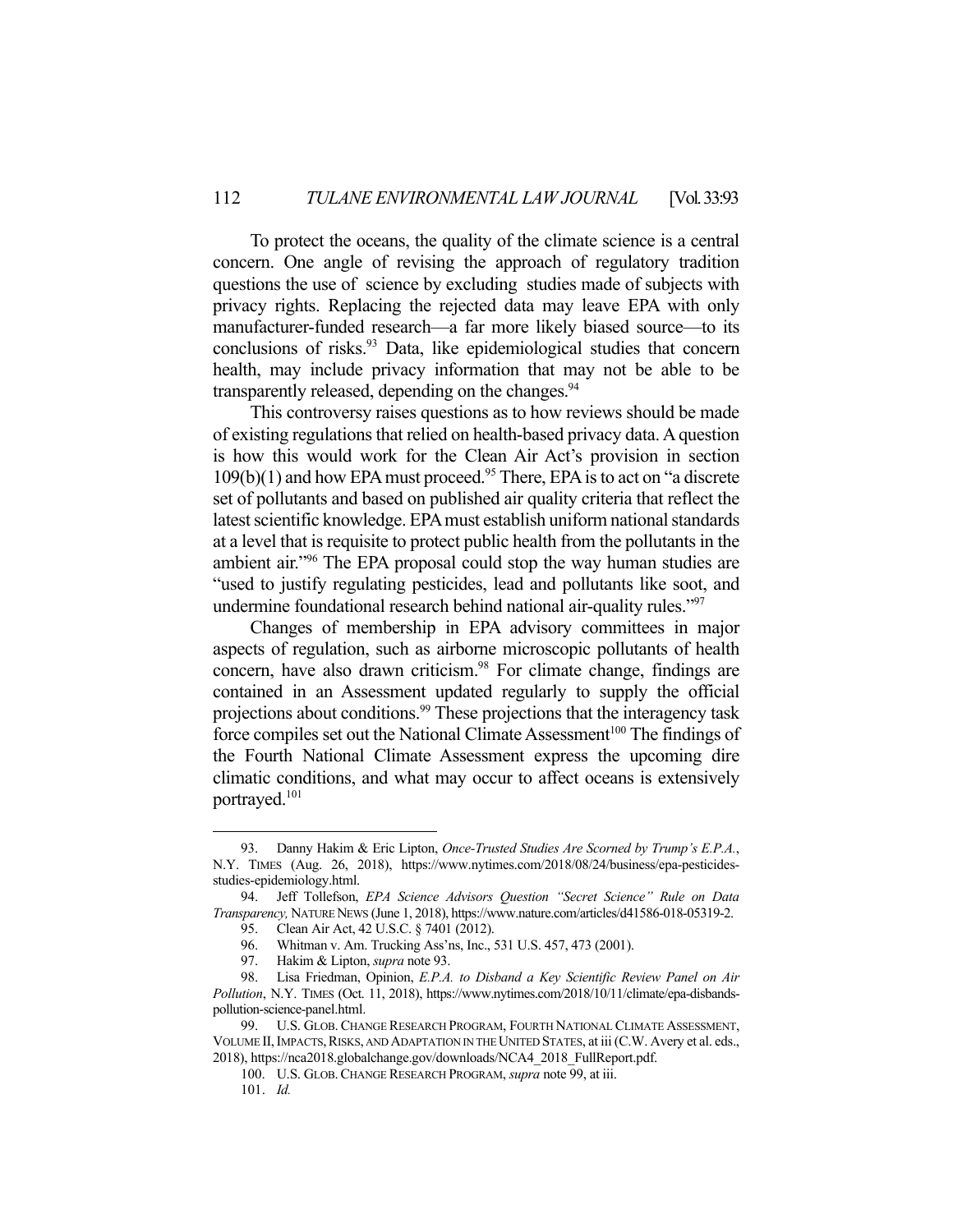To protect the oceans, the quality of the climate science is a central concern. One angle of revising the approach of regulatory tradition questions the use of science by excluding studies made of subjects with privacy rights. Replacing the rejected data may leave EPA with only manufacturer-funded research—a far more likely biased source—to its conclusions of risks.[93] Data, like epidemiological studies that concern health, may include privacy information that may not be able to be transparently released, depending on the changes.[94]

This controversy raises questions as to how reviews should be made of existing regulations that relied on health-based privacy data. A question is how this would work for the Clean Air Act's provision in section 109(b)(1) and how EPA must proceed.[95] There, EPA is to act on "a discrete set of pollutants and based on published air quality criteria that reflect the latest scientific knowledge. EPA must establish uniform national standards at a level that is requisite to protect public health from the pollutants in the ambient air."[96] The EPA proposal could stop the way human studies are "used to justify regulating pesticides, lead and pollutants like soot, and undermine foundational research behind national air-quality rules."[97]

Changes of membership in EPA advisory committees in major aspects of regulation, such as airborne microscopic pollutants of health concern, have also drawn criticism.[98] For climate change, findings are contained in an Assessment updated regularly to supply the official projections about conditions.[99] These projections that the interagency task force compiles set out the National Climate Assessment[100] The findings of the Fourth National Climate Assessment express the upcoming dire climatic conditions, and what may occur to affect oceans is extensively portrayed.[101]

---

93. Danny Hakim & Eric Lipton, *Once-Trusted Studies Are Scorned by Trump's E.P.A.*, N.Y. TIMES (Aug. 26, 2018), https://www.nytimes.com/2018/08/24/business/epa-pesticides-studies-epidemiology.html.

94. Jeff Tollefson, *EPA Science Advisors Question "Secret Science" Rule on Data Transparency,* NATURE NEWS (June 1, 2018), https://www.nature.com/articles/d41586-018-05319-2.

95. Clean Air Act, 42 U.S.C. § 7401 (2012).

96. Whitman v. Am. Trucking Ass'ns, Inc., 531 U.S. 457, 473 (2001).

97. Hakim & Lipton, *supra* note 93.

98. Lisa Friedman, Opinion, *E.P.A. to Disband a Key Scientific Review Panel on Air Pollution*, N.Y. TIMES (Oct. 11, 2018), https://www.nytimes.com/2018/10/11/climate/epa-disbands-pollution-science-panel.html.

99. U.S. GLOB. CHANGE RESEARCH PROGRAM, FOURTH NATIONAL CLIMATE ASSESSMENT, VOLUME II, IMPACTS, RISKS, AND ADAPTATION IN THE UNITED STATES, at iii (C.W. Avery et al. eds., 2018), https://nca2018.globalchange.gov/downloads/NCA4_2018_FullReport.pdf.

100. U.S. GLOB. CHANGE RESEARCH PROGRAM, *supra* note 99, at iii.

101. *Id.*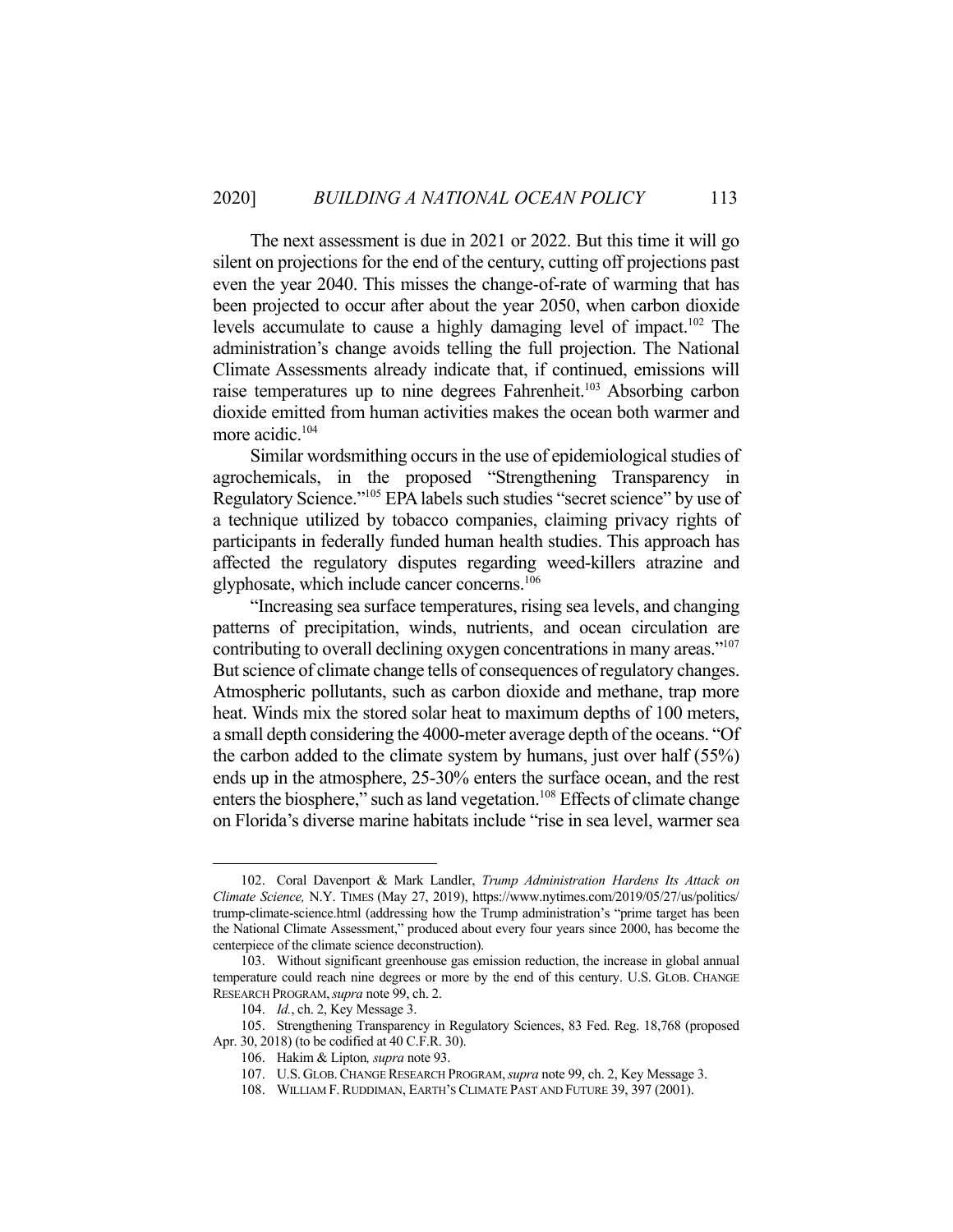The next assessment is due in 2021 or 2022. But this time it will go silent on projections for the end of the century, cutting off projections past even the year 2040. This misses the change-of-rate of warming that has been projected to occur after about the year 2050, when carbon dioxide levels accumulate to cause a highly damaging level of impact.[102] The administration's change avoids telling the full projection. The National Climate Assessments already indicate that, if continued, emissions will raise temperatures up to nine degrees Fahrenheit.[103] Absorbing carbon dioxide emitted from human activities makes the ocean both warmer and more acidic.[104]

Similar wordsmithing occurs in the use of epidemiological studies of agrochemicals, in the proposed "Strengthening Transparency in Regulatory Science."[105] EPA labels such studies "secret science" by use of a technique utilized by tobacco companies, claiming privacy rights of participants in federally funded human health studies. This approach has affected the regulatory disputes regarding weed-killers atrazine and glyphosate, which include cancer concerns.[106]

"Increasing sea surface temperatures, rising sea levels, and changing patterns of precipitation, winds, nutrients, and ocean circulation are contributing to overall declining oxygen concentrations in many areas."[107] But science of climate change tells of consequences of regulatory changes. Atmospheric pollutants, such as carbon dioxide and methane, trap more heat. Winds mix the stored solar heat to maximum depths of 100 meters, a small depth considering the 4000-meter average depth of the oceans. "Of the carbon added to the climate system by humans, just over half (55%) ends up in the atmosphere, 25-30% enters the surface ocean, and the rest enters the biosphere," such as land vegetation.[108] Effects of climate change on Florida's diverse marine habitats include "rise in sea level, warmer sea

---

102. Coral Davenport & Mark Landler, *Trump Administration Hardens Its Attack on Climate Science,* N.Y. TIMES (May 27, 2019), https://www.nytimes.com/2019/05/27/us/politics/trump-climate-science.html (addressing how the Trump administration's "prime target has been the National Climate Assessment," produced about every four years since 2000, has become the centerpiece of the climate science deconstruction).

103. Without significant greenhouse gas emission reduction, the increase in global annual temperature could reach nine degrees or more by the end of this century. U.S. GLOB. CHANGE RESEARCH PROGRAM, *supra* note 99, ch. 2.

104. *Id.*, ch. 2, Key Message 3.

105. Strengthening Transparency in Regulatory Sciences, 83 Fed. Reg. 18,768 (proposed Apr. 30, 2018) (to be codified at 40 C.F.R. 30).

106. Hakim & Lipton*, supra* note 93.

107. U.S. GLOB. CHANGE RESEARCH PROGRAM, *supra* note 99, ch. 2, Key Message 3.

108. WILLIAM F. RUDDIMAN, EARTH'S CLIMATE PAST AND FUTURE 39, 397 (2001).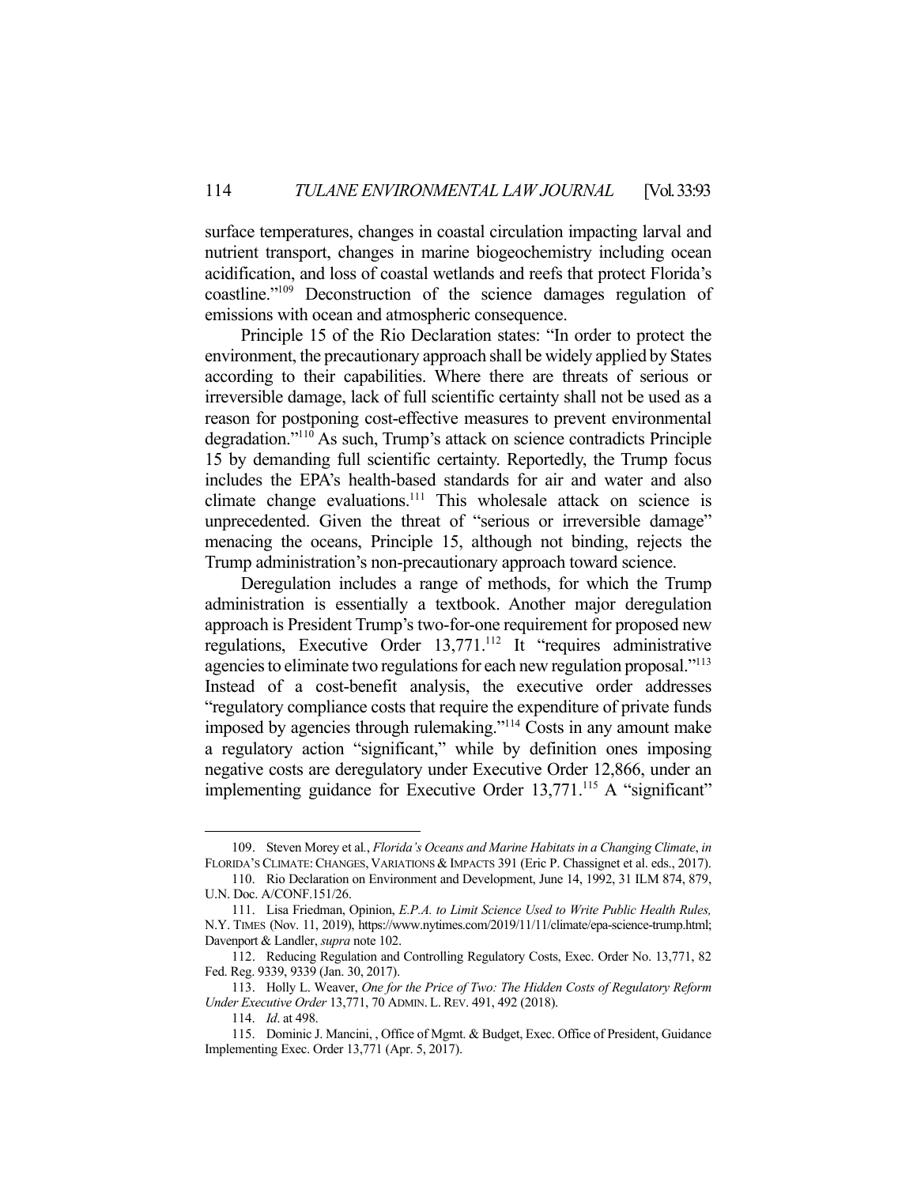surface temperatures, changes in coastal circulation impacting larval and nutrient transport, changes in marine biogeochemistry including ocean acidification, and loss of coastal wetlands and reefs that protect Florida's coastline."[109] Deconstruction of the science damages regulation of emissions with ocean and atmospheric consequence.

Principle 15 of the Rio Declaration states: "In order to protect the environment, the precautionary approach shall be widely applied by States according to their capabilities. Where there are threats of serious or irreversible damage, lack of full scientific certainty shall not be used as a reason for postponing cost-effective measures to prevent environmental degradation."[110] As such, Trump's attack on science contradicts Principle 15 by demanding full scientific certainty. Reportedly, the Trump focus includes the EPA's health-based standards for air and water and also climate change evaluations.[111] This wholesale attack on science is unprecedented. Given the threat of "serious or irreversible damage" menacing the oceans, Principle 15, although not binding, rejects the Trump administration's non-precautionary approach toward science.

Deregulation includes a range of methods, for which the Trump administration is essentially a textbook. Another major deregulation approach is President Trump's two-for-one requirement for proposed new regulations, Executive Order 13,771.[112] It "requires administrative agencies to eliminate two regulations for each new regulation proposal."[113] Instead of a cost-benefit analysis, the executive order addresses "regulatory compliance costs that require the expenditure of private funds imposed by agencies through rulemaking."[114] Costs in any amount make a regulatory action "significant," while by definition ones imposing negative costs are deregulatory under Executive Order 12,866, under an implementing guidance for Executive Order 13,771.[115] A "significant"

---

109. Steven Morey et al., *Florida's Oceans and Marine Habitats in a Changing Climate*, *in* FLORIDA'S CLIMATE: CHANGES, VARIATIONS & IMPACTS 391 (Eric P. Chassignet et al. eds., 2017).

110. Rio Declaration on Environment and Development, June 14, 1992, 31 ILM 874, 879, U.N. Doc. A/CONF.151/26.

111. Lisa Friedman, Opinion, *E.P.A. to Limit Science Used to Write Public Health Rules,* N.Y. TIMES (Nov. 11, 2019), https://www.nytimes.com/2019/11/11/climate/epa-science-trump.html; Davenport & Landler, *supra* note 102.

112. Reducing Regulation and Controlling Regulatory Costs, Exec. Order No. 13,771, 82 Fed. Reg. 9339, 9339 (Jan. 30, 2017).

113. Holly L. Weaver, *One for the Price of Two: The Hidden Costs of Regulatory Reform Under Executive Order* 13,771, 70 ADMIN. L. REV. 491, 492 (2018).

114. *Id*. at 498.

115. Dominic J. Mancini, , Office of Mgmt. & Budget, Exec. Office of President, Guidance Implementing Exec. Order 13,771 (Apr. 5, 2017).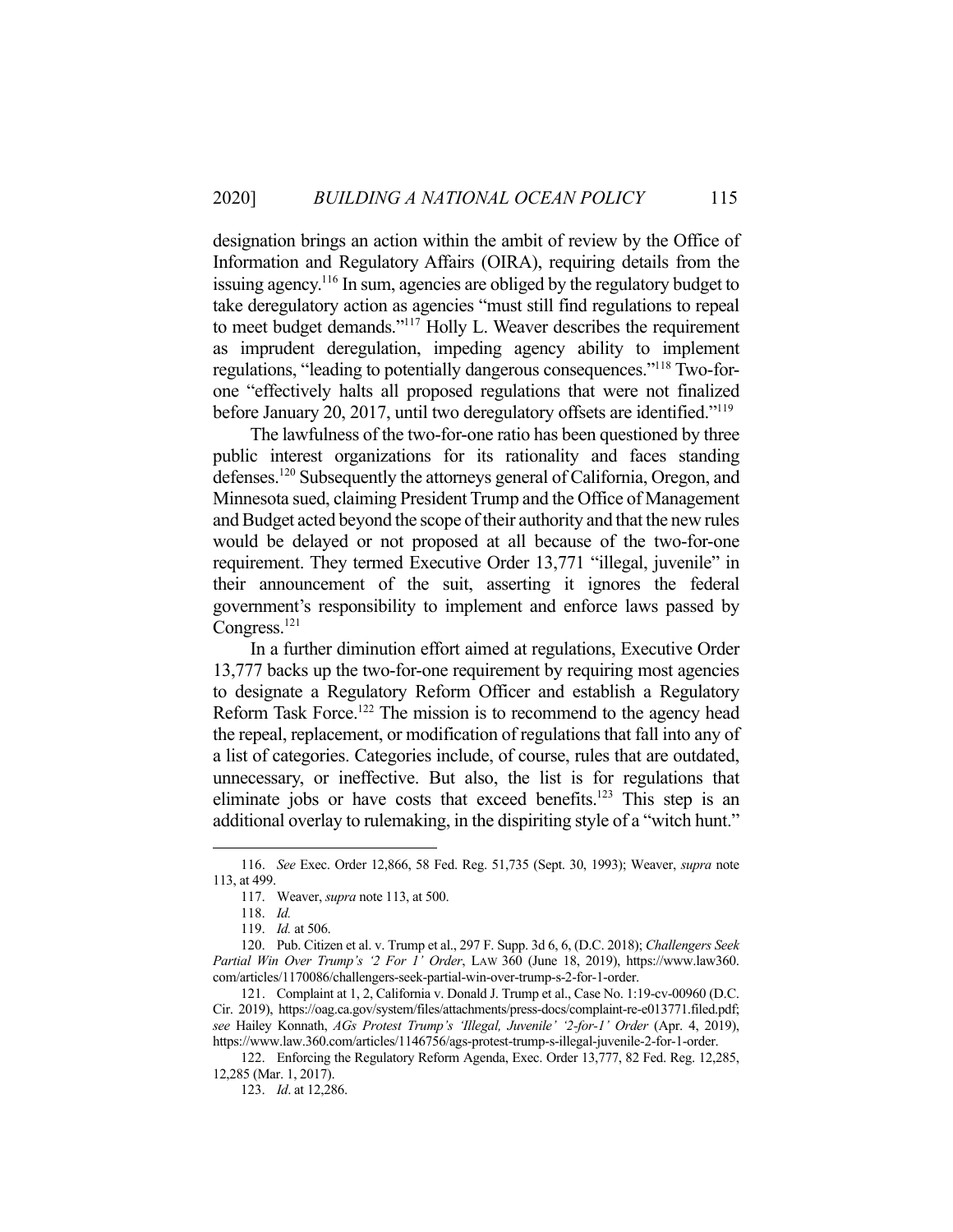designation brings an action within the ambit of review by the Office of Information and Regulatory Affairs (OIRA), requiring details from the issuing agency.[116] In sum, agencies are obliged by the regulatory budget to take deregulatory action as agencies "must still find regulations to repeal to meet budget demands."[117] Holly L. Weaver describes the requirement as imprudent deregulation, impeding agency ability to implement regulations, "leading to potentially dangerous consequences."[118] Two-for-one "effectively halts all proposed regulations that were not finalized before January 20, 2017, until two deregulatory offsets are identified."[119]

The lawfulness of the two-for-one ratio has been questioned by three public interest organizations for its rationality and faces standing defenses.[120] Subsequently the attorneys general of California, Oregon, and Minnesota sued, claiming President Trump and the Office of Management and Budget acted beyond the scope of their authority and that the new rules would be delayed or not proposed at all because of the two-for-one requirement. They termed Executive Order 13,771 "illegal, juvenile" in their announcement of the suit, asserting it ignores the federal government's responsibility to implement and enforce laws passed by Congress.[121]

In a further diminution effort aimed at regulations, Executive Order 13,777 backs up the two-for-one requirement by requiring most agencies to designate a Regulatory Reform Officer and establish a Regulatory Reform Task Force.[122] The mission is to recommend to the agency head the repeal, replacement, or modification of regulations that fall into any of a list of categories. Categories include, of course, rules that are outdated, unnecessary, or ineffective. But also, the list is for regulations that eliminate jobs or have costs that exceed benefits.[123] This step is an additional overlay to rulemaking, in the dispiriting style of a "witch hunt."

---

116. *See* Exec. Order 12,866, 58 Fed. Reg. 51,735 (Sept. 30, 1993); Weaver, *supra* note 113, at 499.

117. Weaver, *supra* note 113, at 500.

118. *Id.*

119. *Id.* at 506.

120. Pub. Citizen et al. v. Trump et al., 297 F. Supp. 3d 6, 6, (D.C. 2018); *Challengers Seek Partial Win Over Trump's '2 For 1' Order*, LAW 360 (June 18, 2019), https://www.law360.com/articles/1170086/challengers-seek-partial-win-over-trump-s-2-for-1-order.

121. Complaint at 1, 2, California v. Donald J. Trump et al., Case No. 1:19-cv-00960 (D.C. Cir. 2019), https://oag.ca.gov/system/files/attachments/press-docs/complaint-re-e013771.filed.pdf; *see* Hailey Konnath, *AGs Protest Trump's 'Illegal, Juvenile' '2-for-1' Order* (Apr. 4, 2019), https://www.law360.com/articles/1146756/ags-protest-trump-s-illegal-juvenile-2-for-1-order.

122. Enforcing the Regulatory Reform Agenda, Exec. Order 13,777, 82 Fed. Reg. 12,285, 12,285 (Mar. 1, 2017).

123. *Id*. at 12,286.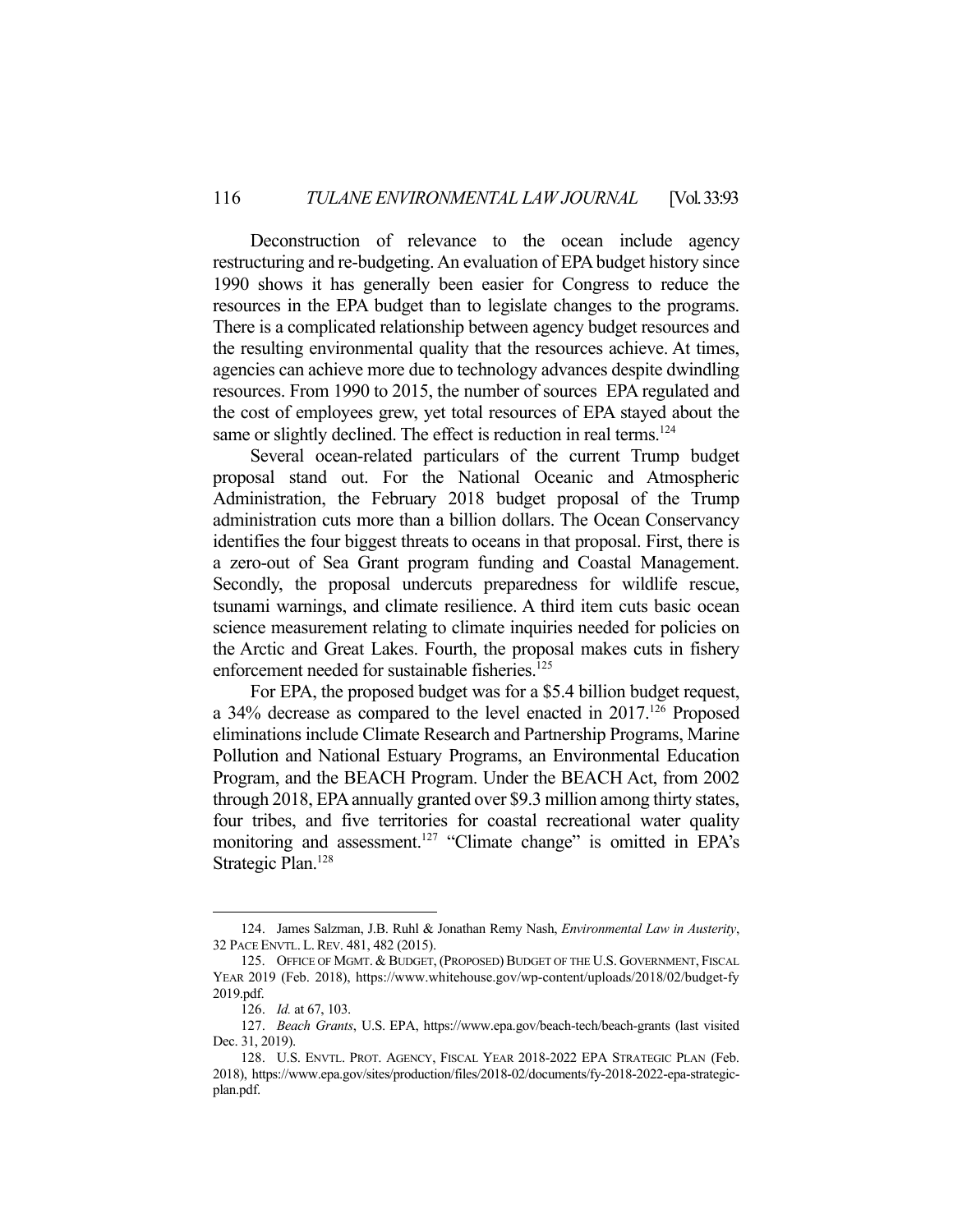Deconstruction of relevance to the ocean include agency restructuring and re-budgeting. An evaluation of EPA budget history since 1990 shows it has generally been easier for Congress to reduce the resources in the EPA budget than to legislate changes to the programs. There is a complicated relationship between agency budget resources and the resulting environmental quality that the resources achieve. At times, agencies can achieve more due to technology advances despite dwindling resources. From 1990 to 2015, the number of sources EPA regulated and the cost of employees grew, yet total resources of EPA stayed about the same or slightly declined. The effect is reduction in real terms.[124]

Several ocean-related particulars of the current Trump budget proposal stand out. For the National Oceanic and Atmospheric Administration, the February 2018 budget proposal of the Trump administration cuts more than a billion dollars. The Ocean Conservancy identifies the four biggest threats to oceans in that proposal. First, there is a zero-out of Sea Grant program funding and Coastal Management. Secondly, the proposal undercuts preparedness for wildlife rescue, tsunami warnings, and climate resilience. A third item cuts basic ocean science measurement relating to climate inquiries needed for policies on the Arctic and Great Lakes. Fourth, the proposal makes cuts in fishery enforcement needed for sustainable fisheries.[125]

For EPA, the proposed budget was for a $5.4 billion budget request, a 34% decrease as compared to the level enacted in 2017.[126] Proposed eliminations include Climate Research and Partnership Programs, Marine Pollution and National Estuary Programs, an Environmental Education Program, and the BEACH Program. Under the BEACH Act, from 2002 through 2018, EPA annually granted over $9.3 million among thirty states, four tribes, and five territories for coastal recreational water quality monitoring and assessment.[127] "Climate change" is omitted in EPA's Strategic Plan.[128]

---

124. James Salzman, J.B. Ruhl & Jonathan Remy Nash, *Environmental Law in Austerity*, 32 PACE ENVTL. L. REV. 481, 482 (2015).

125. OFFICE OF MGMT. & BUDGET, (PROPOSED) BUDGET OF THE U.S. GOVERNMENT, FISCAL YEAR 2019 (Feb. 2018), https://www.whitehouse.gov/wp-content/uploads/2018/02/budget-fy2019.pdf.

126. *Id.* at 67, 103.

127. *Beach Grants*, U.S. EPA, https://www.epa.gov/beach-tech/beach-grants (last visited Dec. 31, 2019).

128. U.S. ENVTL. PROT. AGENCY, FISCAL YEAR 2018-2022 EPA STRATEGIC PLAN (Feb. 2018), https://www.epa.gov/sites/production/files/2018-02/documents/fy-2018-2022-epa-strategic-plan.pdf.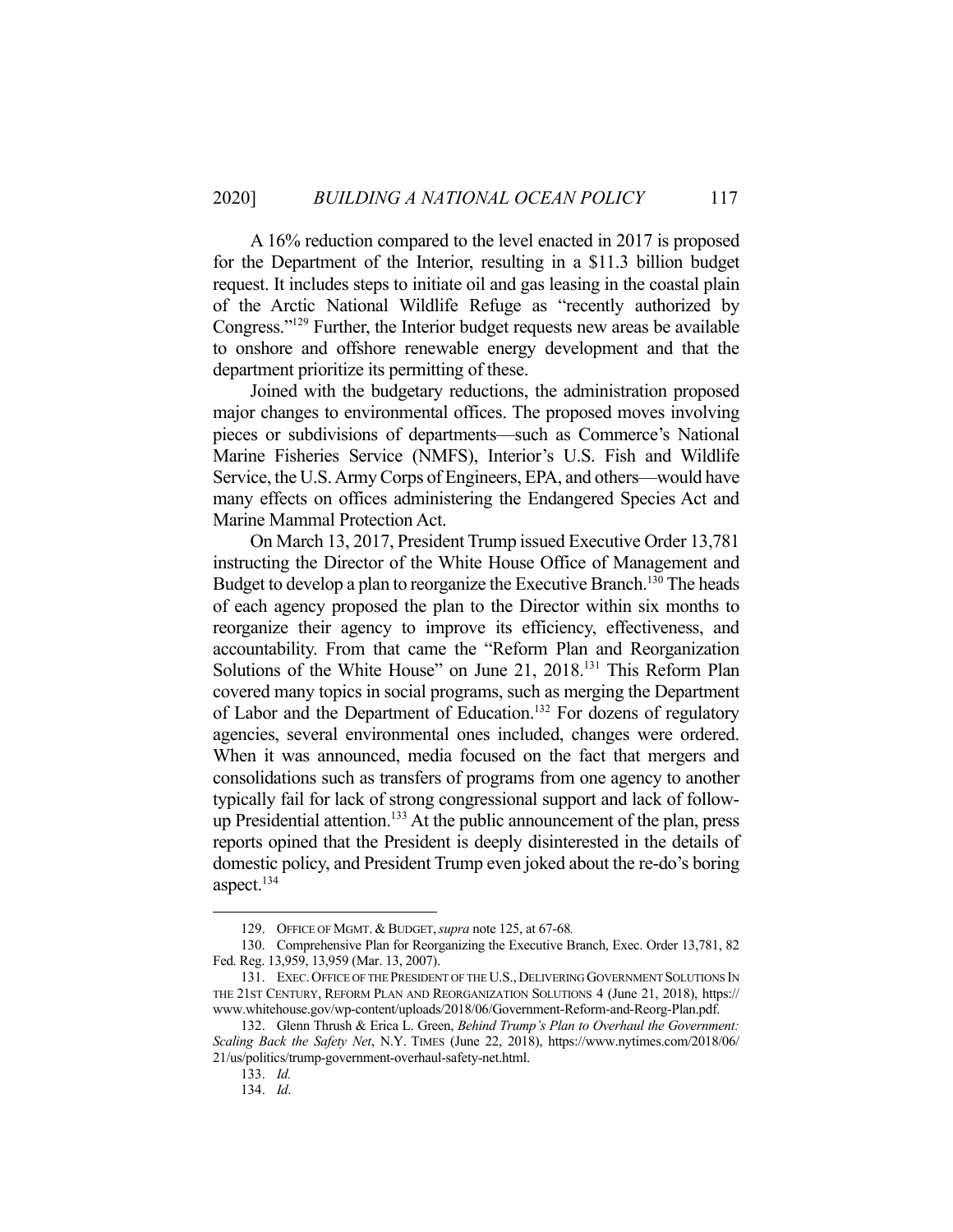A 16% reduction compared to the level enacted in 2017 is proposed for the Department of the Interior, resulting in a $11.3 billion budget request. It includes steps to initiate oil and gas leasing in the coastal plain of the Arctic National Wildlife Refuge as "recently authorized by Congress."[129] Further, the Interior budget requests new areas be available to onshore and offshore renewable energy development and that the department prioritize its permitting of these.

Joined with the budgetary reductions, the administration proposed major changes to environmental offices. The proposed moves involving pieces or subdivisions of departments—such as Commerce's National Marine Fisheries Service (NMFS), Interior's U.S. Fish and Wildlife Service, the U.S. Army Corps of Engineers, EPA, and others—would have many effects on offices administering the Endangered Species Act and Marine Mammal Protection Act.

On March 13, 2017, President Trump issued Executive Order 13,781 instructing the Director of the White House Office of Management and Budget to develop a plan to reorganize the Executive Branch.[130] The heads of each agency proposed the plan to the Director within six months to reorganize their agency to improve its efficiency, effectiveness, and accountability. From that came the "Reform Plan and Reorganization Solutions of the White House" on June 21, 2018.[131] This Reform Plan covered many topics in social programs, such as merging the Department of Labor and the Department of Education.[132] For dozens of regulatory agencies, several environmental ones included, changes were ordered. When it was announced, media focused on the fact that mergers and consolidations such as transfers of programs from one agency to another typically fail for lack of strong congressional support and lack of follow-up Presidential attention.[133] At the public announcement of the plan, press reports opined that the President is deeply disinterested in the details of domestic policy, and President Trump even joked about the re-do's boring aspect.[134]

---

129. OFFICE OF MGMT. & BUDGET, *supra* note 125, at 67-68.

130. Comprehensive Plan for Reorganizing the Executive Branch, Exec. Order 13,781, 82 Fed. Reg. 13,959, 13,959 (Mar. 13, 2007).

131. EXEC. OFFICE OF THE PRESIDENT OF THE U.S., DELIVERING GOVERNMENT SOLUTIONS IN THE 21ST CENTURY, REFORM PLAN AND REORGANIZATION SOLUTIONS 4 (June 21, 2018), https://www.whitehouse.gov/wp-content/uploads/2018/06/Government-Reform-and-Reorg-Plan.pdf.

132. Glenn Thrush & Erica L. Green, *Behind Trump's Plan to Overhaul the Government: Scaling Back the Safety Net*, N.Y. TIMES (June 22, 2018), https://www.nytimes.com/2018/06/21/us/politics/trump-government-overhaul-safety-net.html.

133. *Id.*

134. *Id*.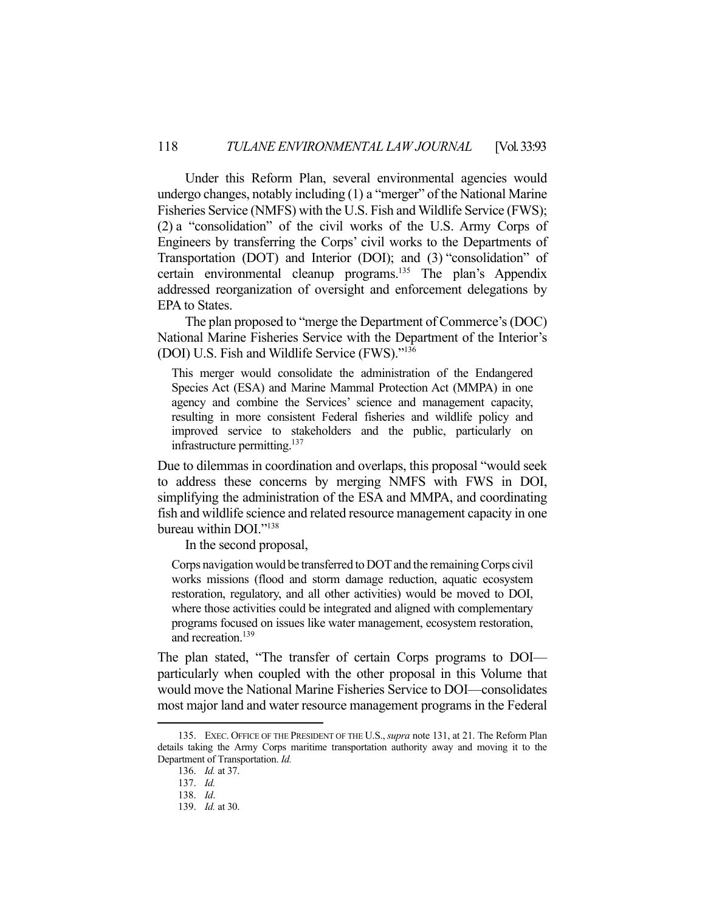Under this Reform Plan, several environmental agencies would undergo changes, notably including (1) a "merger" of the National Marine Fisheries Service (NMFS) with the U.S. Fish and Wildlife Service (FWS); (2) a "consolidation" of the civil works of the U.S. Army Corps of Engineers by transferring the Corps' civil works to the Departments of Transportation (DOT) and Interior (DOI); and (3) "consolidation" of certain environmental cleanup programs.[135] The plan's Appendix addressed reorganization of oversight and enforcement delegations by EPA to States.

The plan proposed to "merge the Department of Commerce's (DOC) National Marine Fisheries Service with the Department of the Interior's (DOI) U.S. Fish and Wildlife Service (FWS)."[136]

> This merger would consolidate the administration of the Endangered Species Act (ESA) and Marine Mammal Protection Act (MMPA) in one agency and combine the Services' science and management capacity, resulting in more consistent Federal fisheries and wildlife policy and improved service to stakeholders and the public, particularly on infrastructure permitting.[137]

Due to dilemmas in coordination and overlaps, this proposal "would seek to address these concerns by merging NMFS with FWS in DOI, simplifying the administration of the ESA and MMPA, and coordinating fish and wildlife science and related resource management capacity in one bureau within DOI."[138]

In the second proposal,

> Corps navigation would be transferred to DOT and the remaining Corps civil works missions (flood and storm damage reduction, aquatic ecosystem restoration, regulatory, and all other activities) would be moved to DOI, where those activities could be integrated and aligned with complementary programs focused on issues like water management, ecosystem restoration, and recreation.[139]

The plan stated, "The transfer of certain Corps programs to DOI—particularly when coupled with the other proposal in this Volume that would move the National Marine Fisheries Service to DOI—consolidates most major land and water resource management programs in the Federal

---

135. EXEC. OFFICE OF THE PRESIDENT OF THE U.S., *supra* note 131, at 21. The Reform Plan details taking the Army Corps maritime transportation authority away and moving it to the Department of Transportation. *Id.*

136. *Id.* at 37.

137. *Id.*

138. *Id*.

139. *Id.* at 30.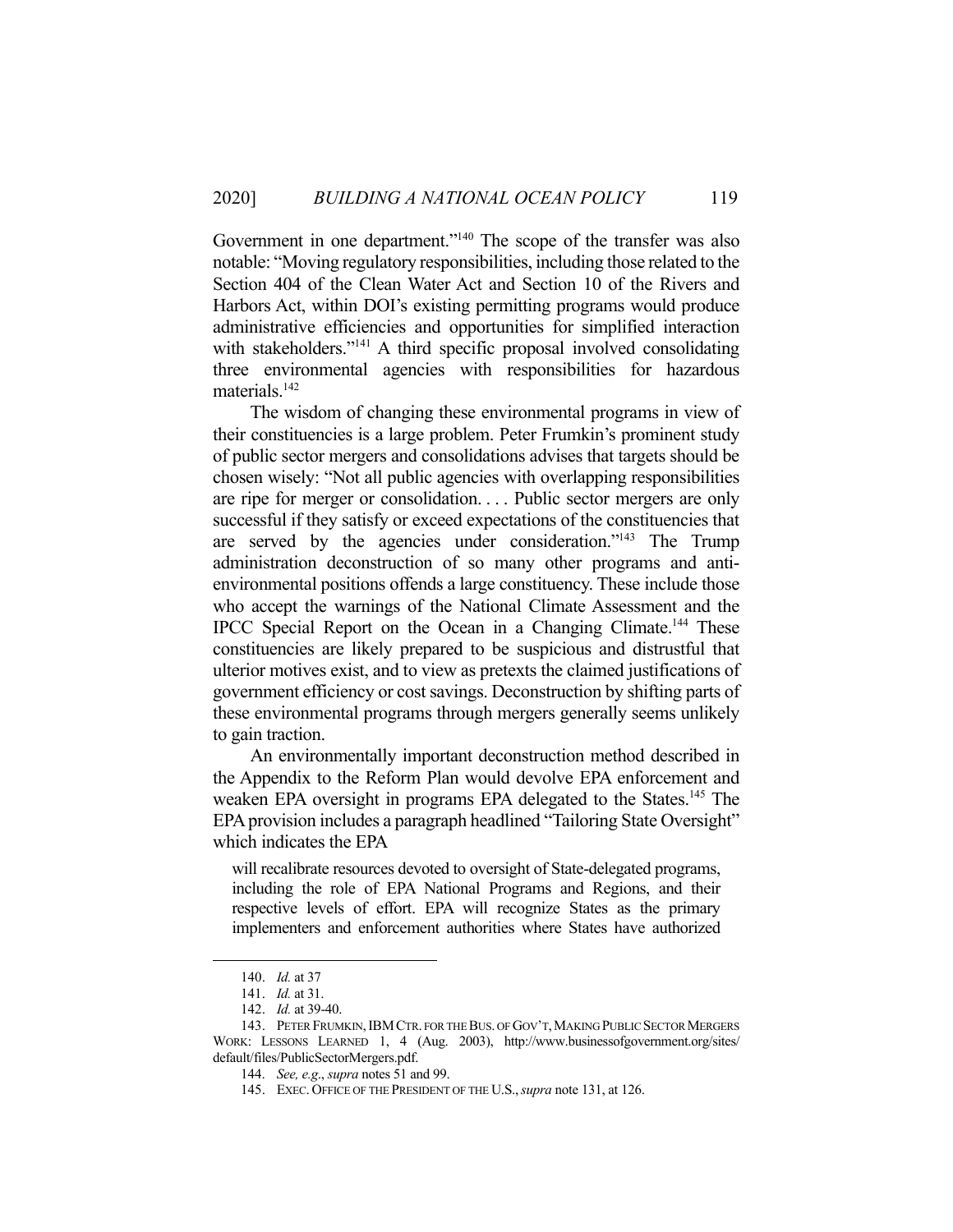Government in one department."[140] The scope of the transfer was also notable: "Moving regulatory responsibilities, including those related to the Section 404 of the Clean Water Act and Section 10 of the Rivers and Harbors Act, within DOI's existing permitting programs would produce administrative efficiencies and opportunities for simplified interaction with stakeholders."[141] A third specific proposal involved consolidating three environmental agencies with responsibilities for hazardous materials.[142]

The wisdom of changing these environmental programs in view of their constituencies is a large problem. Peter Frumkin's prominent study of public sector mergers and consolidations advises that targets should be chosen wisely: "Not all public agencies with overlapping responsibilities are ripe for merger or consolidation. . . . Public sector mergers are only successful if they satisfy or exceed expectations of the constituencies that are served by the agencies under consideration."[143] The Trump administration deconstruction of so many other programs and anti-environmental positions offends a large constituency. These include those who accept the warnings of the National Climate Assessment and the IPCC Special Report on the Ocean in a Changing Climate.[144] These constituencies are likely prepared to be suspicious and distrustful that ulterior motives exist, and to view as pretexts the claimed justifications of government efficiency or cost savings. Deconstruction by shifting parts of these environmental programs through mergers generally seems unlikely to gain traction.

An environmentally important deconstruction method described in the Appendix to the Reform Plan would devolve EPA enforcement and weaken EPA oversight in programs EPA delegated to the States.[145] The EPA provision includes a paragraph headlined "Tailoring State Oversight" which indicates the EPA

> will recalibrate resources devoted to oversight of State-delegated programs, including the role of EPA National Programs and Regions, and their respective levels of effort. EPA will recognize States as the primary implementers and enforcement authorities where States have authorized

---

140. *Id.* at 37

141. *Id.* at 31.

142. *Id.* at 39-40.

143. PETER FRUMKIN, IBM CTR. FOR THE BUS. OF GOV'T, MAKING PUBLIC SECTOR MERGERS WORK: LESSONS LEARNED 1, 4 (Aug. 2003), http://www.businessofgovernment.org/sites/default/files/PublicSectorMergers.pdf.

144. *See, e.g.*, *supra* notes 51 and 99.

145. EXEC. OFFICE OF THE PRESIDENT OF THE U.S., *supra* note 131, at 126.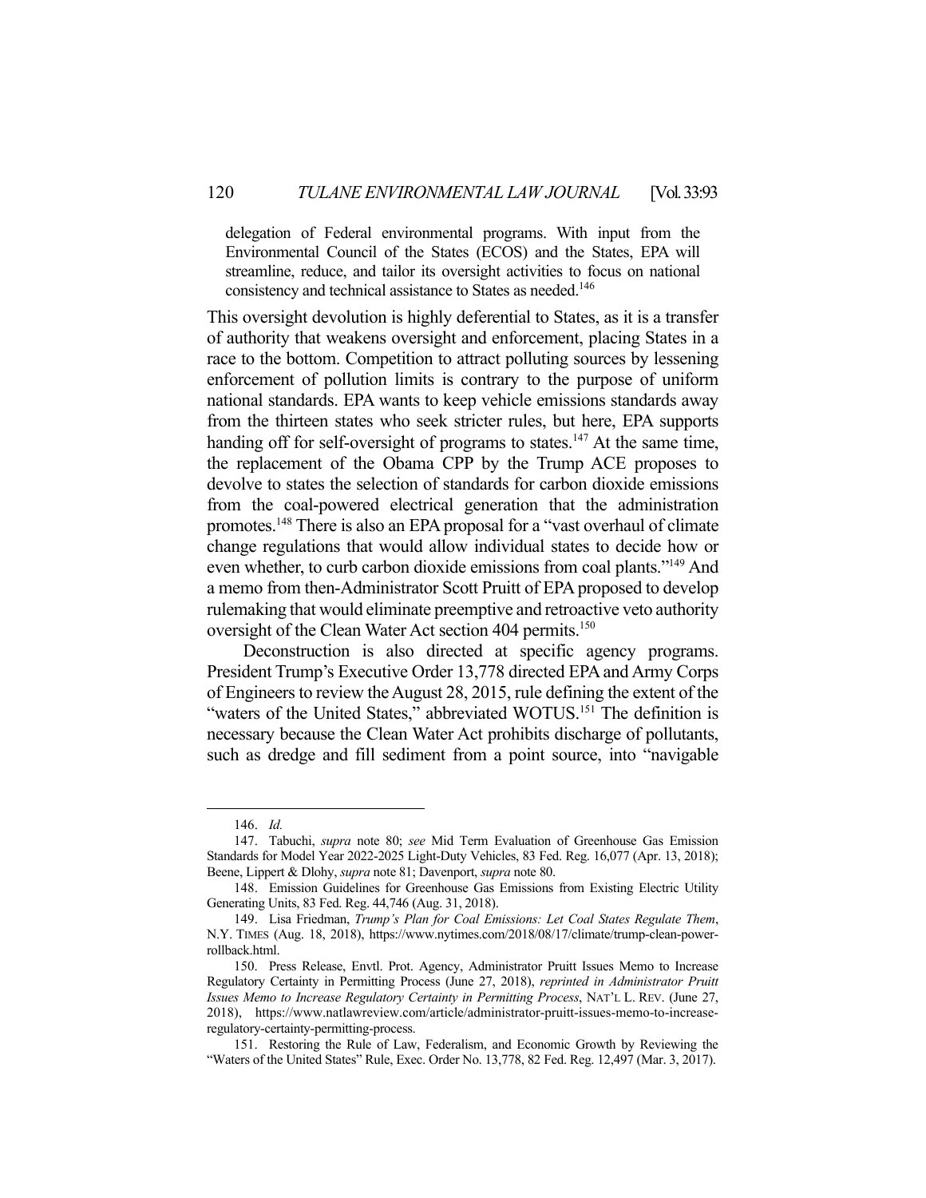> delegation of Federal environmental programs. With input from the Environmental Council of the States (ECOS) and the States, EPA will streamline, reduce, and tailor its oversight activities to focus on national consistency and technical assistance to States as needed.[146]

This oversight devolution is highly deferential to States, as it is a transfer of authority that weakens oversight and enforcement, placing States in a race to the bottom. Competition to attract polluting sources by lessening enforcement of pollution limits is contrary to the purpose of uniform national standards. EPA wants to keep vehicle emissions standards away from the thirteen states who seek stricter rules, but here, EPA supports handing off for self-oversight of programs to states.[147] At the same time, the replacement of the Obama CPP by the Trump ACE proposes to devolve to states the selection of standards for carbon dioxide emissions from the coal-powered electrical generation that the administration promotes.[148] There is also an EPA proposal for a "vast overhaul of climate change regulations that would allow individual states to decide how or even whether, to curb carbon dioxide emissions from coal plants."[149] And a memo from then-Administrator Scott Pruitt of EPA proposed to develop rulemaking that would eliminate preemptive and retroactive veto authority oversight of the Clean Water Act section 404 permits.[150]

Deconstruction is also directed at specific agency programs. President Trump's Executive Order 13,778 directed EPA and Army Corps of Engineers to review the August 28, 2015, rule defining the extent of the "waters of the United States," abbreviated WOTUS.[151] The definition is necessary because the Clean Water Act prohibits discharge of pollutants, such as dredge and fill sediment from a point source, into "navigable

---

146. *Id.*

147. Tabuchi, *supra* note 80; *see* Mid Term Evaluation of Greenhouse Gas Emission Standards for Model Year 2022-2025 Light-Duty Vehicles, 83 Fed. Reg. 16,077 (Apr. 13, 2018); Beene, Lippert & Dlohy, *supra* note 81; Davenport, *supra* note 80.

148. Emission Guidelines for Greenhouse Gas Emissions from Existing Electric Utility Generating Units, 83 Fed. Reg. 44,746 (Aug. 31, 2018).

149. Lisa Friedman, *Trump's Plan for Coal Emissions: Let Coal States Regulate Them*, N.Y. TIMES (Aug. 18, 2018), https://www.nytimes.com/2018/08/17/climate/trump-clean-power-rollback.html.

150. Press Release, Envtl. Prot. Agency, Administrator Pruitt Issues Memo to Increase Regulatory Certainty in Permitting Process (June 27, 2018), *reprinted in Administrator Pruitt Issues Memo to Increase Regulatory Certainty in Permitting Process*, NAT'L L. REV. (June 27, 2018), https://www.natlawreview.com/article/administrator-pruitt-issues-memo-to-increase-regulatory-certainty-permitting-process.

151. Restoring the Rule of Law, Federalism, and Economic Growth by Reviewing the "Waters of the United States" Rule, Exec. Order No. 13,778, 82 Fed. Reg. 12,497 (Mar. 3, 2017).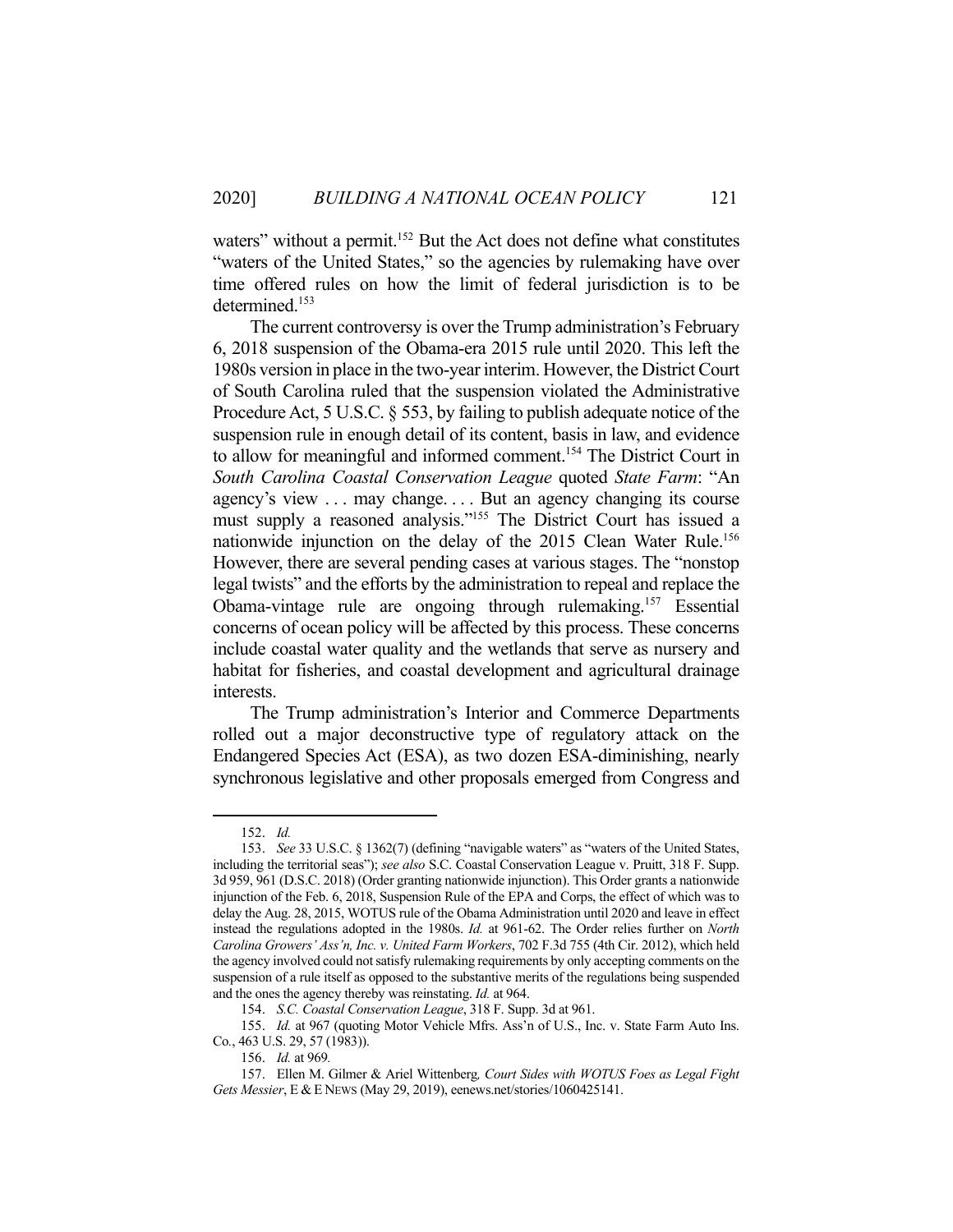waters" without a permit.[152] But the Act does not define what constitutes "waters of the United States," so the agencies by rulemaking have over time offered rules on how the limit of federal jurisdiction is to be determined.[153]

The current controversy is over the Trump administration's February 6, 2018 suspension of the Obama-era 2015 rule until 2020. This left the 1980s version in place in the two-year interim. However, the District Court of South Carolina ruled that the suspension violated the Administrative Procedure Act, 5 U.S.C. § 553, by failing to publish adequate notice of the suspension rule in enough detail of its content, basis in law, and evidence to allow for meaningful and informed comment.[154] The District Court in *South Carolina Coastal Conservation League* quoted *State Farm*: "An agency's view . . . may change. . . . But an agency changing its course must supply a reasoned analysis."[155] The District Court has issued a nationwide injunction on the delay of the 2015 Clean Water Rule.[156] However, there are several pending cases at various stages. The "nonstop legal twists" and the efforts by the administration to repeal and replace the Obama-vintage rule are ongoing through rulemaking.[157] Essential concerns of ocean policy will be affected by this process. These concerns include coastal water quality and the wetlands that serve as nursery and habitat for fisheries, and coastal development and agricultural drainage interests.

The Trump administration's Interior and Commerce Departments rolled out a major deconstructive type of regulatory attack on the Endangered Species Act (ESA), as two dozen ESA-diminishing, nearly synchronous legislative and other proposals emerged from Congress and

---

152. *Id.*

153. *See* 33 U.S.C. § 1362(7) (defining "navigable waters" as "waters of the United States, including the territorial seas"); *see also* S.C. Coastal Conservation League v. Pruitt, 318 F. Supp. 3d 959, 961 (D.S.C. 2018) (Order granting nationwide injunction). This Order grants a nationwide injunction of the Feb. 6, 2018, Suspension Rule of the EPA and Corps, the effect of which was to delay the Aug. 28, 2015, WOTUS rule of the Obama Administration until 2020 and leave in effect instead the regulations adopted in the 1980s. *Id.* at 961-62. The Order relies further on *North Carolina Growers' Ass'n, Inc. v. United Farm Workers*, 702 F.3d 755 (4th Cir. 2012), which held the agency involved could not satisfy rulemaking requirements by only accepting comments on the suspension of a rule itself as opposed to the substantive merits of the regulations being suspended and the ones the agency thereby was reinstating. *Id.* at 964.

154. *S.C. Coastal Conservation League*, 318 F. Supp. 3d at 961.

155. *Id.* at 967 (quoting Motor Vehicle Mfrs. Ass'n of U.S., Inc. v. State Farm Auto Ins. Co., 463 U.S. 29, 57 (1983)).

156. *Id.* at 969.

157. Ellen M. Gilmer & Ariel Wittenberg, *Court Sides with WOTUS Foes as Legal Fight Gets Messier*, E & E NEWS (May 29, 2019), eenews.net/stories/1060425141.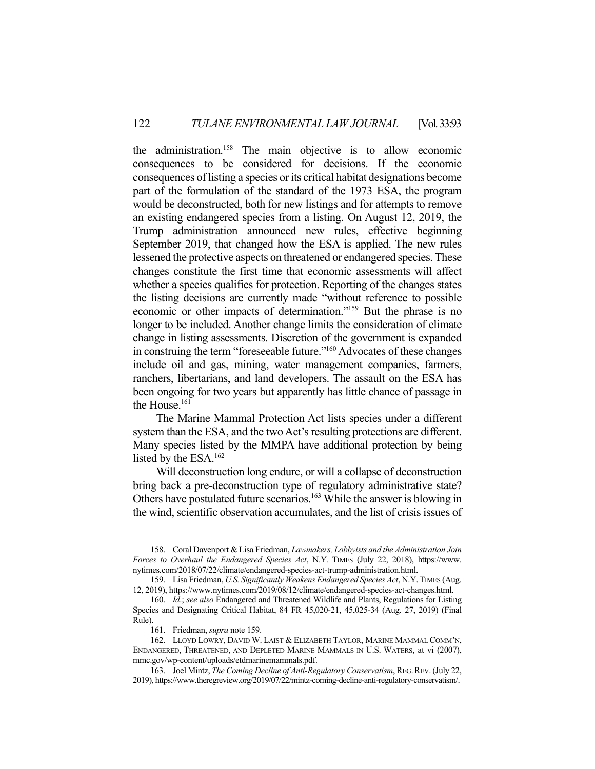the administration.[158] The main objective is to allow economic consequences to be considered for decisions. If the economic consequences of listing a species or its critical habitat designations become part of the formulation of the standard of the 1973 ESA, the program would be deconstructed, both for new listings and for attempts to remove an existing endangered species from a listing. On August 12, 2019, the Trump administration announced new rules, effective beginning September 2019, that changed how the ESA is applied. The new rules lessened the protective aspects on threatened or endangered species. These changes constitute the first time that economic assessments will affect whether a species qualifies for protection. Reporting of the changes states the listing decisions are currently made "without reference to possible economic or other impacts of determination."[159] But the phrase is no longer to be included. Another change limits the consideration of climate change in listing assessments. Discretion of the government is expanded in construing the term "foreseeable future."[160] Advocates of these changes include oil and gas, mining, water management companies, farmers, ranchers, libertarians, and land developers. The assault on the ESA has been ongoing for two years but apparently has little chance of passage in the House.[161]

The Marine Mammal Protection Act lists species under a different system than the ESA, and the two Act's resulting protections are different. Many species listed by the MMPA have additional protection by being listed by the ESA.[162]

Will deconstruction long endure, or will a collapse of deconstruction bring back a pre-deconstruction type of regulatory administrative state? Others have postulated future scenarios.[163] While the answer is blowing in the wind, scientific observation accumulates, and the list of crisis issues of

---

158. Coral Davenport & Lisa Friedman, *Lawmakers, Lobbyists and the Administration Join Forces to Overhaul the Endangered Species Act*, N.Y. TIMES (July 22, 2018), https://www.nytimes.com/2018/07/22/climate/endangered-species-act-trump-administration.html.

159. Lisa Friedman, *U.S. Significantly Weakens Endangered Species Act*, N.Y. TIMES (Aug. 12, 2019), https://www.nytimes.com/2019/08/12/climate/endangered-species-act-changes.html.

160. *Id.*; *see also* Endangered and Threatened Wildlife and Plants, Regulations for Listing Species and Designating Critical Habitat, 84 FR 45,020-21, 45,025-34 (Aug. 27, 2019) (Final Rule).

161. Friedman, *supra* note 159.

162. LLOYD LOWRY, DAVID W. LAIST & ELIZABETH TAYLOR, MARINE MAMMAL COMM'N, ENDANGERED, THREATENED, AND DEPLETED MARINE MAMMALS IN U.S. WATERS, at vi (2007), mmc.gov/wp-content/uploads/etdmarinemammals.pdf.

163. Joel Mintz, *The Coming Decline of Anti-Regulatory Conservatism*, REG. REV. (July 22, 2019), https://www.theregreview.org/2019/07/22/mintz-coming-decline-anti-regulatory-conservatism/.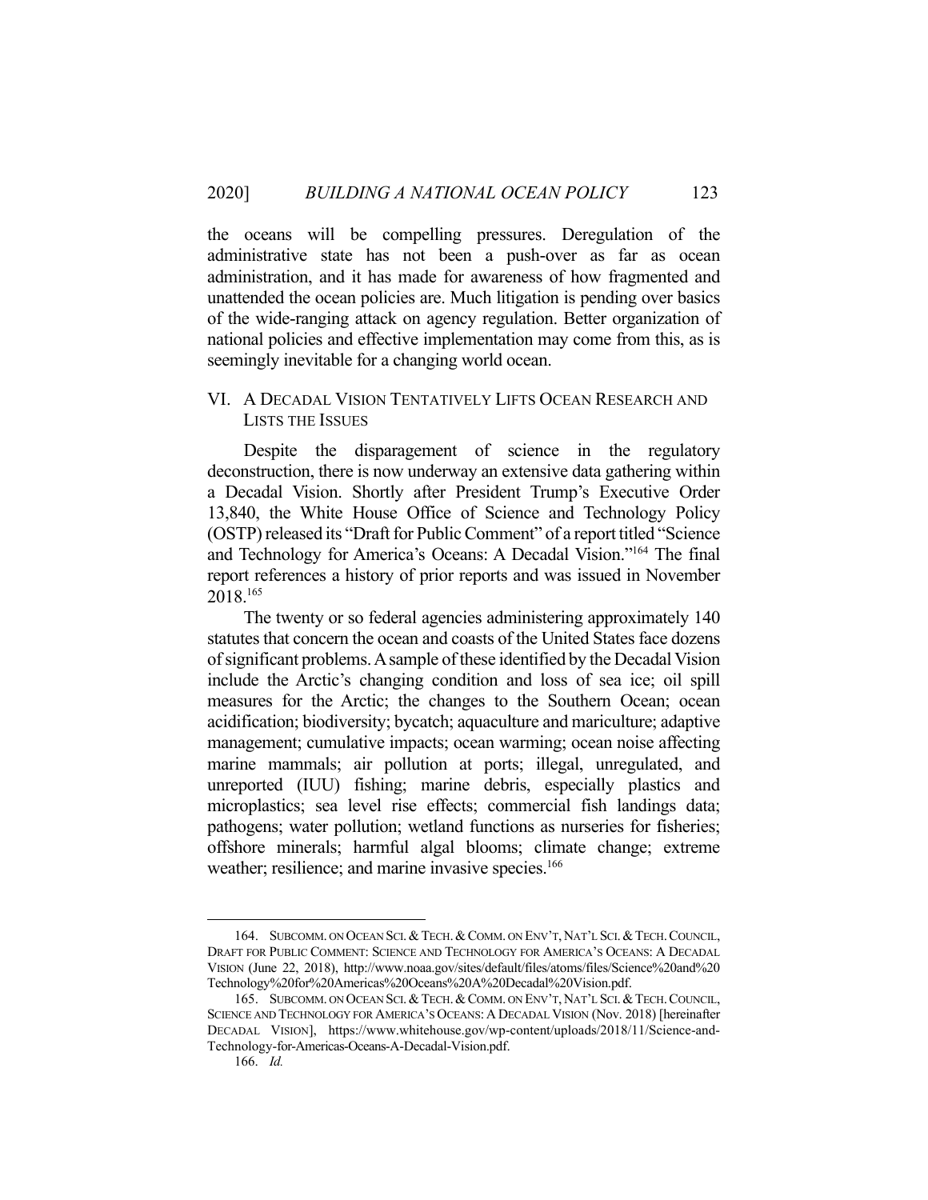the oceans will be compelling pressures. Deregulation of the administrative state has not been a push-over as far as ocean administration, and it has made for awareness of how fragmented and unattended the ocean policies are. Much litigation is pending over basics of the wide-ranging attack on agency regulation. Better organization of national policies and effective implementation may come from this, as is seemingly inevitable for a changing world ocean.

## VI. A DECADAL VISION TENTATIVELY LIFTS OCEAN RESEARCH AND LISTS THE ISSUES

Despite the disparagement of science in the regulatory deconstruction, there is now underway an extensive data gathering within a Decadal Vision. Shortly after President Trump's Executive Order 13,840, the White House Office of Science and Technology Policy (OSTP) released its "Draft for Public Comment" of a report titled "Science and Technology for America's Oceans: A Decadal Vision."[164] The final report references a history of prior reports and was issued in November 2018.[165]

The twenty or so federal agencies administering approximately 140 statutes that concern the ocean and coasts of the United States face dozens of significant problems. A sample of these identified by the Decadal Vision include the Arctic's changing condition and loss of sea ice; oil spill measures for the Arctic; the changes to the Southern Ocean; ocean acidification; biodiversity; bycatch; aquaculture and mariculture; adaptive management; cumulative impacts; ocean warming; ocean noise affecting marine mammals; air pollution at ports; illegal, unregulated, and unreported (IUU) fishing; marine debris, especially plastics and microplastics; sea level rise effects; commercial fish landings data; pathogens; water pollution; wetland functions as nurseries for fisheries; offshore minerals; harmful algal blooms; climate change; extreme weather; resilience; and marine invasive species.[166]

---

164. SUBCOMM. ON OCEAN SCI. & TECH. & COMM. ON ENV'T, NAT'L SCI. & TECH. COUNCIL, DRAFT FOR PUBLIC COMMENT: SCIENCE AND TECHNOLOGY FOR AMERICA'S OCEANS: A DECADAL VISION (June 22, 2018), http://www.noaa.gov/sites/default/files/atoms/files/Science%20and%20Technology%20for%20Americas%20Oceans%20A%20Decadal%20Vision.pdf.

165. SUBCOMM. ON OCEAN SCI. & TECH. & COMM. ON ENV'T, NAT'L SCI. & TECH. COUNCIL, SCIENCE AND TECHNOLOGY FOR AMERICA'S OCEANS: A DECADAL VISION (Nov. 2018) [hereinafter DECADAL VISION], https://www.whitehouse.gov/wp-content/uploads/2018/11/Science-and-Technology-for-Americas-Oceans-A-Decadal-Vision.pdf.

166. *Id.*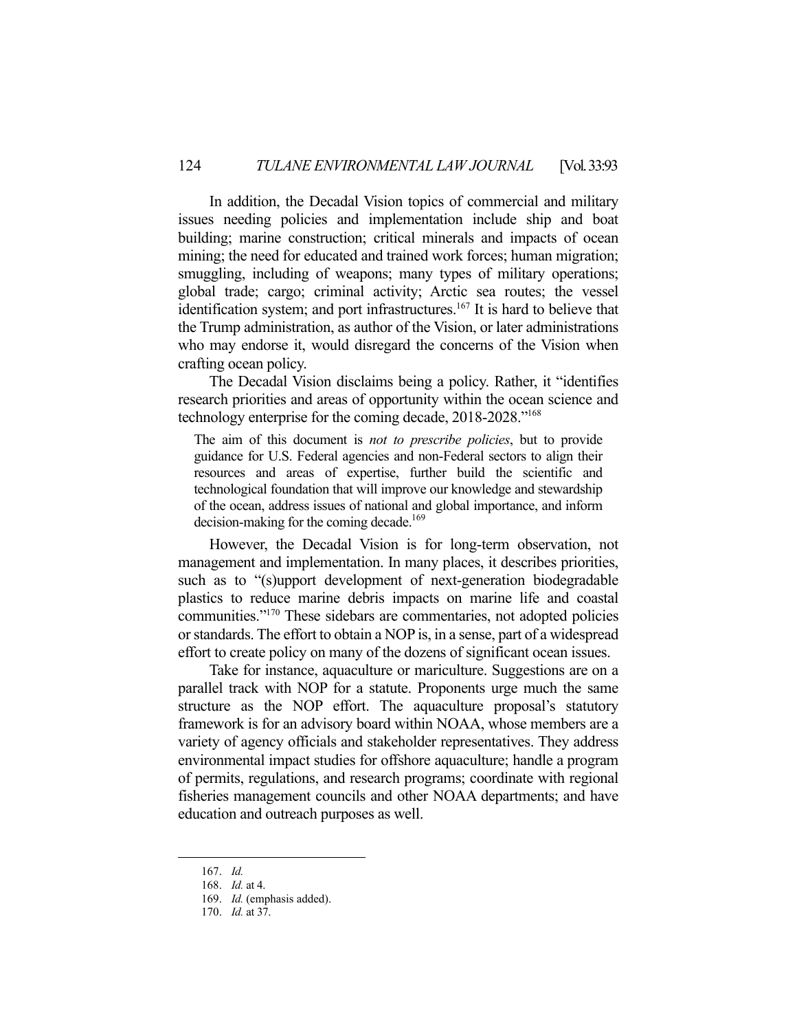In addition, the Decadal Vision topics of commercial and military issues needing policies and implementation include ship and boat building; marine construction; critical minerals and impacts of ocean mining; the need for educated and trained work forces; human migration; smuggling, including of weapons; many types of military operations; global trade; cargo; criminal activity; Arctic sea routes; the vessel identification system; and port infrastructures.[167] It is hard to believe that the Trump administration, as author of the Vision, or later administrations who may endorse it, would disregard the concerns of the Vision when crafting ocean policy.

The Decadal Vision disclaims being a policy. Rather, it "identifies research priorities and areas of opportunity within the ocean science and technology enterprise for the coming decade, 2018-2028."[168]

> The aim of this document is *not to prescribe policies*, but to provide guidance for U.S. Federal agencies and non-Federal sectors to align their resources and areas of expertise, further build the scientific and technological foundation that will improve our knowledge and stewardship of the ocean, address issues of national and global importance, and inform decision-making for the coming decade.[169]

However, the Decadal Vision is for long-term observation, not management and implementation. In many places, it describes priorities, such as to "(s)upport development of next-generation biodegradable plastics to reduce marine debris impacts on marine life and coastal communities."[170] These sidebars are commentaries, not adopted policies or standards. The effort to obtain a NOP is, in a sense, part of a widespread effort to create policy on many of the dozens of significant ocean issues.

Take for instance, aquaculture or mariculture. Suggestions are on a parallel track with NOP for a statute. Proponents urge much the same structure as the NOP effort. The aquaculture proposal's statutory framework is for an advisory board within NOAA, whose members are a variety of agency officials and stakeholder representatives. They address environmental impact studies for offshore aquaculture; handle a program of permits, regulations, and research programs; coordinate with regional fisheries management councils and other NOAA departments; and have education and outreach purposes as well.

---

167. *Id.*
168. *Id.* at 4.
169. *Id.* (emphasis added).
170. *Id.* at 37.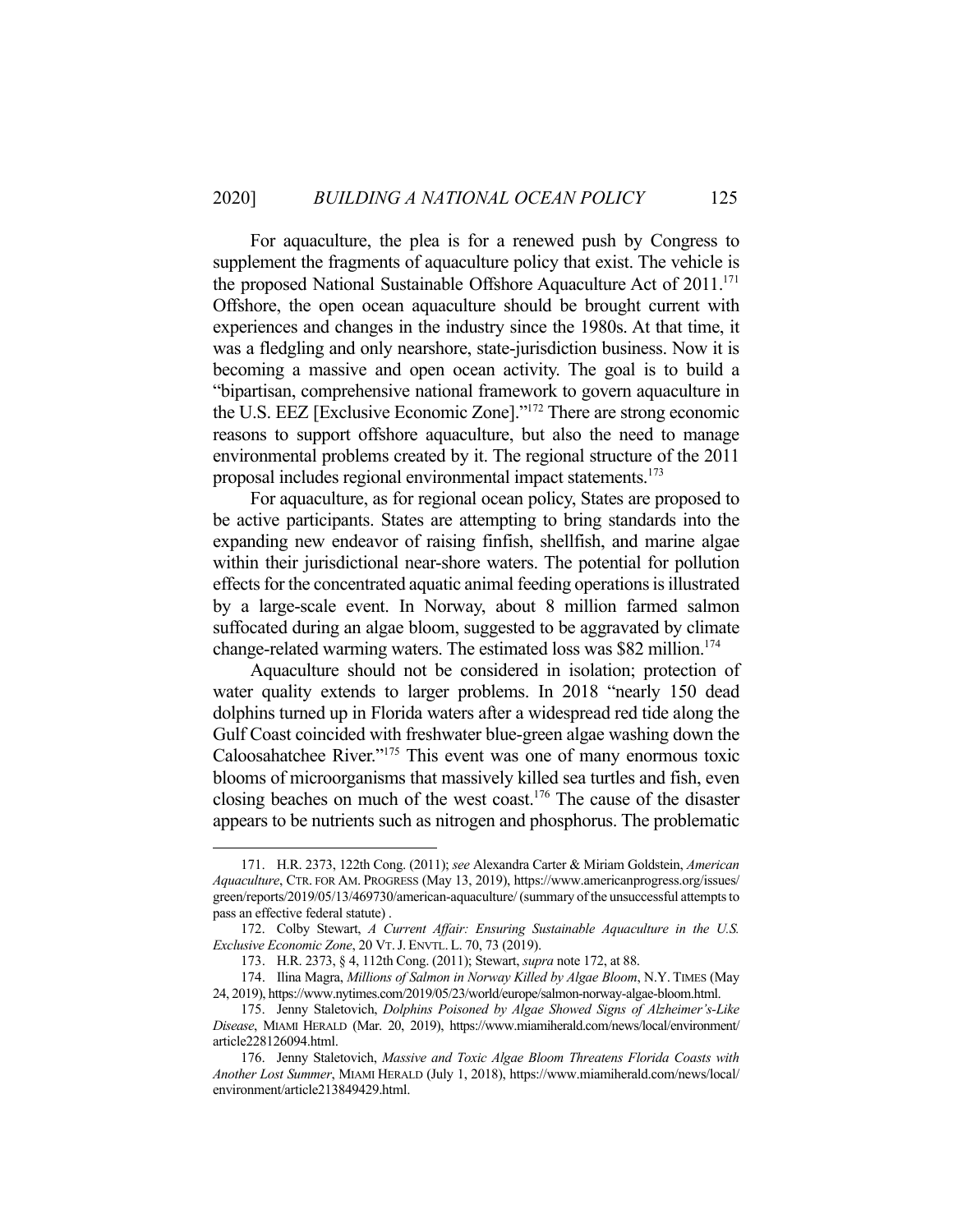For aquaculture, the plea is for a renewed push by Congress to supplement the fragments of aquaculture policy that exist. The vehicle is the proposed National Sustainable Offshore Aquaculture Act of 2011.[171] Offshore, the open ocean aquaculture should be brought current with experiences and changes in the industry since the 1980s. At that time, it was a fledgling and only nearshore, state-jurisdiction business. Now it is becoming a massive and open ocean activity. The goal is to build a "bipartisan, comprehensive national framework to govern aquaculture in the U.S. EEZ [Exclusive Economic Zone]."[172] There are strong economic reasons to support offshore aquaculture, but also the need to manage environmental problems created by it. The regional structure of the 2011 proposal includes regional environmental impact statements.[173]

For aquaculture, as for regional ocean policy, States are proposed to be active participants. States are attempting to bring standards into the expanding new endeavor of raising finfish, shellfish, and marine algae within their jurisdictional near-shore waters. The potential for pollution effects for the concentrated aquatic animal feeding operations is illustrated by a large-scale event. In Norway, about 8 million farmed salmon suffocated during an algae bloom, suggested to be aggravated by climate change-related warming waters. The estimated loss was $82 million.[174]

Aquaculture should not be considered in isolation; protection of water quality extends to larger problems. In 2018 "nearly 150 dead dolphins turned up in Florida waters after a widespread red tide along the Gulf Coast coincided with freshwater blue-green algae washing down the Caloosahatchee River."[175] This event was one of many enormous toxic blooms of microorganisms that massively killed sea turtles and fish, even closing beaches on much of the west coast.[176] The cause of the disaster appears to be nutrients such as nitrogen and phosphorus. The problematic

---

171. H.R. 2373, 122th Cong. (2011); *see* Alexandra Carter & Miriam Goldstein, *American Aquaculture*, CTR. FOR AM. PROGRESS (May 13, 2019), https://www.americanprogress.org/issues/green/reports/2019/05/13/469730/american-aquaculture/ (summary of the unsuccessful attempts to pass an effective federal statute) .

172. Colby Stewart, *A Current Affair: Ensuring Sustainable Aquaculture in the U.S. Exclusive Economic Zone*, 20 VT. J. ENVTL. L. 70, 73 (2019).

173. H.R. 2373, § 4, 112th Cong. (2011); Stewart, *supra* note 172, at 88.

174. Ilina Magra, *Millions of Salmon in Norway Killed by Algae Bloom*, N.Y. TIMES (May 24, 2019), https://www.nytimes.com/2019/05/23/world/europe/salmon-norway-algae-bloom.html.

175. Jenny Staletovich, *Dolphins Poisoned by Algae Showed Signs of Alzheimer's-Like Disease*, MIAMI HERALD (Mar. 20, 2019), https://www.miamiherald.com/news/local/environment/article228126094.html.

176. Jenny Staletovich, *Massive and Toxic Algae Bloom Threatens Florida Coasts with Another Lost Summer*, MIAMI HERALD (July 1, 2018), https://www.miamiherald.com/news/local/environment/article213849429.html.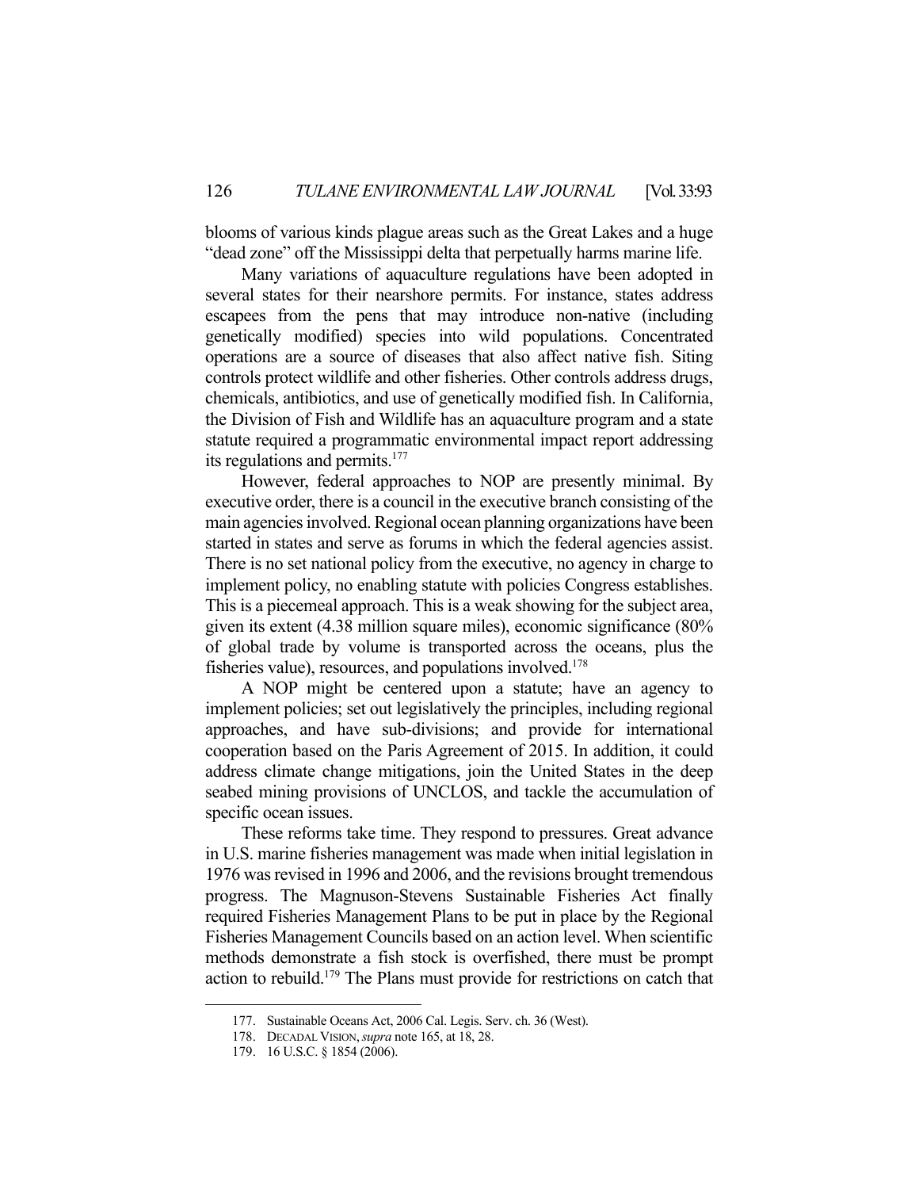blooms of various kinds plague areas such as the Great Lakes and a huge "dead zone" off the Mississippi delta that perpetually harms marine life.

Many variations of aquaculture regulations have been adopted in several states for their nearshore permits. For instance, states address escapees from the pens that may introduce non-native (including genetically modified) species into wild populations. Concentrated operations are a source of diseases that also affect native fish. Siting controls protect wildlife and other fisheries. Other controls address drugs, chemicals, antibiotics, and use of genetically modified fish. In California, the Division of Fish and Wildlife has an aquaculture program and a state statute required a programmatic environmental impact report addressing its regulations and permits.[177]

However, federal approaches to NOP are presently minimal. By executive order, there is a council in the executive branch consisting of the main agencies involved. Regional ocean planning organizations have been started in states and serve as forums in which the federal agencies assist. There is no set national policy from the executive, no agency in charge to implement policy, no enabling statute with policies Congress establishes. This is a piecemeal approach. This is a weak showing for the subject area, given its extent (4.38 million square miles), economic significance (80% of global trade by volume is transported across the oceans, plus the fisheries value), resources, and populations involved.[178]

A NOP might be centered upon a statute; have an agency to implement policies; set out legislatively the principles, including regional approaches, and have sub-divisions; and provide for international cooperation based on the Paris Agreement of 2015. In addition, it could address climate change mitigations, join the United States in the deep seabed mining provisions of UNCLOS, and tackle the accumulation of specific ocean issues.

These reforms take time. They respond to pressures. Great advance in U.S. marine fisheries management was made when initial legislation in 1976 was revised in 1996 and 2006, and the revisions brought tremendous progress. The Magnuson-Stevens Sustainable Fisheries Act finally required Fisheries Management Plans to be put in place by the Regional Fisheries Management Councils based on an action level. When scientific methods demonstrate a fish stock is overfished, there must be prompt action to rebuild.[179] The Plans must provide for restrictions on catch that

---

177. Sustainable Oceans Act, 2006 Cal. Legis. Serv. ch. 36 (West).

178. DECADAL VISION, *supra* note 165, at 18, 28.

179. 16 U.S.C. § 1854 (2006).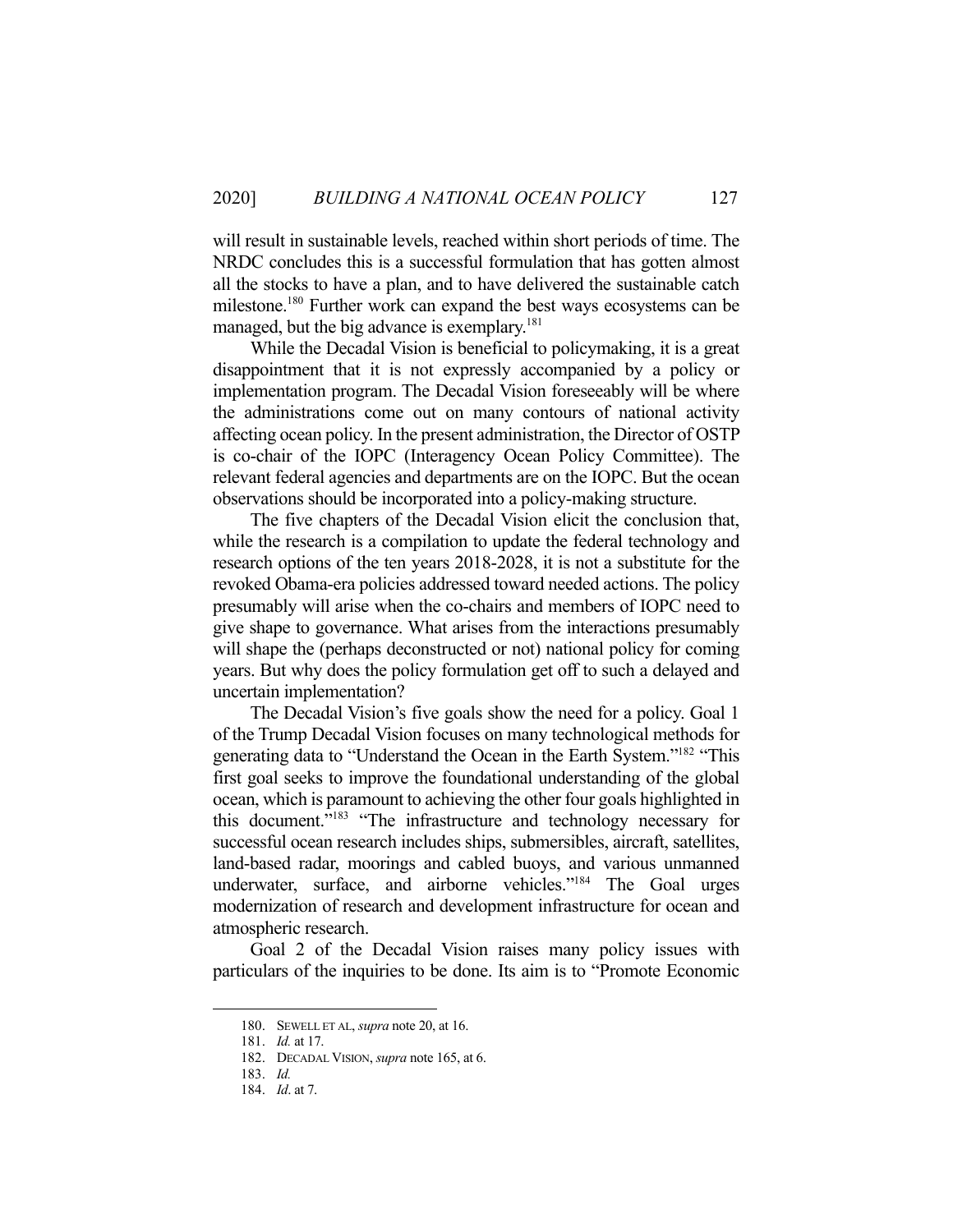will result in sustainable levels, reached within short periods of time. The NRDC concludes this is a successful formulation that has gotten almost all the stocks to have a plan, and to have delivered the sustainable catch milestone.[180] Further work can expand the best ways ecosystems can be managed, but the big advance is exemplary.[181]

While the Decadal Vision is beneficial to policymaking, it is a great disappointment that it is not expressly accompanied by a policy or implementation program. The Decadal Vision foreseeably will be where the administrations come out on many contours of national activity affecting ocean policy. In the present administration, the Director of OSTP is co-chair of the IOPC (Interagency Ocean Policy Committee). The relevant federal agencies and departments are on the IOPC. But the ocean observations should be incorporated into a policy-making structure.

The five chapters of the Decadal Vision elicit the conclusion that, while the research is a compilation to update the federal technology and research options of the ten years 2018-2028, it is not a substitute for the revoked Obama-era policies addressed toward needed actions. The policy presumably will arise when the co-chairs and members of IOPC need to give shape to governance. What arises from the interactions presumably will shape the (perhaps deconstructed or not) national policy for coming years. But why does the policy formulation get off to such a delayed and uncertain implementation?

The Decadal Vision's five goals show the need for a policy. Goal 1 of the Trump Decadal Vision focuses on many technological methods for generating data to "Understand the Ocean in the Earth System."[182] "This first goal seeks to improve the foundational understanding of the global ocean, which is paramount to achieving the other four goals highlighted in this document."[183] "The infrastructure and technology necessary for successful ocean research includes ships, submersibles, aircraft, satellites, land-based radar, moorings and cabled buoys, and various unmanned underwater, surface, and airborne vehicles."[184] The Goal urges modernization of research and development infrastructure for ocean and atmospheric research.

Goal 2 of the Decadal Vision raises many policy issues with particulars of the inquiries to be done. Its aim is to "Promote Economic

---

180. SEWELL ET AL, *supra* note 20, at 16.

181. *Id.* at 17.

182. DECADAL VISION, *supra* note 165, at 6.

183. *Id.*

184. *Id*. at 7.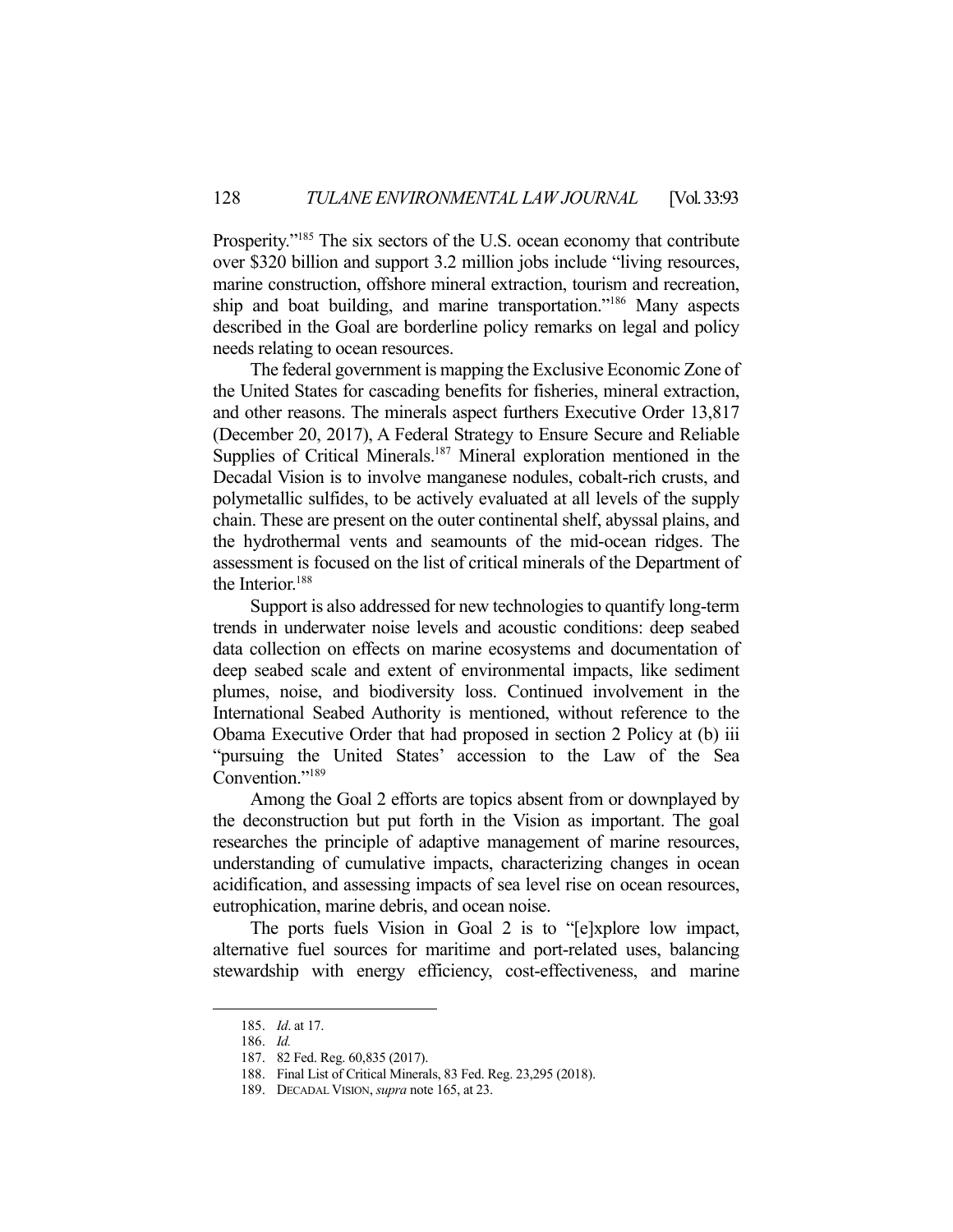Prosperity."[185] The six sectors of the U.S. ocean economy that contribute over $320 billion and support 3.2 million jobs include "living resources, marine construction, offshore mineral extraction, tourism and recreation, ship and boat building, and marine transportation."[186] Many aspects described in the Goal are borderline policy remarks on legal and policy needs relating to ocean resources.

The federal government is mapping the Exclusive Economic Zone of the United States for cascading benefits for fisheries, mineral extraction, and other reasons. The minerals aspect furthers Executive Order 13,817 (December 20, 2017), A Federal Strategy to Ensure Secure and Reliable Supplies of Critical Minerals.[187] Mineral exploration mentioned in the Decadal Vision is to involve manganese nodules, cobalt-rich crusts, and polymetallic sulfides, to be actively evaluated at all levels of the supply chain. These are present on the outer continental shelf, abyssal plains, and the hydrothermal vents and seamounts of the mid-ocean ridges. The assessment is focused on the list of critical minerals of the Department of the Interior.[188]

Support is also addressed for new technologies to quantify long-term trends in underwater noise levels and acoustic conditions: deep seabed data collection on effects on marine ecosystems and documentation of deep seabed scale and extent of environmental impacts, like sediment plumes, noise, and biodiversity loss. Continued involvement in the International Seabed Authority is mentioned, without reference to the Obama Executive Order that had proposed in section 2 Policy at (b) iii "pursuing the United States' accession to the Law of the Sea Convention."[189]

Among the Goal 2 efforts are topics absent from or downplayed by the deconstruction but put forth in the Vision as important. The goal researches the principle of adaptive management of marine resources, understanding of cumulative impacts, characterizing changes in ocean acidification, and assessing impacts of sea level rise on ocean resources, eutrophication, marine debris, and ocean noise.

The ports fuels Vision in Goal 2 is to "[e]xplore low impact, alternative fuel sources for maritime and port-related uses, balancing stewardship with energy efficiency, cost-effectiveness, and marine

---

185. *Id*. at 17.

186. *Id.*

187. 82 Fed. Reg. 60,835 (2017).

188. Final List of Critical Minerals, 83 Fed. Reg. 23,295 (2018).

189. DECADAL VISION, *supra* note 165, at 23.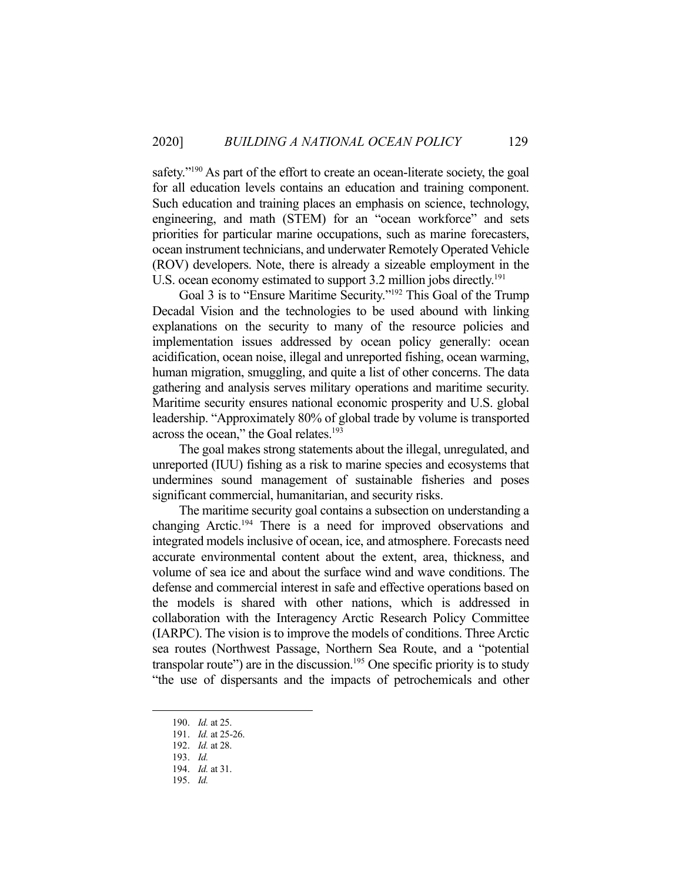safety."[190] As part of the effort to create an ocean-literate society, the goal for all education levels contains an education and training component. Such education and training places an emphasis on science, technology, engineering, and math (STEM) for an "ocean workforce" and sets priorities for particular marine occupations, such as marine forecasters, ocean instrument technicians, and underwater Remotely Operated Vehicle (ROV) developers. Note, there is already a sizeable employment in the U.S. ocean economy estimated to support 3.2 million jobs directly.[191]

Goal 3 is to "Ensure Maritime Security."[192] This Goal of the Trump Decadal Vision and the technologies to be used abound with linking explanations on the security to many of the resource policies and implementation issues addressed by ocean policy generally: ocean acidification, ocean noise, illegal and unreported fishing, ocean warming, human migration, smuggling, and quite a list of other concerns. The data gathering and analysis serves military operations and maritime security. Maritime security ensures national economic prosperity and U.S. global leadership. "Approximately 80% of global trade by volume is transported across the ocean," the Goal relates.[193]

The goal makes strong statements about the illegal, unregulated, and unreported (IUU) fishing as a risk to marine species and ecosystems that undermines sound management of sustainable fisheries and poses significant commercial, humanitarian, and security risks.

The maritime security goal contains a subsection on understanding a changing Arctic.[194] There is a need for improved observations and integrated models inclusive of ocean, ice, and atmosphere. Forecasts need accurate environmental content about the extent, area, thickness, and volume of sea ice and about the surface wind and wave conditions. The defense and commercial interest in safe and effective operations based on the models is shared with other nations, which is addressed in collaboration with the Interagency Arctic Research Policy Committee (IARPC). The vision is to improve the models of conditions. Three Arctic sea routes (Northwest Passage, Northern Sea Route, and a "potential transpolar route") are in the discussion.[195] One specific priority is to study "the use of dispersants and the impacts of petrochemicals and other

190. *Id.* at 25.
191. *Id.* at 25-26.
192. *Id.* at 28.
193. *Id.*
194. *Id.* at 31.
195. *Id.*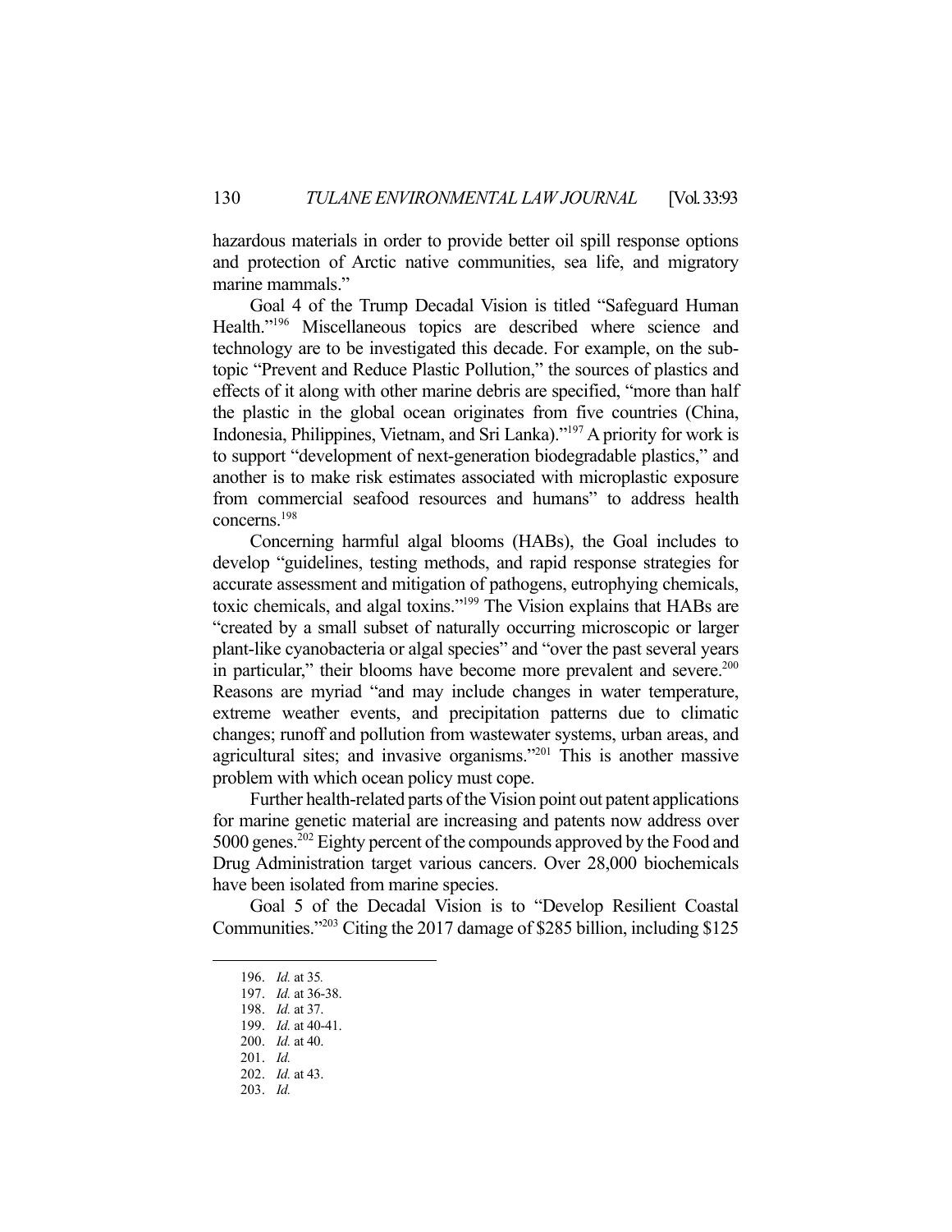hazardous materials in order to provide better oil spill response options and protection of Arctic native communities, sea life, and migratory marine mammals."

Goal 4 of the Trump Decadal Vision is titled "Safeguard Human Health."[196] Miscellaneous topics are described where science and technology are to be investigated this decade. For example, on the sub-topic "Prevent and Reduce Plastic Pollution," the sources of plastics and effects of it along with other marine debris are specified, "more than half the plastic in the global ocean originates from five countries (China, Indonesia, Philippines, Vietnam, and Sri Lanka)."[197] A priority for work is to support "development of next-generation biodegradable plastics," and another is to make risk estimates associated with microplastic exposure from commercial seafood resources and humans" to address health concerns.[198]

Concerning harmful algal blooms (HABs), the Goal includes to develop "guidelines, testing methods, and rapid response strategies for accurate assessment and mitigation of pathogens, eutrophying chemicals, toxic chemicals, and algal toxins."[199] The Vision explains that HABs are "created by a small subset of naturally occurring microscopic or larger plant-like cyanobacteria or algal species" and "over the past several years in particular," their blooms have become more prevalent and severe.[200] Reasons are myriad "and may include changes in water temperature, extreme weather events, and precipitation patterns due to climatic changes; runoff and pollution from wastewater systems, urban areas, and agricultural sites; and invasive organisms."[201] This is another massive problem with which ocean policy must cope.

Further health-related parts of the Vision point out patent applications for marine genetic material are increasing and patents now address over 5000 genes.[202] Eighty percent of the compounds approved by the Food and Drug Administration target various cancers. Over 28,000 biochemicals have been isolated from marine species.

Goal 5 of the Decadal Vision is to "Develop Resilient Coastal Communities."[203] Citing the 2017 damage of $285 billion, including $125

---

196. *Id.* at 35*.*
197. *Id.* at 36-38.
198. *Id.* at 37.
199. *Id.* at 40-41.
200. *Id.* at 40.
201. *Id.*
202. *Id.* at 43.
203. *Id.*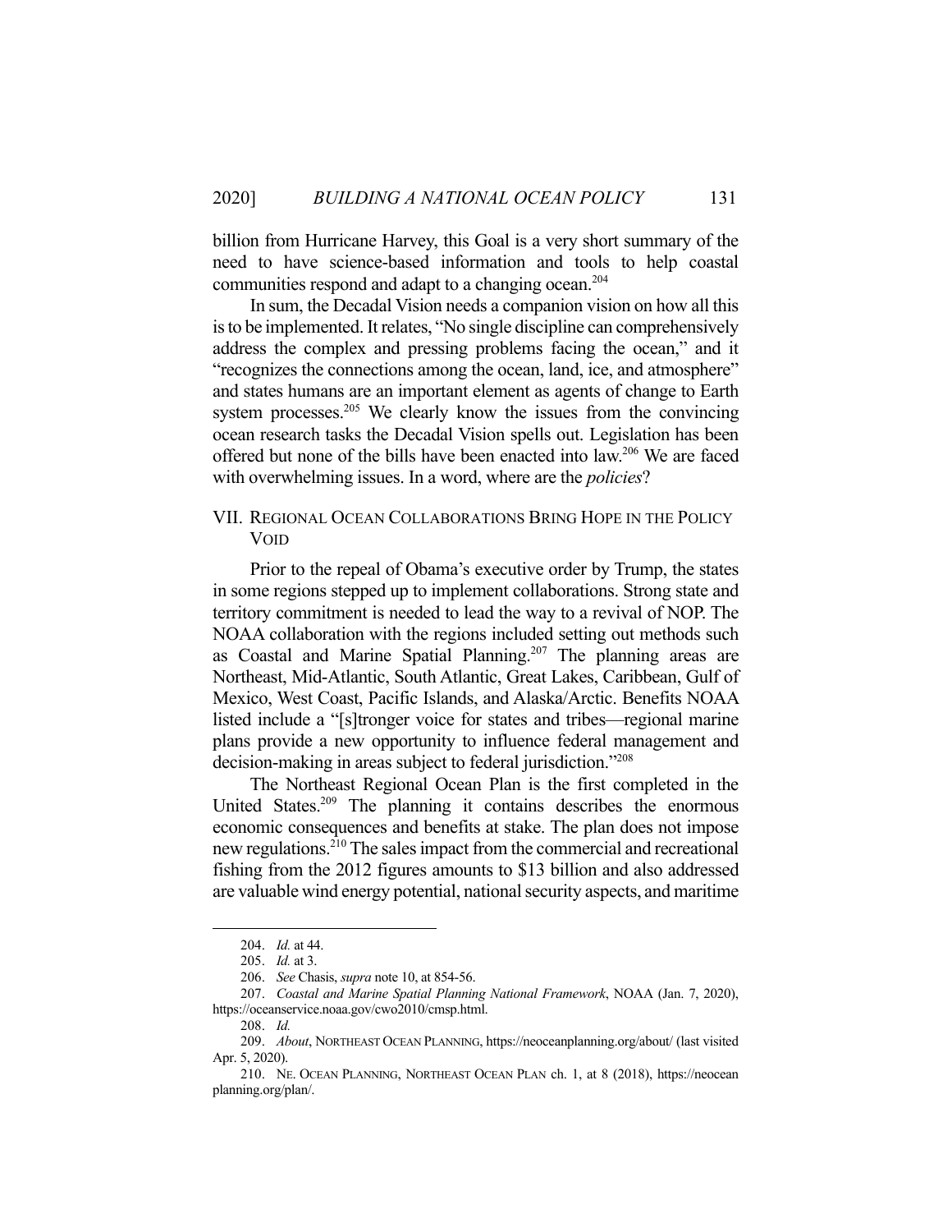billion from Hurricane Harvey, this Goal is a very short summary of the need to have science-based information and tools to help coastal communities respond and adapt to a changing ocean.[204]

In sum, the Decadal Vision needs a companion vision on how all this is to be implemented. It relates, "No single discipline can comprehensively address the complex and pressing problems facing the ocean," and it "recognizes the connections among the ocean, land, ice, and atmosphere" and states humans are an important element as agents of change to Earth system processes.[205] We clearly know the issues from the convincing ocean research tasks the Decadal Vision spells out. Legislation has been offered but none of the bills have been enacted into law.[206] We are faced with overwhelming issues. In a word, where are the *policies*?

## VII. Regional Ocean Collaborations Bring Hope in the Policy Void

Prior to the repeal of Obama's executive order by Trump, the states in some regions stepped up to implement collaborations. Strong state and territory commitment is needed to lead the way to a revival of NOP. The NOAA collaboration with the regions included setting out methods such as Coastal and Marine Spatial Planning.[207] The planning areas are Northeast, Mid-Atlantic, South Atlantic, Great Lakes, Caribbean, Gulf of Mexico, West Coast, Pacific Islands, and Alaska/Arctic. Benefits NOAA listed include a "[s]tronger voice for states and tribes—regional marine plans provide a new opportunity to influence federal management and decision-making in areas subject to federal jurisdiction."[208]

The Northeast Regional Ocean Plan is the first completed in the United States.[209] The planning it contains describes the enormous economic consequences and benefits at stake. The plan does not impose new regulations.[210] The sales impact from the commercial and recreational fishing from the 2012 figures amounts to $13 billion and also addressed are valuable wind energy potential, national security aspects, and maritime

---

204. *Id.* at 44.

205. *Id.* at 3.

206. *See* Chasis, *supra* note 10, at 854-56.

207. *Coastal and Marine Spatial Planning National Framework*, NOAA (Jan. 7, 2020), https://oceanservice.noaa.gov/cwo2010/cmsp.html.

208. *Id.*

209. *About*, NORTHEAST OCEAN PLANNING, https://neoceanplanning.org/about/ (last visited Apr. 5, 2020).

210. NE. OCEAN PLANNING, NORTHEAST OCEAN PLAN ch. 1, at 8 (2018), https://neoceanplanning.org/plan/.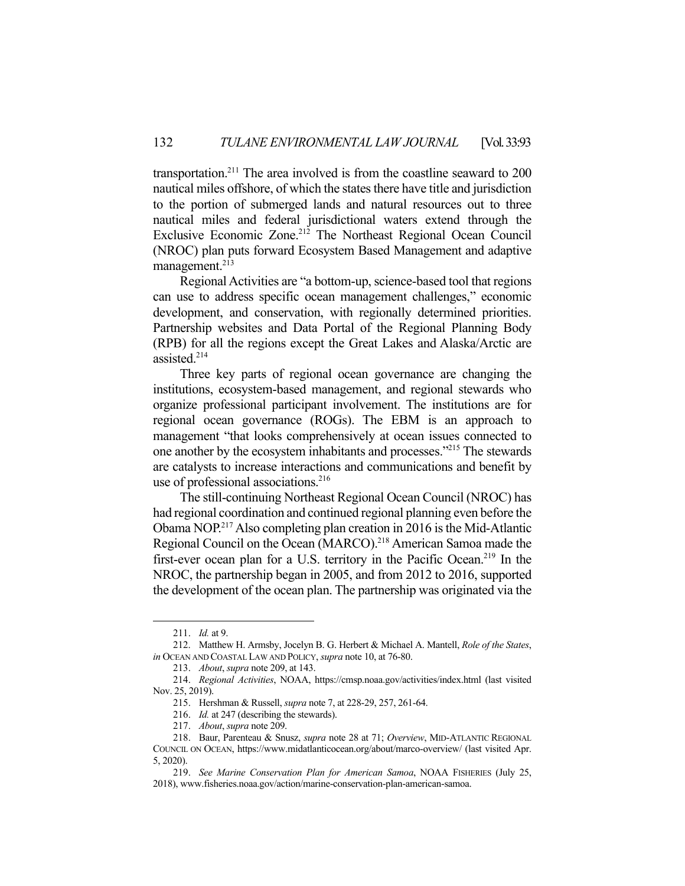transportation.[211] The area involved is from the coastline seaward to 200 nautical miles offshore, of which the states there have title and jurisdiction to the portion of submerged lands and natural resources out to three nautical miles and federal jurisdictional waters extend through the Exclusive Economic Zone.[212] The Northeast Regional Ocean Council (NROC) plan puts forward Ecosystem Based Management and adaptive management.[213]

Regional Activities are "a bottom-up, science-based tool that regions can use to address specific ocean management challenges," economic development, and conservation, with regionally determined priorities. Partnership websites and Data Portal of the Regional Planning Body (RPB) for all the regions except the Great Lakes and Alaska/Arctic are assisted.[214]

Three key parts of regional ocean governance are changing the institutions, ecosystem-based management, and regional stewards who organize professional participant involvement. The institutions are for regional ocean governance (ROGs). The EBM is an approach to management "that looks comprehensively at ocean issues connected to one another by the ecosystem inhabitants and processes."[215] The stewards are catalysts to increase interactions and communications and benefit by use of professional associations.[216]

The still-continuing Northeast Regional Ocean Council (NROC) has had regional coordination and continued regional planning even before the Obama NOP.[217] Also completing plan creation in 2016 is the Mid-Atlantic Regional Council on the Ocean (MARCO).[218] American Samoa made the first-ever ocean plan for a U.S. territory in the Pacific Ocean.[219] In the NROC, the partnership began in 2005, and from 2012 to 2016, supported the development of the ocean plan. The partnership was originated via the

---

211. *Id.* at 9.

212. Matthew H. Armsby, Jocelyn B. G. Herbert & Michael A. Mantell, *Role of the States*, *in* OCEAN AND COASTAL LAW AND POLICY, *supra* note 10, at 76-80.

213. *About*, *supra* note 209, at 143.

214. *Regional Activities*, NOAA, https://cmsp.noaa.gov/activities/index.html (last visited Nov. 25, 2019).

215. Hershman & Russell, *supra* note 7, at 228-29, 257, 261-64.

216. *Id.* at 247 (describing the stewards).

217. *About*, *supra* note 209.

218. Baur, Parenteau & Snusz, *supra* note 28 at 71; *Overview*, MID-ATLANTIC REGIONAL COUNCIL ON OCEAN, https://www.midatlanticocean.org/about/marco-overview/ (last visited Apr. 5, 2020).

219. *See Marine Conservation Plan for American Samoa*, NOAA FISHERIES (July 25, 2018), www.fisheries.noaa.gov/action/marine-conservation-plan-american-samoa.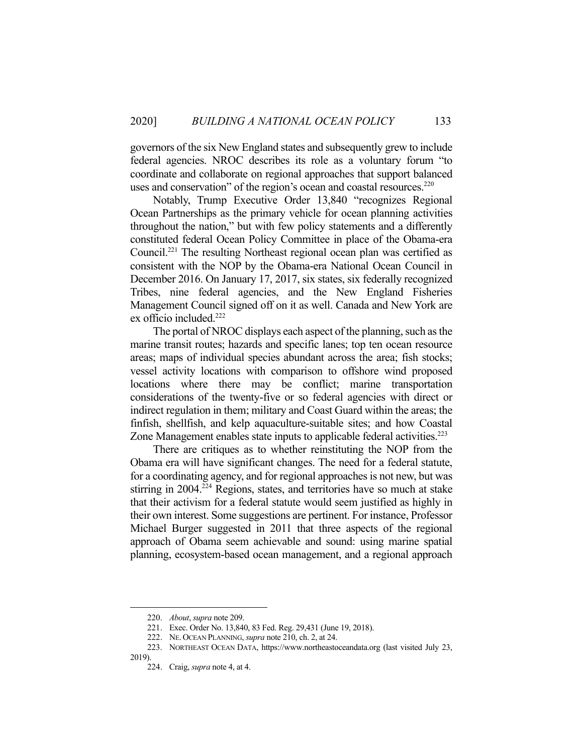governors of the six New England states and subsequently grew to include federal agencies. NROC describes its role as a voluntary forum "to coordinate and collaborate on regional approaches that support balanced uses and conservation" of the region's ocean and coastal resources.[220]

Notably, Trump Executive Order 13,840 "recognizes Regional Ocean Partnerships as the primary vehicle for ocean planning activities throughout the nation," but with few policy statements and a differently constituted federal Ocean Policy Committee in place of the Obama-era Council.[221] The resulting Northeast regional ocean plan was certified as consistent with the NOP by the Obama-era National Ocean Council in December 2016. On January 17, 2017, six states, six federally recognized Tribes, nine federal agencies, and the New England Fisheries Management Council signed off on it as well. Canada and New York are ex officio included.[222]

The portal of NROC displays each aspect of the planning, such as the marine transit routes; hazards and specific lanes; top ten ocean resource areas; maps of individual species abundant across the area; fish stocks; vessel activity locations with comparison to offshore wind proposed locations where there may be conflict; marine transportation considerations of the twenty-five or so federal agencies with direct or indirect regulation in them; military and Coast Guard within the areas; the finfish, shellfish, and kelp aquaculture-suitable sites; and how Coastal Zone Management enables state inputs to applicable federal activities.[223]

There are critiques as to whether reinstituting the NOP from the Obama era will have significant changes. The need for a federal statute, for a coordinating agency, and for regional approaches is not new, but was stirring in 2004.[224] Regions, states, and territories have so much at stake that their activism for a federal statute would seem justified as highly in their own interest. Some suggestions are pertinent. For instance, Professor Michael Burger suggested in 2011 that three aspects of the regional approach of Obama seem achievable and sound: using marine spatial planning, ecosystem-based ocean management, and a regional approach

220. *About*, *supra* note 209.

221. Exec. Order No. 13,840, 83 Fed. Reg. 29,431 (June 19, 2018).

222. NE. OCEAN PLANNING, *supra* note 210, ch. 2, at 24.

223. NORTHEAST OCEAN DATA, https://www.northeastoceandata.org (last visited July 23, 2019).

224. Craig, *supra* note 4, at 4.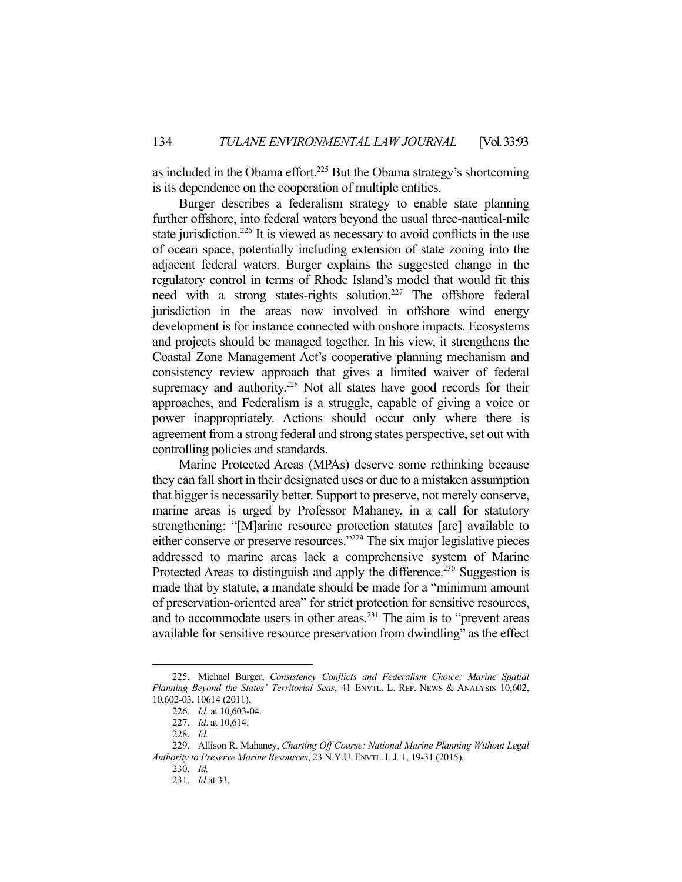as included in the Obama effort.[225] But the Obama strategy's shortcoming is its dependence on the cooperation of multiple entities.

Burger describes a federalism strategy to enable state planning further offshore, into federal waters beyond the usual three-nautical-mile state jurisdiction.[226] It is viewed as necessary to avoid conflicts in the use of ocean space, potentially including extension of state zoning into the adjacent federal waters. Burger explains the suggested change in the regulatory control in terms of Rhode Island's model that would fit this need with a strong states-rights solution.[227] The offshore federal jurisdiction in the areas now involved in offshore wind energy development is for instance connected with onshore impacts. Ecosystems and projects should be managed together. In his view, it strengthens the Coastal Zone Management Act's cooperative planning mechanism and consistency review approach that gives a limited waiver of federal supremacy and authority.[228] Not all states have good records for their approaches, and Federalism is a struggle, capable of giving a voice or power inappropriately. Actions should occur only where there is agreement from a strong federal and strong states perspective, set out with controlling policies and standards.

Marine Protected Areas (MPAs) deserve some rethinking because they can fall short in their designated uses or due to a mistaken assumption that bigger is necessarily better. Support to preserve, not merely conserve, marine areas is urged by Professor Mahaney, in a call for statutory strengthening: "[M]arine resource protection statutes [are] available to either conserve or preserve resources."[229] The six major legislative pieces addressed to marine areas lack a comprehensive system of Marine Protected Areas to distinguish and apply the difference.[230] Suggestion is made that by statute, a mandate should be made for a "minimum amount of preservation-oriented area" for strict protection for sensitive resources, and to accommodate users in other areas.[231] The aim is to "prevent areas available for sensitive resource preservation from dwindling" as the effect

---

225. Michael Burger, *Consistency Conflicts and Federalism Choice: Marine Spatial Planning Beyond the States' Territorial Seas*, 41 ENVTL. L. REP. NEWS & ANALYSIS 10,602, 10,602-03, 10614 (2011).

226. *Id.* at 10,603-04.

227. *Id*. at 10,614.

228. *Id.*

229. Allison R. Mahaney, *Charting Off Course: National Marine Planning Without Legal Authority to Preserve Marine Resources*, 23 N.Y.U. ENVTL. L.J. 1, 19-31 (2015).

230. *Id.*

231. *Id* at 33.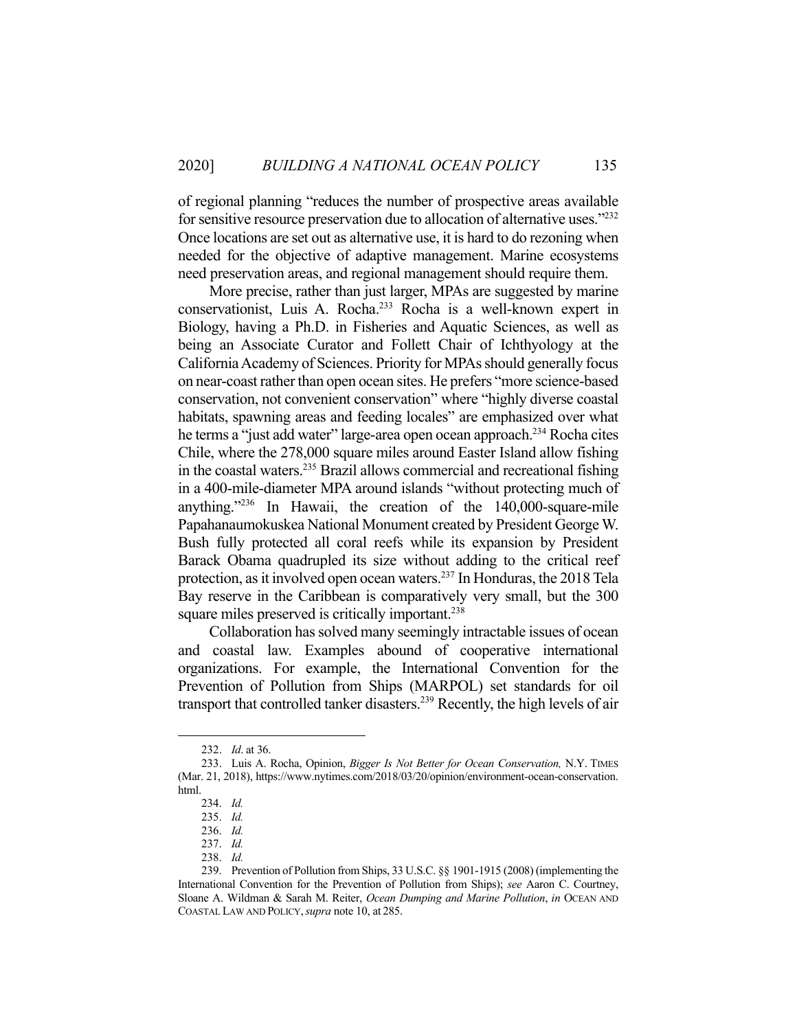of regional planning "reduces the number of prospective areas available for sensitive resource preservation due to allocation of alternative uses."[232] Once locations are set out as alternative use, it is hard to do rezoning when needed for the objective of adaptive management. Marine ecosystems need preservation areas, and regional management should require them.

More precise, rather than just larger, MPAs are suggested by marine conservationist, Luis A. Rocha.[233] Rocha is a well-known expert in Biology, having a Ph.D. in Fisheries and Aquatic Sciences, as well as being an Associate Curator and Follett Chair of Ichthyology at the California Academy of Sciences. Priority for MPAs should generally focus on near-coast rather than open ocean sites. He prefers "more science-based conservation, not convenient conservation" where "highly diverse coastal habitats, spawning areas and feeding locales" are emphasized over what he terms a "just add water" large-area open ocean approach.[234] Rocha cites Chile, where the 278,000 square miles around Easter Island allow fishing in the coastal waters.[235] Brazil allows commercial and recreational fishing in a 400-mile-diameter MPA around islands "without protecting much of anything."[236] In Hawaii, the creation of the 140,000-square-mile Papahanaumokuskea National Monument created by President George W. Bush fully protected all coral reefs while its expansion by President Barack Obama quadrupled its size without adding to the critical reef protection, as it involved open ocean waters.[237] In Honduras, the 2018 Tela Bay reserve in the Caribbean is comparatively very small, but the 300 square miles preserved is critically important.[238]

Collaboration has solved many seemingly intractable issues of ocean and coastal law. Examples abound of cooperative international organizations. For example, the International Convention for the Prevention of Pollution from Ships (MARPOL) set standards for oil transport that controlled tanker disasters.[239] Recently, the high levels of air

---

232. *Id*. at 36.

233. Luis A. Rocha, Opinion, *Bigger Is Not Better for Ocean Conservation,* N.Y. TIMES (Mar. 21, 2018), https://www.nytimes.com/2018/03/20/opinion/environment-ocean-conservation.html.

234. *Id.*

235. *Id.*

236. *Id.*

237. *Id.*

238. *Id.*

239. Prevention of Pollution from Ships, 33 U.S.C. §§ 1901-1915 (2008) (implementing the International Convention for the Prevention of Pollution from Ships); *see* Aaron C. Courtney, Sloane A. Wildman & Sarah M. Reiter, *Ocean Dumping and Marine Pollution*, *in* OCEAN AND COASTAL LAW AND POLICY, *supra* note 10, at 285.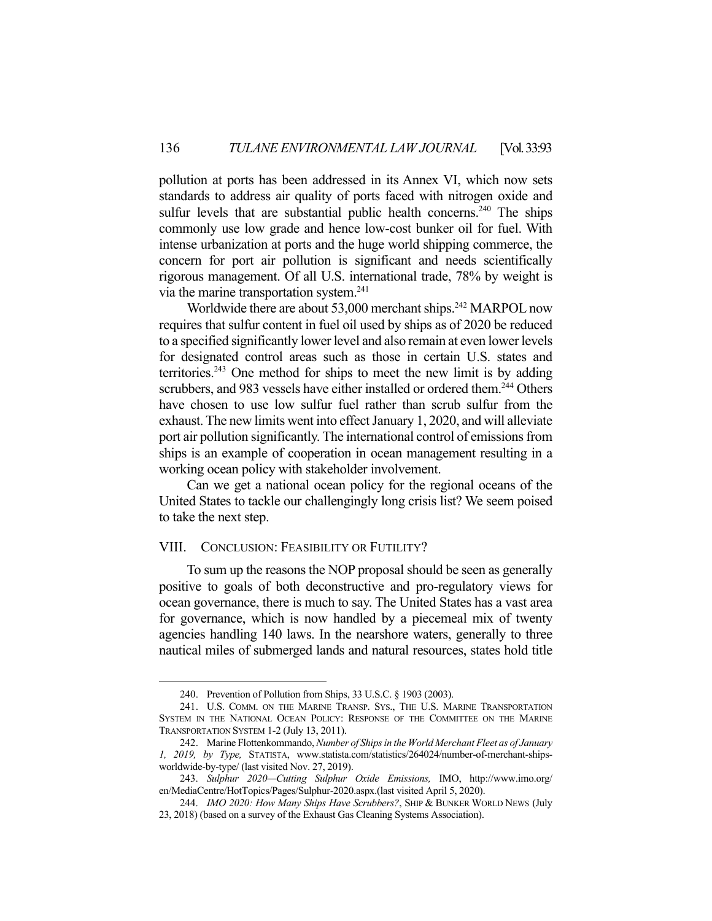pollution at ports has been addressed in its Annex VI, which now sets standards to address air quality of ports faced with nitrogen oxide and sulfur levels that are substantial public health concerns.[240] The ships commonly use low grade and hence low-cost bunker oil for fuel. With intense urbanization at ports and the huge world shipping commerce, the concern for port air pollution is significant and needs scientifically rigorous management. Of all U.S. international trade, 78% by weight is via the marine transportation system.[241]

Worldwide there are about 53,000 merchant ships.[242] MARPOL now requires that sulfur content in fuel oil used by ships as of 2020 be reduced to a specified significantly lower level and also remain at even lower levels for designated control areas such as those in certain U.S. states and territories.[243] One method for ships to meet the new limit is by adding scrubbers, and 983 vessels have either installed or ordered them.[244] Others have chosen to use low sulfur fuel rather than scrub sulfur from the exhaust. The new limits went into effect January 1, 2020, and will alleviate port air pollution significantly. The international control of emissions from ships is an example of cooperation in ocean management resulting in a working ocean policy with stakeholder involvement.

Can we get a national ocean policy for the regional oceans of the United States to tackle our challengingly long crisis list? We seem poised to take the next step.

## VIII. Conclusion: Feasibility or Futility?

To sum up the reasons the NOP proposal should be seen as generally positive to goals of both deconstructive and pro-regulatory views for ocean governance, there is much to say. The United States has a vast area for governance, which is now handled by a piecemeal mix of twenty agencies handling 140 laws. In the nearshore waters, generally to three nautical miles of submerged lands and natural resources, states hold title

---

240. Prevention of Pollution from Ships, 33 U.S.C. § 1903 (2003).

241. U.S. Comm. on the Marine Transp. Sys., The U.S. Marine Transportation System in the National Ocean Policy: Response of the Committee on the Marine Transportation System 1-2 (July 13, 2011).

242. Marine Flottenkommando, *Number of Ships in the World Merchant Fleet as of January 1, 2019, by Type,* Statista, www.statista.com/statistics/264024/number-of-merchant-ships-worldwide-by-type/ (last visited Nov. 27, 2019).

243. *Sulphur 2020—Cutting Sulphur Oxide Emissions,* IMO, http://www.imo.org/en/MediaCentre/HotTopics/Pages/Sulphur-2020.aspx.(last visited April 5, 2020).

244. *IMO 2020: How Many Ships Have Scrubbers?*, Ship & Bunker World News (July 23, 2018) (based on a survey of the Exhaust Gas Cleaning Systems Association).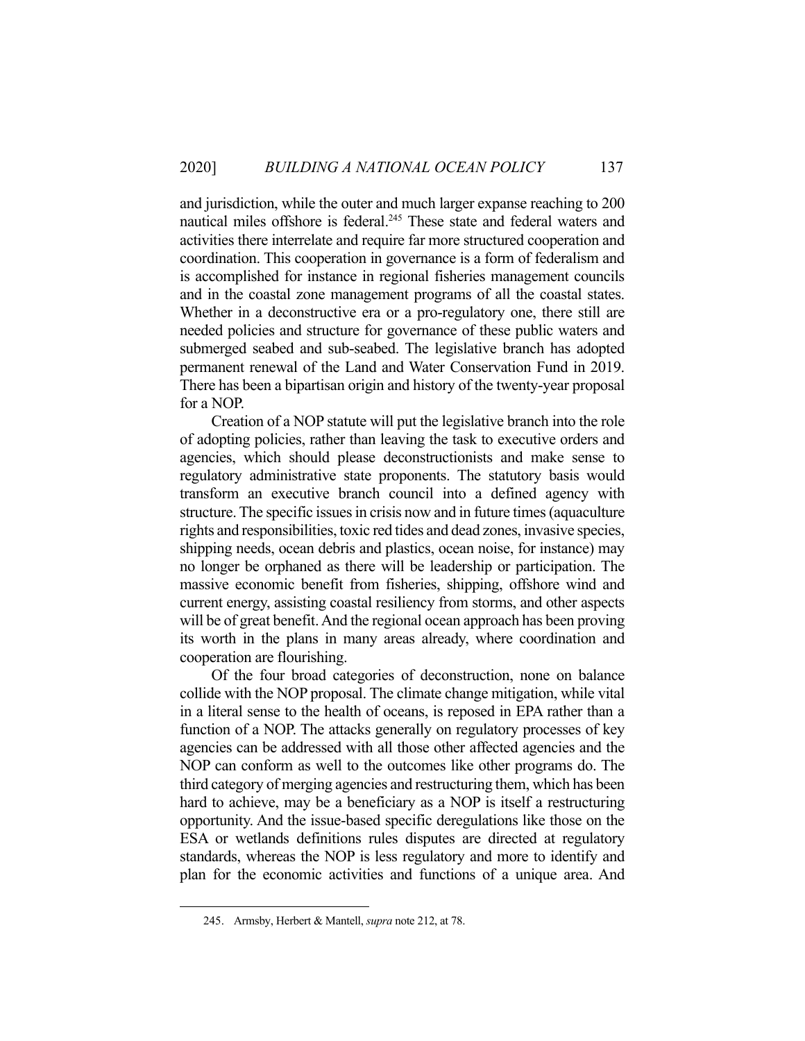and jurisdiction, while the outer and much larger expanse reaching to 200 nautical miles offshore is federal.[245] These state and federal waters and activities there interrelate and require far more structured cooperation and coordination. This cooperation in governance is a form of federalism and is accomplished for instance in regional fisheries management councils and in the coastal zone management programs of all the coastal states. Whether in a deconstructive era or a pro-regulatory one, there still are needed policies and structure for governance of these public waters and submerged seabed and sub-seabed. The legislative branch has adopted permanent renewal of the Land and Water Conservation Fund in 2019. There has been a bipartisan origin and history of the twenty-year proposal for a NOP.

Creation of a NOP statute will put the legislative branch into the role of adopting policies, rather than leaving the task to executive orders and agencies, which should please deconstructionists and make sense to regulatory administrative state proponents. The statutory basis would transform an executive branch council into a defined agency with structure. The specific issues in crisis now and in future times (aquaculture rights and responsibilities, toxic red tides and dead zones, invasive species, shipping needs, ocean debris and plastics, ocean noise, for instance) may no longer be orphaned as there will be leadership or participation. The massive economic benefit from fisheries, shipping, offshore wind and current energy, assisting coastal resiliency from storms, and other aspects will be of great benefit. And the regional ocean approach has been proving its worth in the plans in many areas already, where coordination and cooperation are flourishing.

Of the four broad categories of deconstruction, none on balance collide with the NOP proposal. The climate change mitigation, while vital in a literal sense to the health of oceans, is reposed in EPA rather than a function of a NOP. The attacks generally on regulatory processes of key agencies can be addressed with all those other affected agencies and the NOP can conform as well to the outcomes like other programs do. The third category of merging agencies and restructuring them, which has been hard to achieve, may be a beneficiary as a NOP is itself a restructuring opportunity. And the issue-based specific deregulations like those on the ESA or wetlands definitions rules disputes are directed at regulatory standards, whereas the NOP is less regulatory and more to identify and plan for the economic activities and functions of a unique area. And

245. Armsby, Herbert & Mantell, *supra* note 212, at 78.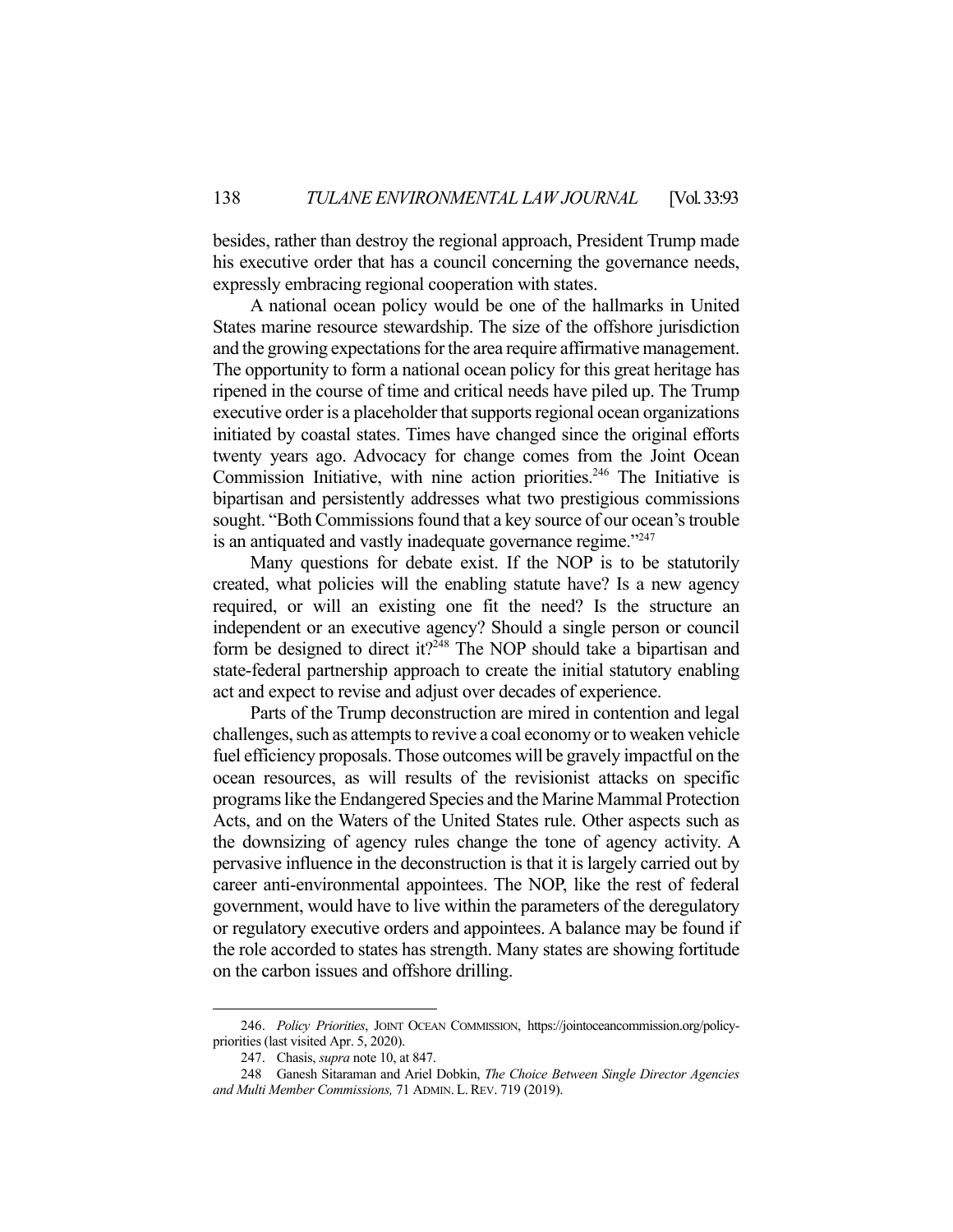besides, rather than destroy the regional approach, President Trump made his executive order that has a council concerning the governance needs, expressly embracing regional cooperation with states.

A national ocean policy would be one of the hallmarks in United States marine resource stewardship. The size of the offshore jurisdiction and the growing expectations for the area require affirmative management. The opportunity to form a national ocean policy for this great heritage has ripened in the course of time and critical needs have piled up. The Trump executive order is a placeholder that supports regional ocean organizations initiated by coastal states. Times have changed since the original efforts twenty years ago. Advocacy for change comes from the Joint Ocean Commission Initiative, with nine action priorities.[246] The Initiative is bipartisan and persistently addresses what two prestigious commissions sought. "Both Commissions found that a key source of our ocean's trouble is an antiquated and vastly inadequate governance regime."[247]

Many questions for debate exist. If the NOP is to be statutorily created, what policies will the enabling statute have? Is a new agency required, or will an existing one fit the need? Is the structure an independent or an executive agency? Should a single person or council form be designed to direct it?[248] The NOP should take a bipartisan and state-federal partnership approach to create the initial statutory enabling act and expect to revise and adjust over decades of experience.

Parts of the Trump deconstruction are mired in contention and legal challenges, such as attempts to revive a coal economy or to weaken vehicle fuel efficiency proposals. Those outcomes will be gravely impactful on the ocean resources, as will results of the revisionist attacks on specific programs like the Endangered Species and the Marine Mammal Protection Acts, and on the Waters of the United States rule. Other aspects such as the downsizing of agency rules change the tone of agency activity. A pervasive influence in the deconstruction is that it is largely carried out by career anti-environmental appointees. The NOP, like the rest of federal government, would have to live within the parameters of the deregulatory or regulatory executive orders and appointees. A balance may be found if the role accorded to states has strength. Many states are showing fortitude on the carbon issues and offshore drilling.

---

246. *Policy Priorities*, JOINT OCEAN COMMISSION, https://jointoceancommission.org/policy-priorities (last visited Apr. 5, 2020).

247. Chasis, *supra* note 10, at 847.

248 Ganesh Sitaraman and Ariel Dobkin, *The Choice Between Single Director Agencies and Multi Member Commissions,* 71 ADMIN. L. REV. 719 (2019).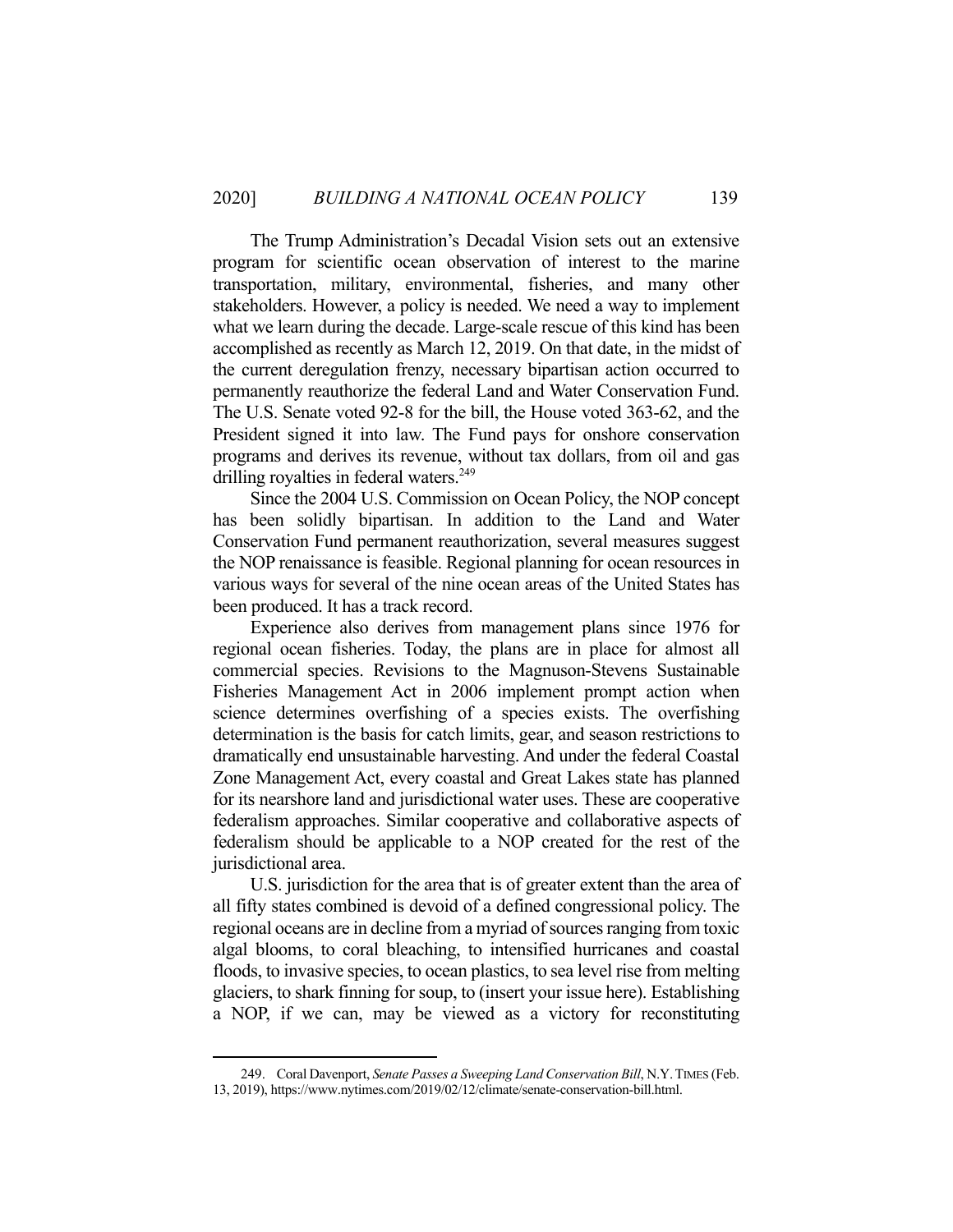The Trump Administration's Decadal Vision sets out an extensive program for scientific ocean observation of interest to the marine transportation, military, environmental, fisheries, and many other stakeholders. However, a policy is needed. We need a way to implement what we learn during the decade. Large-scale rescue of this kind has been accomplished as recently as March 12, 2019. On that date, in the midst of the current deregulation frenzy, necessary bipartisan action occurred to permanently reauthorize the federal Land and Water Conservation Fund. The U.S. Senate voted 92-8 for the bill, the House voted 363-62, and the President signed it into law. The Fund pays for onshore conservation programs and derives its revenue, without tax dollars, from oil and gas drilling royalties in federal waters.[249]

Since the 2004 U.S. Commission on Ocean Policy, the NOP concept has been solidly bipartisan. In addition to the Land and Water Conservation Fund permanent reauthorization, several measures suggest the NOP renaissance is feasible. Regional planning for ocean resources in various ways for several of the nine ocean areas of the United States has been produced. It has a track record.

Experience also derives from management plans since 1976 for regional ocean fisheries. Today, the plans are in place for almost all commercial species. Revisions to the Magnuson-Stevens Sustainable Fisheries Management Act in 2006 implement prompt action when science determines overfishing of a species exists. The overfishing determination is the basis for catch limits, gear, and season restrictions to dramatically end unsustainable harvesting. And under the federal Coastal Zone Management Act, every coastal and Great Lakes state has planned for its nearshore land and jurisdictional water uses. These are cooperative federalism approaches. Similar cooperative and collaborative aspects of federalism should be applicable to a NOP created for the rest of the jurisdictional area.

U.S. jurisdiction for the area that is of greater extent than the area of all fifty states combined is devoid of a defined congressional policy. The regional oceans are in decline from a myriad of sources ranging from toxic algal blooms, to coral bleaching, to intensified hurricanes and coastal floods, to invasive species, to ocean plastics, to sea level rise from melting glaciers, to shark finning for soup, to (insert your issue here). Establishing a NOP, if we can, may be viewed as a victory for reconstituting

---

249. Coral Davenport, *Senate Passes a Sweeping Land Conservation Bill*, N.Y. TIMES (Feb. 13, 2019), https://www.nytimes.com/2019/02/12/climate/senate-conservation-bill.html.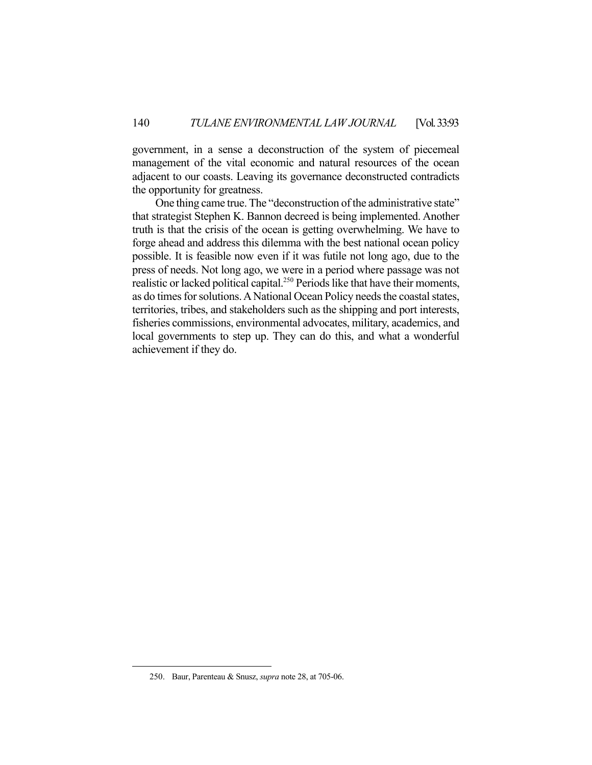government, in a sense a deconstruction of the system of piecemeal management of the vital economic and natural resources of the ocean adjacent to our coasts. Leaving its governance deconstructed contradicts the opportunity for greatness.

One thing came true. The "deconstruction of the administrative state" that strategist Stephen K. Bannon decreed is being implemented. Another truth is that the crisis of the ocean is getting overwhelming. We have to forge ahead and address this dilemma with the best national ocean policy possible. It is feasible now even if it was futile not long ago, due to the press of needs. Not long ago, we were in a period where passage was not realistic or lacked political capital.[250] Periods like that have their moments, as do times for solutions. A National Ocean Policy needs the coastal states, territories, tribes, and stakeholders such as the shipping and port interests, fisheries commissions, environmental advocates, military, academics, and local governments to step up. They can do this, and what a wonderful achievement if they do.

---

250. Baur, Parenteau & Snusz, *supra* note 28, at 705-06.